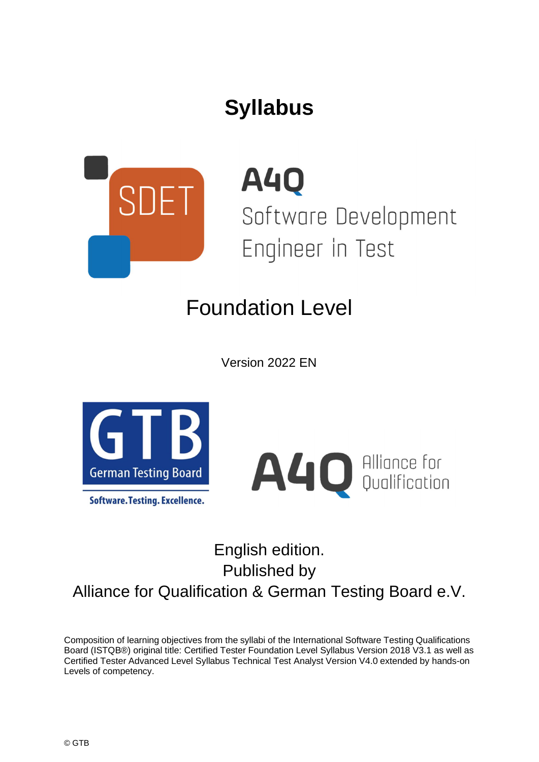# Syllabus

SDET

A4Q

Software Development Engineer in Test

## Foundation Level

Version 2022 EN

GTB German Testing Board

Software.Testing. Excellence.

A4Q Alliance for Qualification

English edition.
Published by
Alliance for Qualification & German Testing Board e.V.

Composition of learning objectives from the syllabi of the International Software Testing Qualifications Board (ISTQB®) original title: Certified Tester Foundation Level Syllabus Version 2018 V3.1 as well as Certified Tester Advanced Level Syllabus Technical Test Analyst Version V4.0 extended by hands-on Levels of competency.

© GTB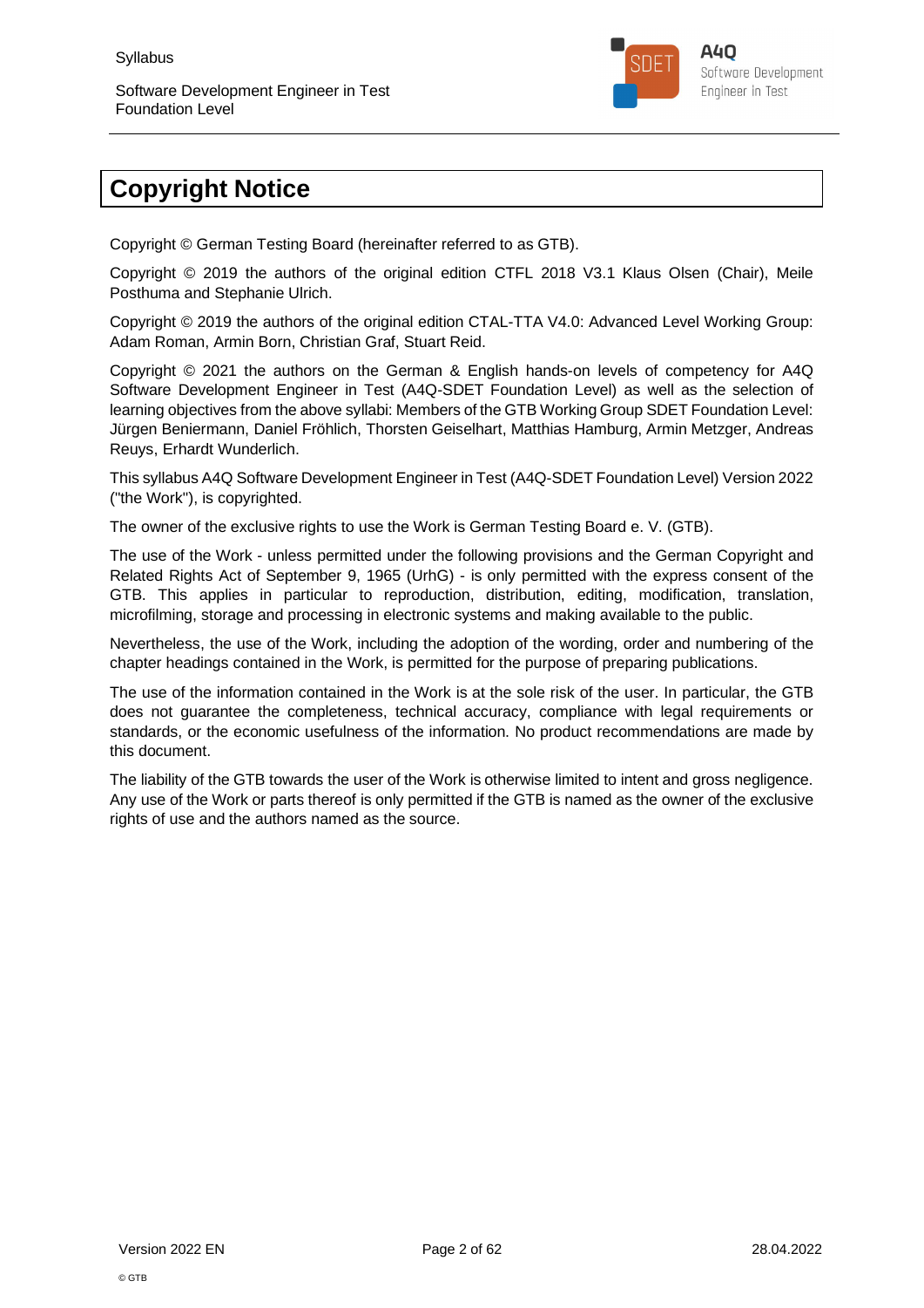# Copyright Notice

Copyright © German Testing Board (hereinafter referred to as GTB).

Copyright © 2019 the authors of the original edition CTFL 2018 V3.1 Klaus Olsen (Chair), Meile Posthuma and Stephanie Ulrich.

Copyright © 2019 the authors of the original edition CTAL-TTA V4.0: Advanced Level Working Group: Adam Roman, Armin Born, Christian Graf, Stuart Reid.

Copyright © 2021 the authors on the German & English hands-on levels of competency for A4Q Software Development Engineer in Test (A4Q-SDET Foundation Level) as well as the selection of learning objectives from the above syllabi: Members of the GTB Working Group SDET Foundation Level: Jürgen Beniermann, Daniel Fröhlich, Thorsten Geiselhart, Matthias Hamburg, Armin Metzger, Andreas Reuys, Erhardt Wunderlich.

This syllabus A4Q Software Development Engineer in Test (A4Q-SDET Foundation Level) Version 2022 ("the Work"), is copyrighted.

The owner of the exclusive rights to use the Work is German Testing Board e. V. (GTB).

The use of the Work - unless permitted under the following provisions and the German Copyright and Related Rights Act of September 9, 1965 (UrhG) - is only permitted with the express consent of the GTB. This applies in particular to reproduction, distribution, editing, modification, translation, microfilming, storage and processing in electronic systems and making available to the public.

Nevertheless, the use of the Work, including the adoption of the wording, order and numbering of the chapter headings contained in the Work, is permitted for the purpose of preparing publications.

The use of the information contained in the Work is at the sole risk of the user. In particular, the GTB does not guarantee the completeness, technical accuracy, compliance with legal requirements or standards, or the economic usefulness of the information. No product recommendations are made by this document.

The liability of the GTB towards the user of the Work is otherwise limited to intent and gross negligence. Any use of the Work or parts thereof is only permitted if the GTB is named as the owner of the exclusive rights of use and the authors named as the source.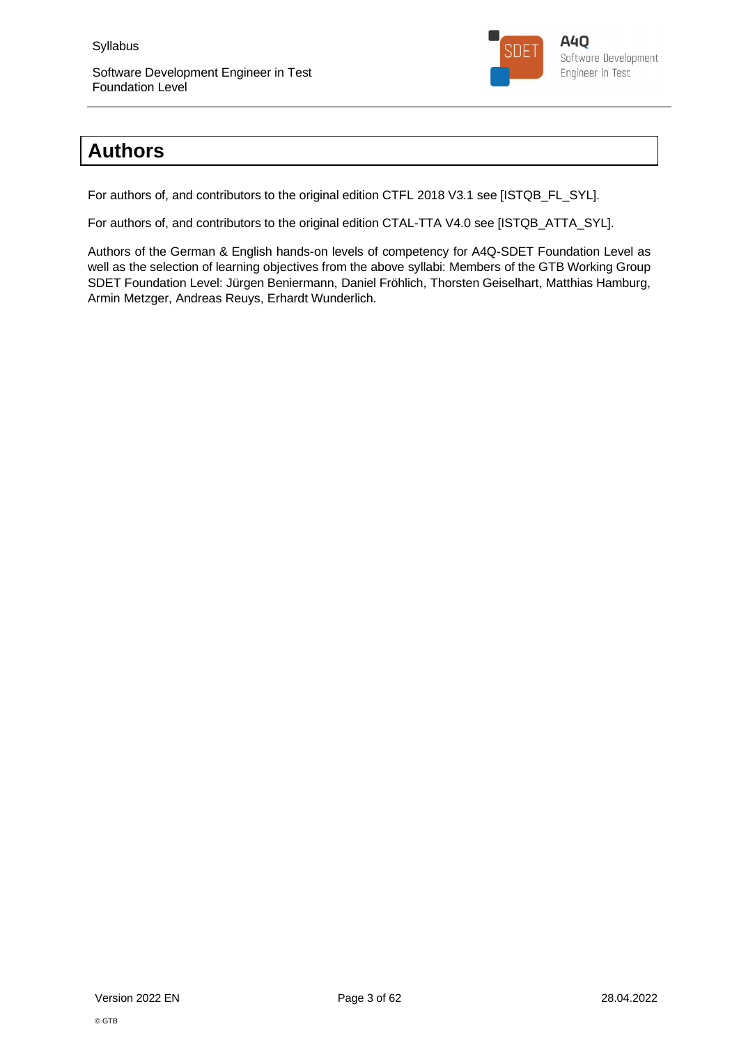# Authors

For authors of, and contributors to the original edition CTFL 2018 V3.1 see [ISTQB_FL_SYL].

For authors of, and contributors to the original edition CTAL-TTA V4.0 see [ISTQB_ATTA_SYL].

Authors of the German & English hands-on levels of competency for A4Q-SDET Foundation Level as well as the selection of learning objectives from the above syllabi: Members of the GTB Working Group SDET Foundation Level: Jürgen Beniermann, Daniel Fröhlich, Thorsten Geiselhart, Matthias Hamburg, Armin Metzger, Andreas Reuys, Erhardt Wunderlich.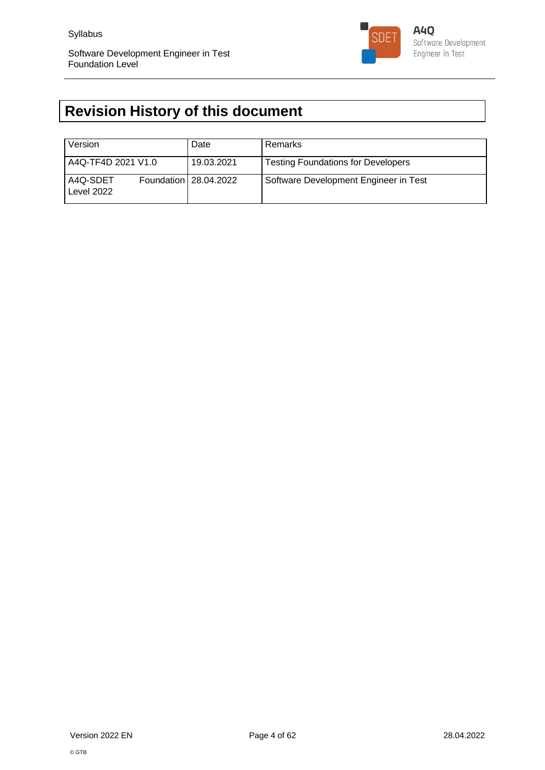# Revision History of this document

| Version | Date | Remarks |
| --- | --- | --- |
| A4Q-TF4D 2021 V1.0 | 19.03.2021 | Testing Foundations for Developers |
| A4Q-SDET Foundation Level 2022 | 28.04.2022 | Software Development Engineer in Test |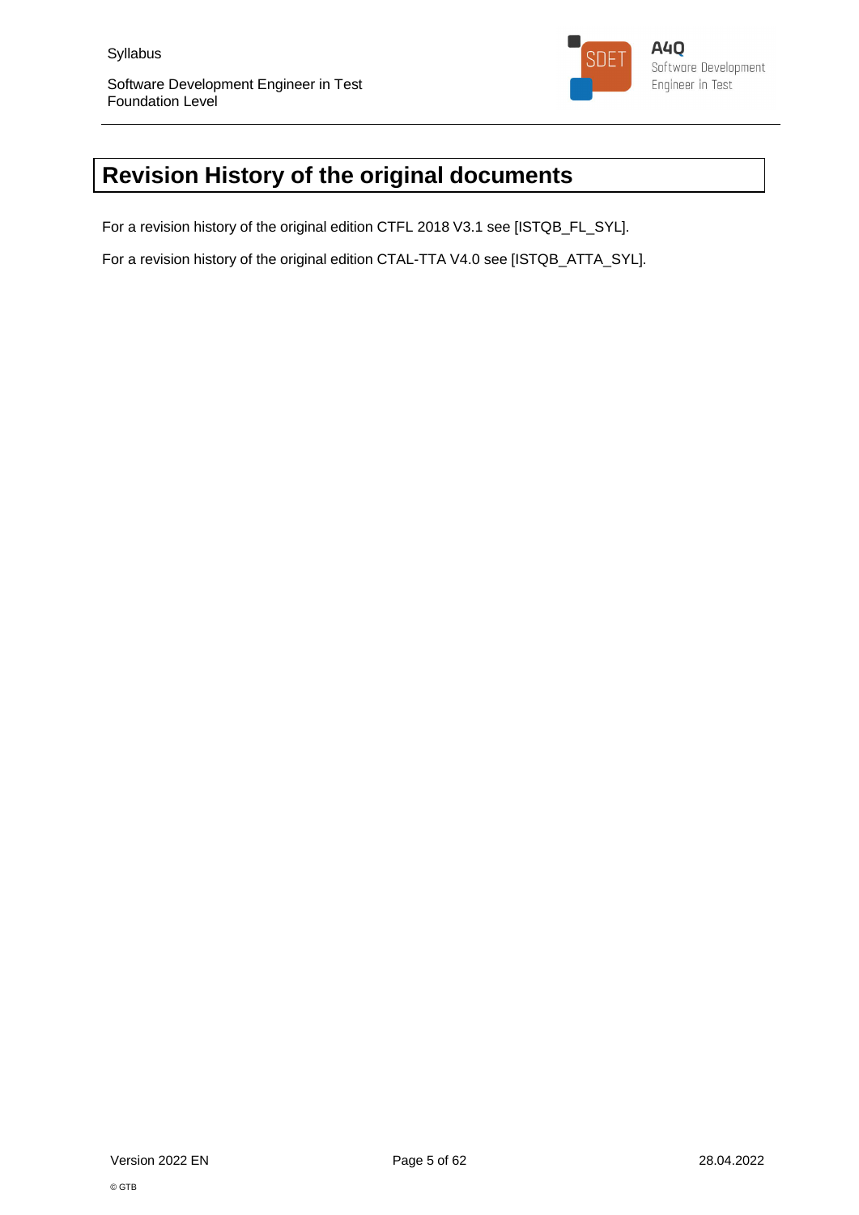# Revision History of the original documents

For a revision history of the original edition CTFL 2018 V3.1 see [ISTQB_FL_SYL].

For a revision history of the original edition CTAL-TTA V4.0 see [ISTQB_ATTA_SYL].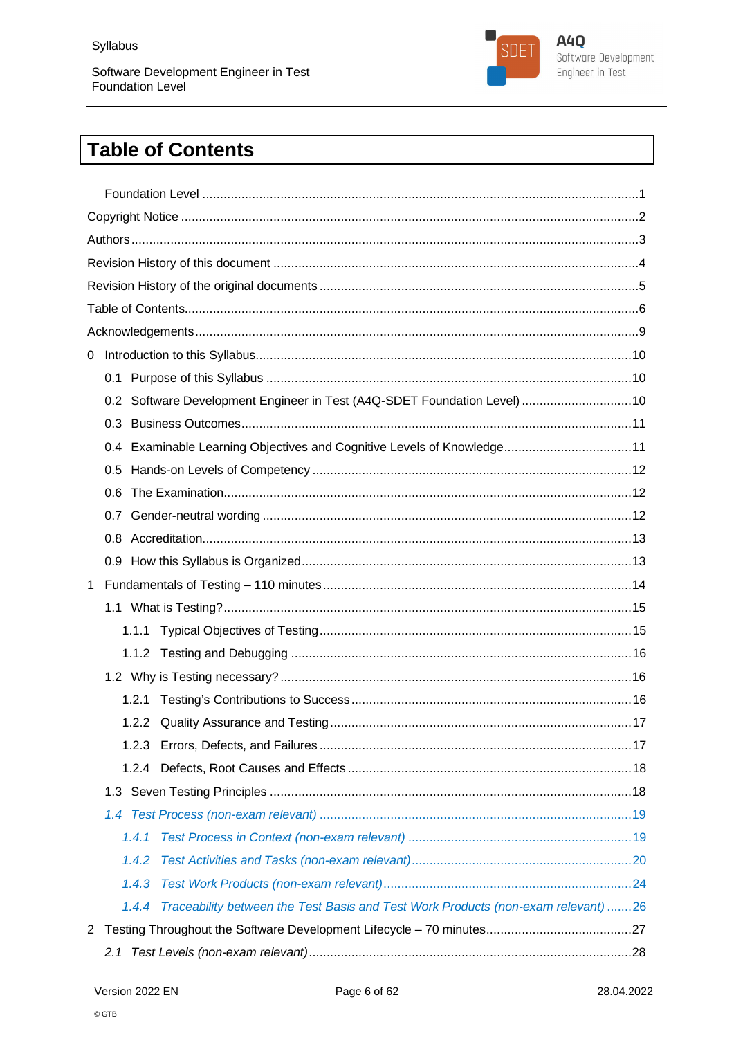# Table of Contents

Foundation Level ....................................................................................................1

Copyright Notice .....................................................................................................2

Authors ..................................................................................................................3

Revision History of this document ..........................................................................4

Revision History of the original documents ............................................................5

Table of Contents ....................................................................................................6

Acknowledgements .................................................................................................9

0 Introduction to this Syllabus ...............................................................................10

- 0.1 Purpose of this Syllabus ..............................................................................10
- 0.2 Software Development Engineer in Test (A4Q-SDET Foundation Level) ..........10
- 0.3 Business Outcomes .....................................................................................11
- 0.4 Examinable Learning Objectives and Cognitive Levels of Knowledge ................11
- 0.5 Hands-on Levels of Competency ...................................................................12
- 0.6 The Examination .........................................................................................12
- 0.7 Gender-neutral wording ...............................................................................12
- 0.8 Accreditation ..............................................................................................13
- 0.9 How this Syllabus is Organized ....................................................................13

1 Fundamentals of Testing – 110 minutes ...............................................................14

- 1.1 What is Testing? .........................................................................................15
  - 1.1.1 Typical Objectives of Testing ................................................................15
  - 1.1.2 Testing and Debugging .........................................................................16
- 1.2 Why is Testing necessary? ...........................................................................16
  - 1.2.1 Testing's Contributions to Success ........................................................16
  - 1.2.2 Quality Assurance and Testing ..............................................................17
  - 1.2.3 Errors, Defects, and Failures .................................................................17
  - 1.2.4 Defects, Root Causes and Effects ..........................................................18
- 1.3 Seven Testing Principles ..............................................................................18
- *1.4 Test Process (non-exam relevant)* .............................................................19
  - *1.4.1 Test Process in Context (non-exam relevant)* ......................................19
  - *1.4.2 Test Activities and Tasks (non-exam relevant)* ....................................20
  - *1.4.3 Test Work Products (non-exam relevant)* .............................................24
  - *1.4.4 Traceability between the Test Basis and Test Work Products (non-exam relevant)* .......26

2 Testing Throughout the Software Development Lifecycle – 70 minutes ...................27

- *2.1 Test Levels (non-exam relevant)* ...............................................................28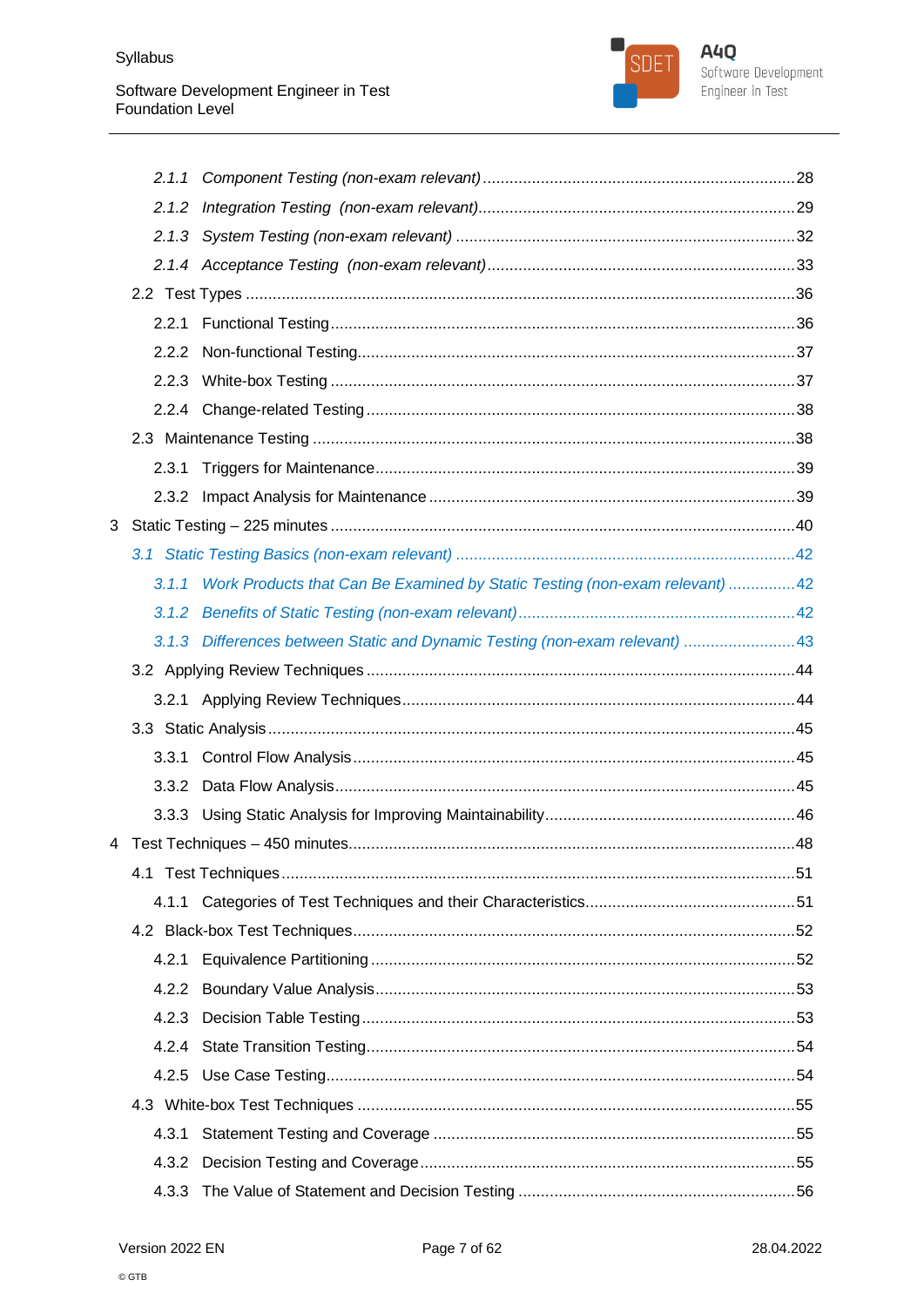- *2.1.1 Component Testing (non-exam relevant)* ..... 28
- *2.1.2 Integration Testing (non-exam relevant)* ..... 29
- *2.1.3 System Testing (non-exam relevant)* ..... 32
- *2.1.4 Acceptance Testing (non-exam relevant)* ..... 33
- 2.2 Test Types ..... 36
  - 2.2.1 Functional Testing ..... 36
  - 2.2.2 Non-functional Testing ..... 37
  - 2.2.3 White-box Testing ..... 37
  - 2.2.4 Change-related Testing ..... 38
- 2.3 Maintenance Testing ..... 38
  - 2.3.1 Triggers for Maintenance ..... 39
  - 2.3.2 Impact Analysis for Maintenance ..... 39

3 Static Testing – 225 minutes ..... 40

- *3.1 Static Testing Basics (non-exam relevant)* ..... 42
  - *3.1.1 Work Products that Can Be Examined by Static Testing (non-exam relevant)* ..... 42
  - *3.1.2 Benefits of Static Testing (non-exam relevant)* ..... 42
  - *3.1.3 Differences between Static and Dynamic Testing (non-exam relevant)* ..... 43
- 3.2 Applying Review Techniques ..... 44
  - 3.2.1 Applying Review Techniques ..... 44
- 3.3 Static Analysis ..... 45
  - 3.3.1 Control Flow Analysis ..... 45
  - 3.3.2 Data Flow Analysis ..... 45
  - 3.3.3 Using Static Analysis for Improving Maintainability ..... 46

4 Test Techniques – 450 minutes ..... 48

- 4.1 Test Techniques ..... 51
  - 4.1.1 Categories of Test Techniques and their Characteristics ..... 51
- 4.2 Black-box Test Techniques ..... 52
  - 4.2.1 Equivalence Partitioning ..... 52
  - 4.2.2 Boundary Value Analysis ..... 53
  - 4.2.3 Decision Table Testing ..... 53
  - 4.2.4 State Transition Testing ..... 54
  - 4.2.5 Use Case Testing ..... 54
- 4.3 White-box Test Techniques ..... 55
  - 4.3.1 Statement Testing and Coverage ..... 55
  - 4.3.2 Decision Testing and Coverage ..... 55
  - 4.3.3 The Value of Statement and Decision Testing ..... 56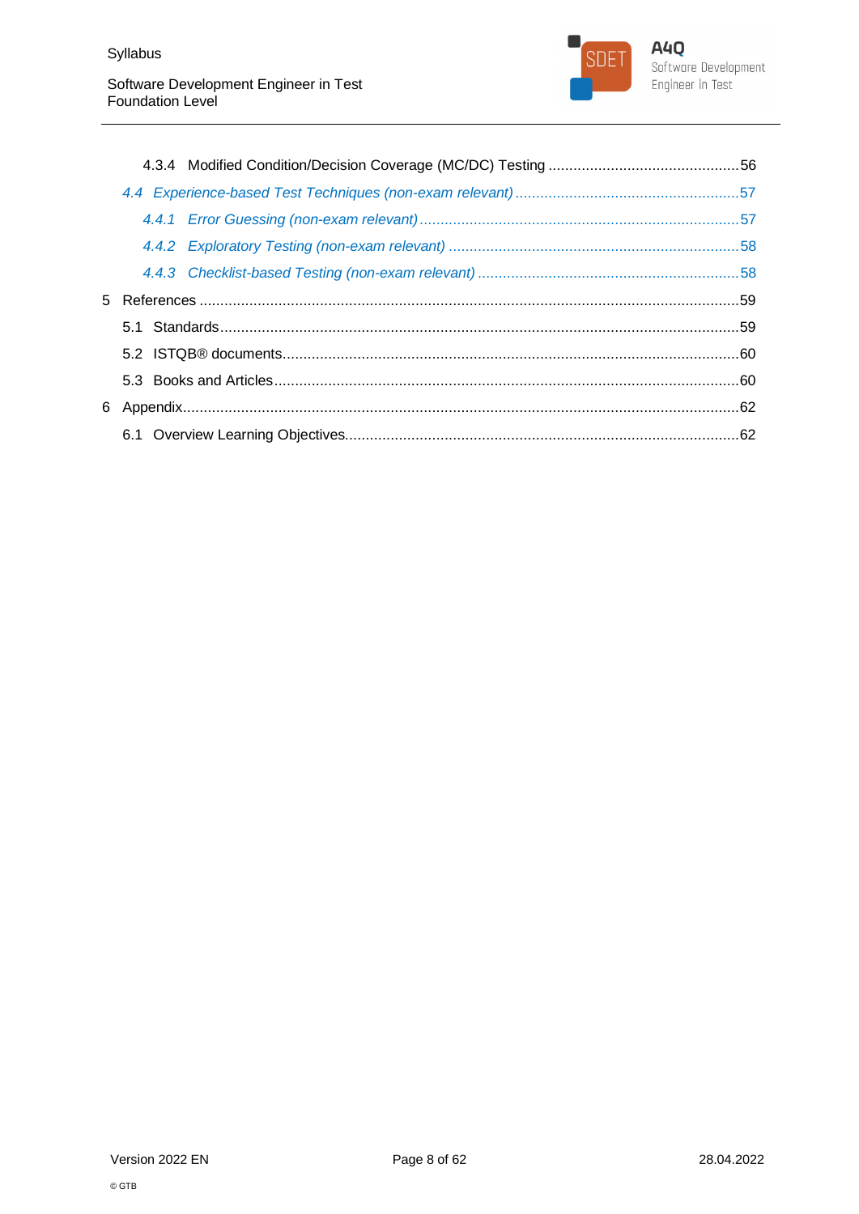4.3.4 Modified Condition/Decision Coverage (MC/DC) Testing ....56

*4.4 Experience-based Test Techniques (non-exam relevant) ....57*

*4.4.1 Error Guessing (non-exam relevant) ....57*

*4.4.2 Exploratory Testing (non-exam relevant) ....58*

*4.4.3 Checklist-based Testing (non-exam relevant) ....58*

5 References ....59

5.1 Standards ....59

5.2 ISTQB® documents ....60

5.3 Books and Articles ....60

6 Appendix ....62

6.1 Overview Learning Objectives ....62

© GTB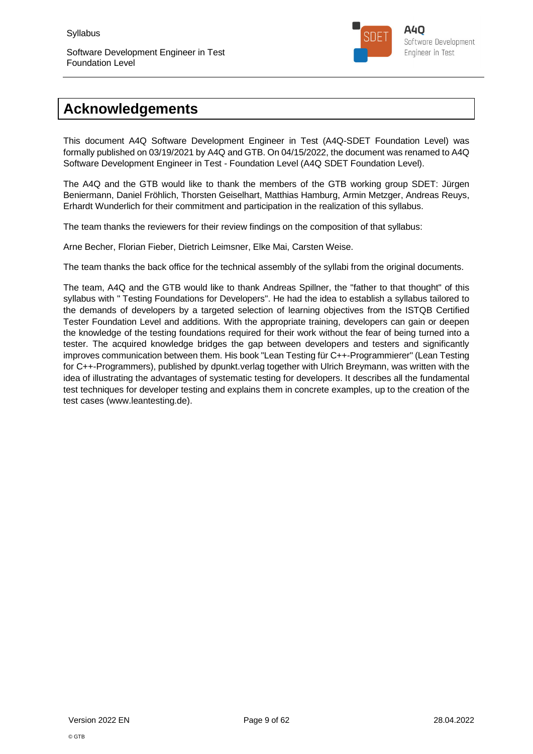# Acknowledgements

This document A4Q Software Development Engineer in Test (A4Q-SDET Foundation Level) was formally published on 03/19/2021 by A4Q and GTB. On 04/15/2022, the document was renamed to A4Q Software Development Engineer in Test - Foundation Level (A4Q SDET Foundation Level).

The A4Q and the GTB would like to thank the members of the GTB working group SDET: Jürgen Beniermann, Daniel Fröhlich, Thorsten Geiselhart, Matthias Hamburg, Armin Metzger, Andreas Reuys, Erhardt Wunderlich for their commitment and participation in the realization of this syllabus.

The team thanks the reviewers for their review findings on the composition of that syllabus:

Arne Becher, Florian Fieber, Dietrich Leimsner, Elke Mai, Carsten Weise.

The team thanks the back office for the technical assembly of the syllabi from the original documents.

The team, A4Q and the GTB would like to thank Andreas Spillner, the "father to that thought" of this syllabus with " Testing Foundations for Developers". He had the idea to establish a syllabus tailored to the demands of developers by a targeted selection of learning objectives from the ISTQB Certified Tester Foundation Level and additions. With the appropriate training, developers can gain or deepen the knowledge of the testing foundations required for their work without the fear of being turned into a tester. The acquired knowledge bridges the gap between developers and testers and significantly improves communication between them. His book "Lean Testing für C++-Programmierer" (Lean Testing for C++-Programmers), published by dpunkt.verlag together with Ulrich Breymann, was written with the idea of illustrating the advantages of systematic testing for developers. It describes all the fundamental test techniques for developer testing and explains them in concrete examples, up to the creation of the test cases (www.leantesting.de).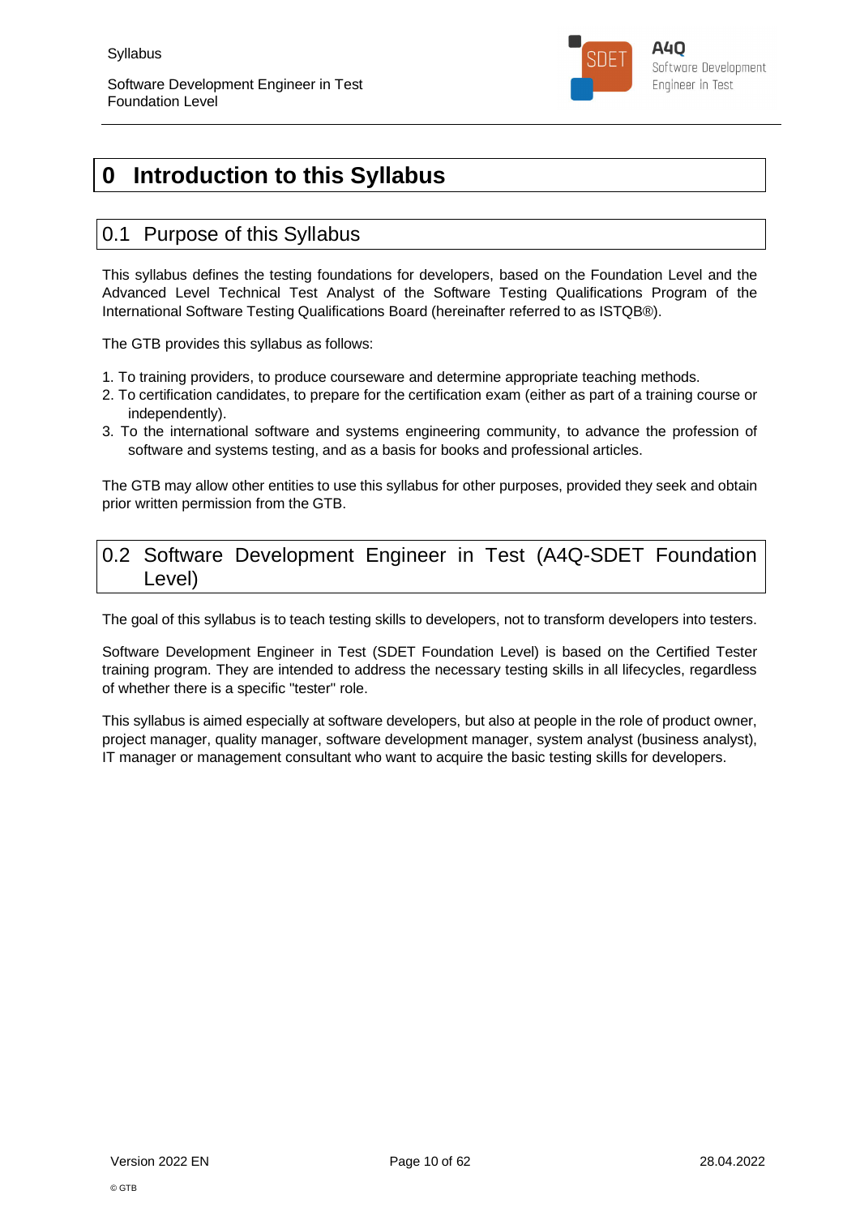# 0 Introduction to this Syllabus

## 0.1 Purpose of this Syllabus

This syllabus defines the testing foundations for developers, based on the Foundation Level and the Advanced Level Technical Test Analyst of the Software Testing Qualifications Program of the International Software Testing Qualifications Board (hereinafter referred to as ISTQB®).

The GTB provides this syllabus as follows:

1. To training providers, to produce courseware and determine appropriate teaching methods.
2. To certification candidates, to prepare for the certification exam (either as part of a training course or independently).
3. To the international software and systems engineering community, to advance the profession of software and systems testing, and as a basis for books and professional articles.

The GTB may allow other entities to use this syllabus for other purposes, provided they seek and obtain prior written permission from the GTB.

## 0.2 Software Development Engineer in Test (A4Q-SDET Foundation Level)

The goal of this syllabus is to teach testing skills to developers, not to transform developers into testers.

Software Development Engineer in Test (SDET Foundation Level) is based on the Certified Tester training program. They are intended to address the necessary testing skills in all lifecycles, regardless of whether there is a specific "tester" role.

This syllabus is aimed especially at software developers, but also at people in the role of product owner, project manager, quality manager, software development manager, system analyst (business analyst), IT manager or management consultant who want to acquire the basic testing skills for developers.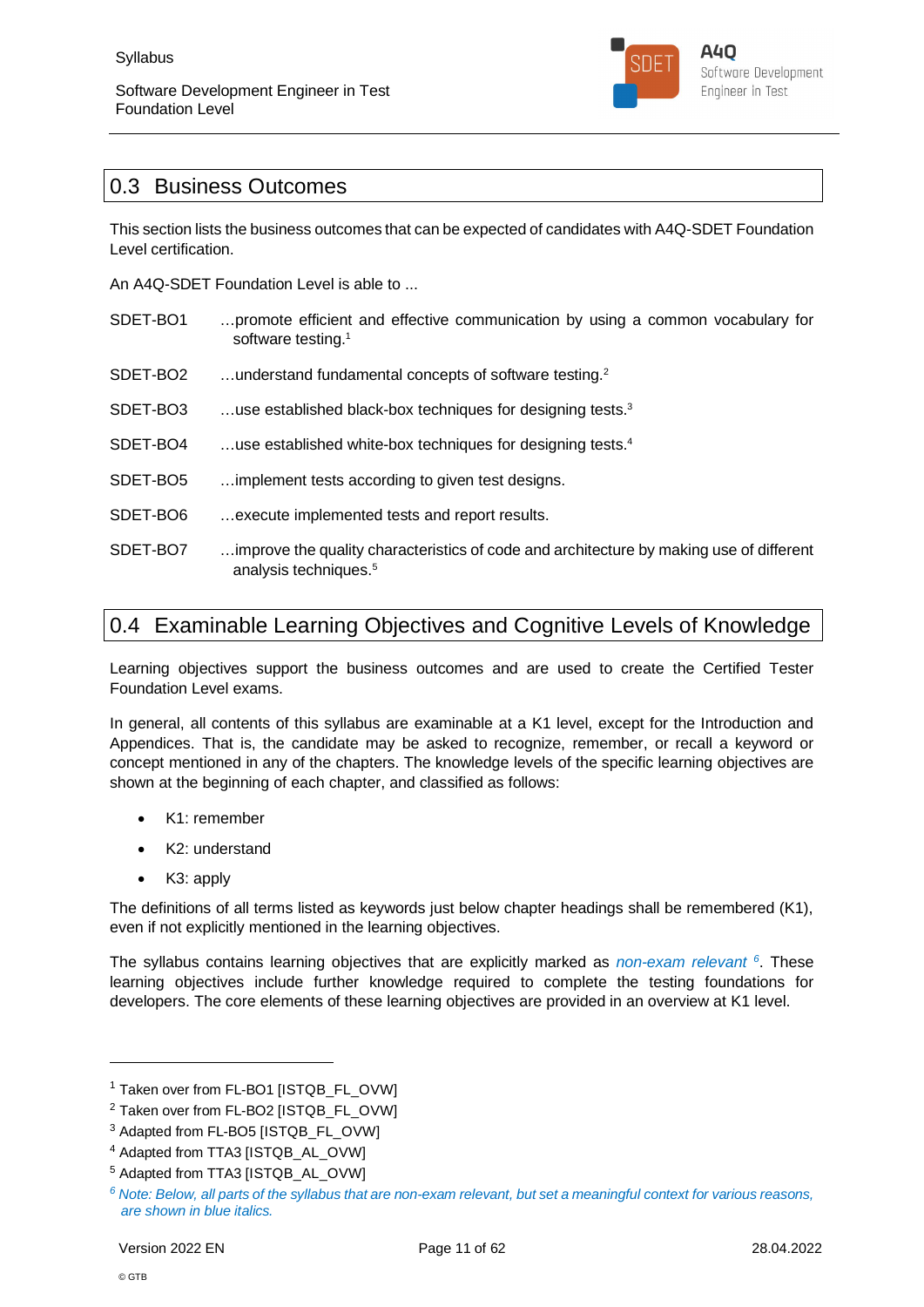## 0.3 Business Outcomes

This section lists the business outcomes that can be expected of candidates with A4Q-SDET Foundation Level certification.

An A4Q-SDET Foundation Level is able to ...

SDET-BO1 …promote efficient and effective communication by using a common vocabulary for software testing.[1]

SDET-BO2 …understand fundamental concepts of software testing.[2]

SDET-BO3 …use established black-box techniques for designing tests.[3]

SDET-BO4 …use established white-box techniques for designing tests.[4]

SDET-BO5 …implement tests according to given test designs.

SDET-BO6 …execute implemented tests and report results.

SDET-BO7 …improve the quality characteristics of code and architecture by making use of different analysis techniques.[5]

## 0.4 Examinable Learning Objectives and Cognitive Levels of Knowledge

Learning objectives support the business outcomes and are used to create the Certified Tester Foundation Level exams.

In general, all contents of this syllabus are examinable at a K1 level, except for the Introduction and Appendices. That is, the candidate may be asked to recognize, remember, or recall a keyword or concept mentioned in any of the chapters. The knowledge levels of the specific learning objectives are shown at the beginning of each chapter, and classified as follows:

- K1: remember
- K2: understand
- K3: apply

The definitions of all terms listed as keywords just below chapter headings shall be remembered (K1), even if not explicitly mentioned in the learning objectives.

The syllabus contains learning objectives that are explicitly marked as *non-exam relevant* [6]. These learning objectives include further knowledge required to complete the testing foundations for developers. The core elements of these learning objectives are provided in an overview at K1 level.

---

[1] Taken over from FL-BO1 [ISTQB_FL_OVW]

[2] Taken over from FL-BO2 [ISTQB_FL_OVW]

[3] Adapted from FL-BO5 [ISTQB_FL_OVW]

[4] Adapted from TTA3 [ISTQB_AL_OVW]

[5] Adapted from TTA3 [ISTQB_AL_OVW]

[6] *Note: Below, all parts of the syllabus that are non-exam relevant, but set a meaningful context for various reasons, are shown in blue italics.*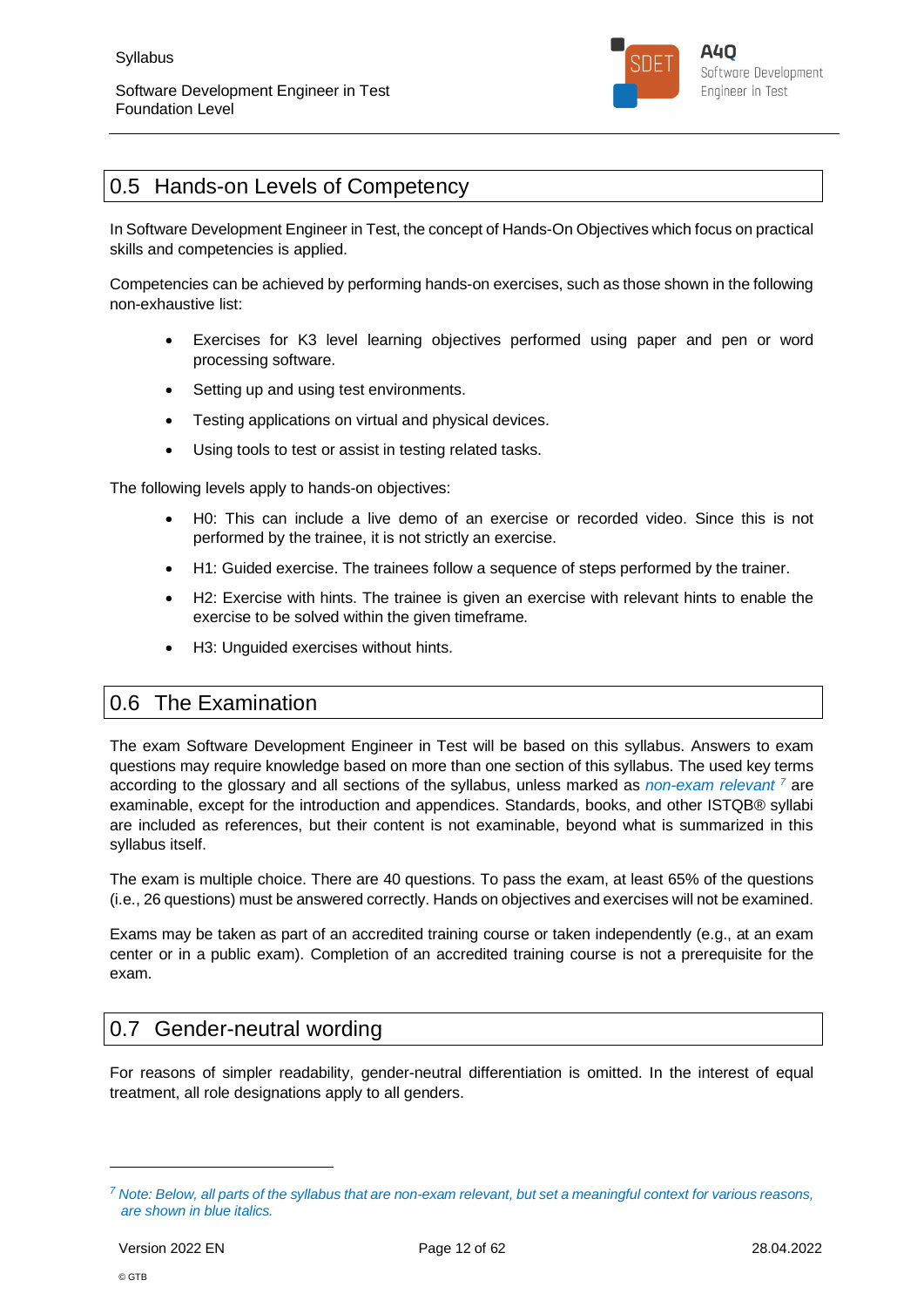## 0.5 Hands-on Levels of Competency

In Software Development Engineer in Test, the concept of Hands-On Objectives which focus on practical skills and competencies is applied.

Competencies can be achieved by performing hands-on exercises, such as those shown in the following non-exhaustive list:

- Exercises for K3 level learning objectives performed using paper and pen or word processing software.
- Setting up and using test environments.
- Testing applications on virtual and physical devices.
- Using tools to test or assist in testing related tasks.

The following levels apply to hands-on objectives:

- H0: This can include a live demo of an exercise or recorded video. Since this is not performed by the trainee, it is not strictly an exercise.
- H1: Guided exercise. The trainees follow a sequence of steps performed by the trainer.
- H2: Exercise with hints. The trainee is given an exercise with relevant hints to enable the exercise to be solved within the given timeframe.
- H3: Unguided exercises without hints.

## 0.6 The Examination

The exam Software Development Engineer in Test will be based on this syllabus. Answers to exam questions may require knowledge based on more than one section of this syllabus. The used key terms according to the glossary and all sections of the syllabus, unless marked as *non-exam relevant* [7] are examinable, except for the introduction and appendices. Standards, books, and other ISTQB® syllabi are included as references, but their content is not examinable, beyond what is summarized in this syllabus itself.

The exam is multiple choice. There are 40 questions. To pass the exam, at least 65% of the questions (i.e., 26 questions) must be answered correctly. Hands on objectives and exercises will not be examined.

Exams may be taken as part of an accredited training course or taken independently (e.g., at an exam center or in a public exam). Completion of an accredited training course is not a prerequisite for the exam.

## 0.7 Gender-neutral wording

For reasons of simpler readability, gender-neutral differentiation is omitted. In the interest of equal treatment, all role designations apply to all genders.

[7] *Note: Below, all parts of the syllabus that are non-exam relevant, but set a meaningful context for various reasons, are shown in blue italics.*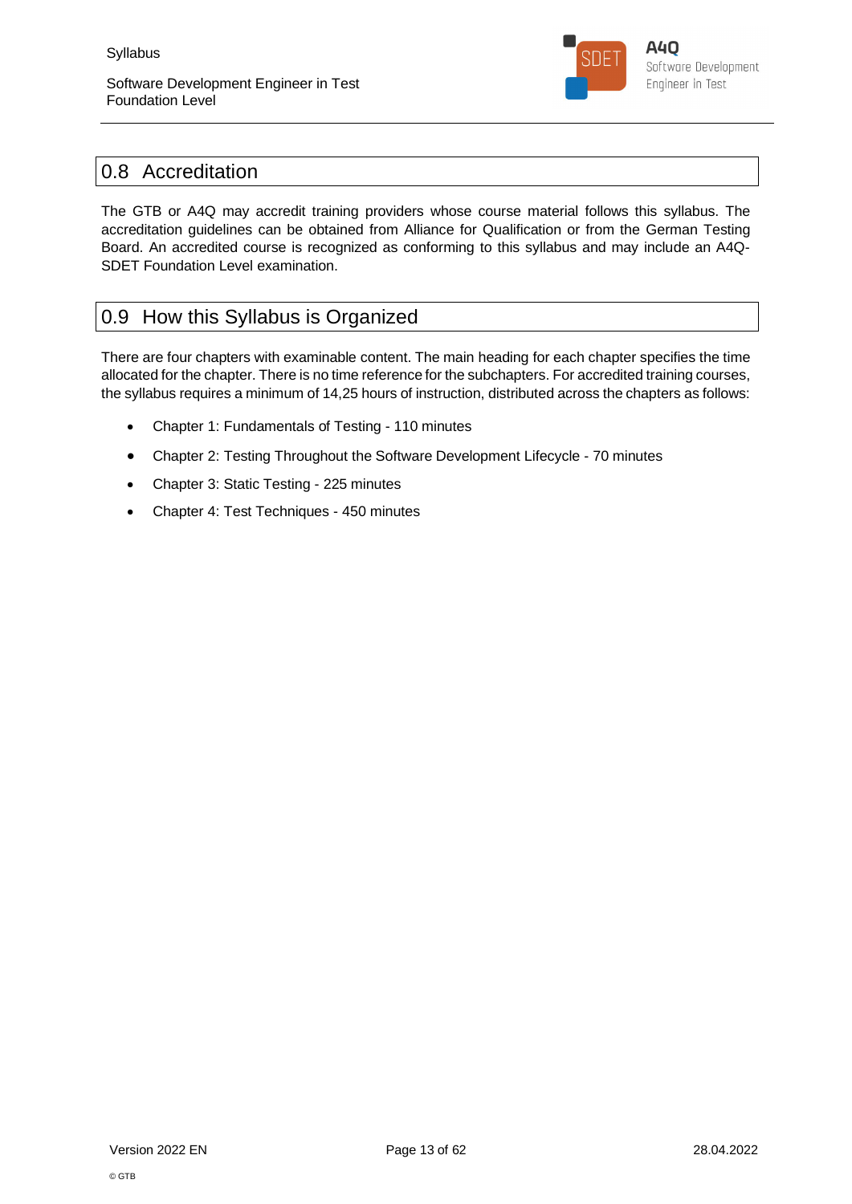## 0.8 Accreditation

The GTB or A4Q may accredit training providers whose course material follows this syllabus. The accreditation guidelines can be obtained from Alliance for Qualification or from the German Testing Board. An accredited course is recognized as conforming to this syllabus and may include an A4Q-SDET Foundation Level examination.

## 0.9 How this Syllabus is Organized

There are four chapters with examinable content. The main heading for each chapter specifies the time allocated for the chapter. There is no time reference for the subchapters. For accredited training courses, the syllabus requires a minimum of 14,25 hours of instruction, distributed across the chapters as follows:

- Chapter 1: Fundamentals of Testing - 110 minutes
- Chapter 2: Testing Throughout the Software Development Lifecycle - 70 minutes
- Chapter 3: Static Testing - 225 minutes
- Chapter 4: Test Techniques - 450 minutes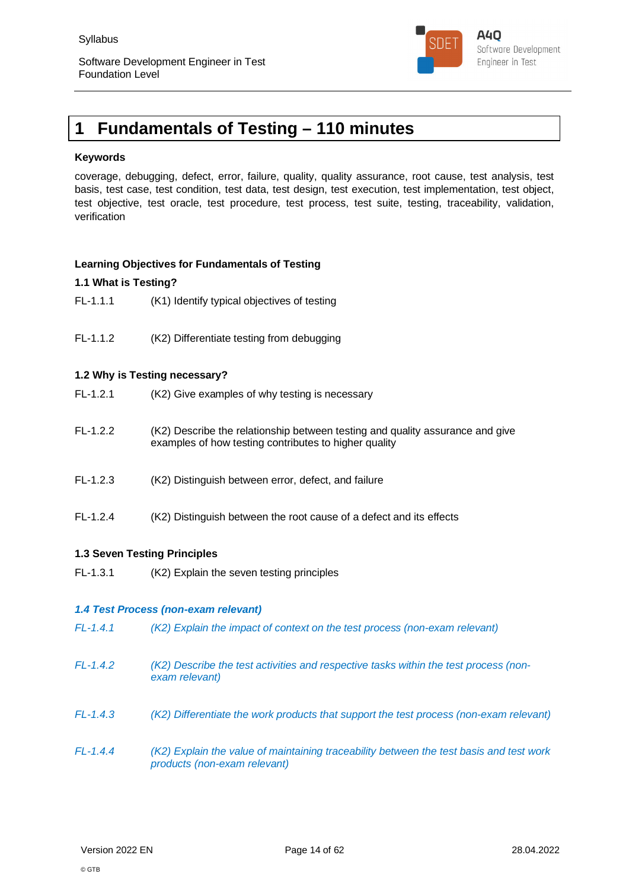# 1 Fundamentals of Testing – 110 minutes

**Keywords**

coverage, debugging, defect, error, failure, quality, quality assurance, root cause, test analysis, test basis, test case, test condition, test data, test design, test execution, test implementation, test object, test objective, test oracle, test procedure, test process, test suite, testing, traceability, validation, verification

**Learning Objectives for Fundamentals of Testing**

**1.1 What is Testing?**

FL-1.1.1 (K1) Identify typical objectives of testing

FL-1.1.2 (K2) Differentiate testing from debugging

**1.2 Why is Testing necessary?**

FL-1.2.1 (K2) Give examples of why testing is necessary

FL-1.2.2 (K2) Describe the relationship between testing and quality assurance and give examples of how testing contributes to higher quality

FL-1.2.3 (K2) Distinguish between error, defect, and failure

FL-1.2.4 (K2) Distinguish between the root cause of a defect and its effects

**1.3 Seven Testing Principles**

FL-1.3.1 (K2) Explain the seven testing principles

***1.4 Test Process (non-exam relevant)***

*FL-1.4.1 (K2) Explain the impact of context on the test process (non-exam relevant)*

*FL-1.4.2 (K2) Describe the test activities and respective tasks within the test process (non-exam relevant)*

*FL-1.4.3 (K2) Differentiate the work products that support the test process (non-exam relevant)*

*FL-1.4.4 (K2) Explain the value of maintaining traceability between the test basis and test work products (non-exam relevant)*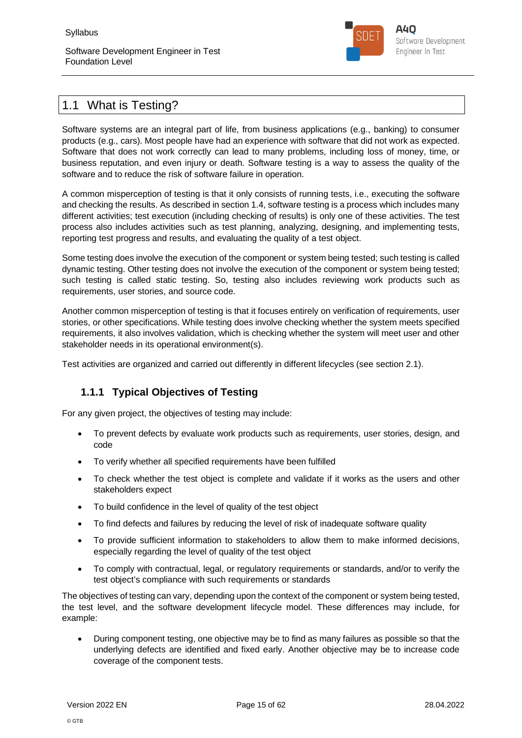## 1.1 What is Testing?

Software systems are an integral part of life, from business applications (e.g., banking) to consumer products (e.g., cars). Most people have had an experience with software that did not work as expected. Software that does not work correctly can lead to many problems, including loss of money, time, or business reputation, and even injury or death. Software testing is a way to assess the quality of the software and to reduce the risk of software failure in operation.

A common misperception of testing is that it only consists of running tests, i.e., executing the software and checking the results. As described in section 1.4, software testing is a process which includes many different activities; test execution (including checking of results) is only one of these activities. The test process also includes activities such as test planning, analyzing, designing, and implementing tests, reporting test progress and results, and evaluating the quality of a test object.

Some testing does involve the execution of the component or system being tested; such testing is called dynamic testing. Other testing does not involve the execution of the component or system being tested; such testing is called static testing. So, testing also includes reviewing work products such as requirements, user stories, and source code.

Another common misperception of testing is that it focuses entirely on verification of requirements, user stories, or other specifications. While testing does involve checking whether the system meets specified requirements, it also involves validation, which is checking whether the system will meet user and other stakeholder needs in its operational environment(s).

Test activities are organized and carried out differently in different lifecycles (see section 2.1).

### 1.1.1 Typical Objectives of Testing

For any given project, the objectives of testing may include:

- To prevent defects by evaluate work products such as requirements, user stories, design, and code
- To verify whether all specified requirements have been fulfilled
- To check whether the test object is complete and validate if it works as the users and other stakeholders expect
- To build confidence in the level of quality of the test object
- To find defects and failures by reducing the level of risk of inadequate software quality
- To provide sufficient information to stakeholders to allow them to make informed decisions, especially regarding the level of quality of the test object
- To comply with contractual, legal, or regulatory requirements or standards, and/or to verify the test object's compliance with such requirements or standards

The objectives of testing can vary, depending upon the context of the component or system being tested, the test level, and the software development lifecycle model. These differences may include, for example:

- During component testing, one objective may be to find as many failures as possible so that the underlying defects are identified and fixed early. Another objective may be to increase code coverage of the component tests.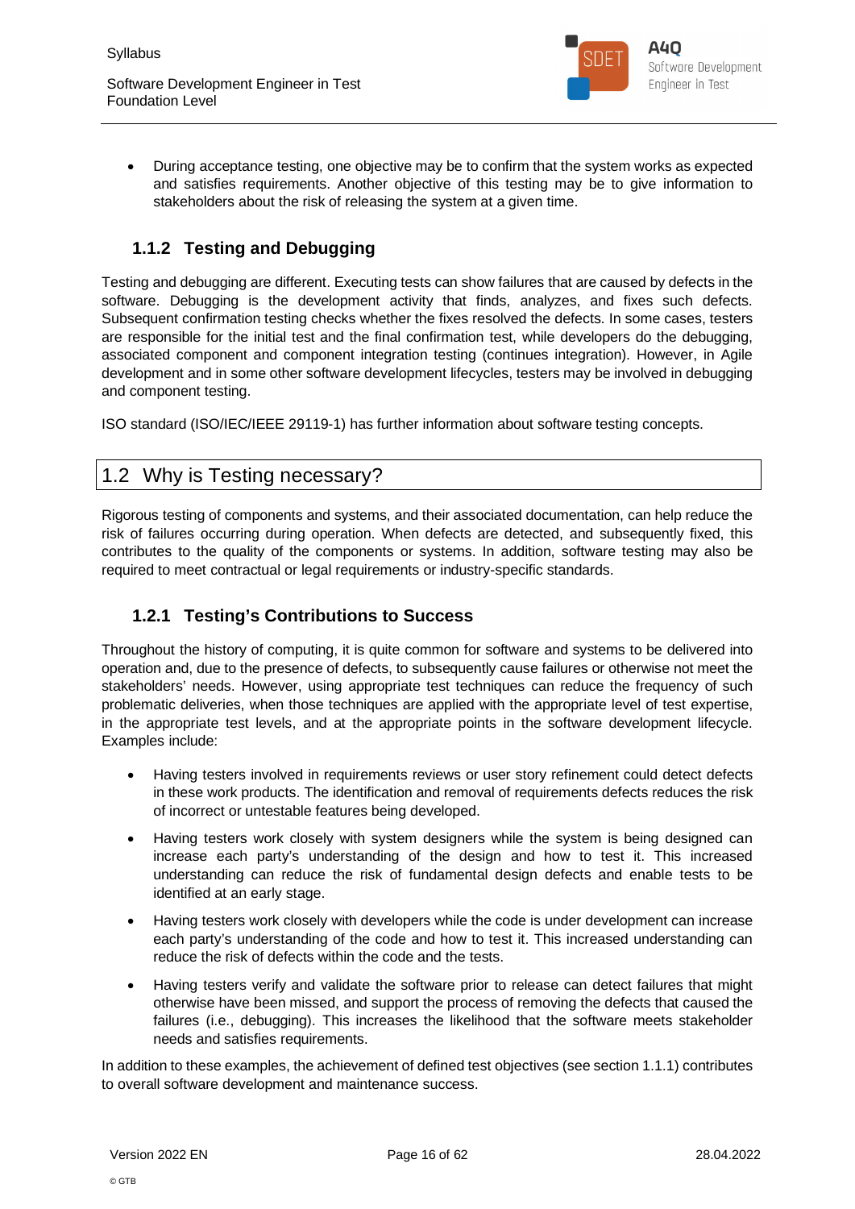- During acceptance testing, one objective may be to confirm that the system works as expected and satisfies requirements. Another objective of this testing may be to give information to stakeholders about the risk of releasing the system at a given time.

### 1.1.2 Testing and Debugging

Testing and debugging are different. Executing tests can show failures that are caused by defects in the software. Debugging is the development activity that finds, analyzes, and fixes such defects. Subsequent confirmation testing checks whether the fixes resolved the defects. In some cases, testers are responsible for the initial test and the final confirmation test, while developers do the debugging, associated component and component integration testing (continues integration). However, in Agile development and in some other software development lifecycles, testers may be involved in debugging and component testing.

ISO standard (ISO/IEC/IEEE 29119-1) has further information about software testing concepts.

## 1.2 Why is Testing necessary?

Rigorous testing of components and systems, and their associated documentation, can help reduce the risk of failures occurring during operation. When defects are detected, and subsequently fixed, this contributes to the quality of the components or systems. In addition, software testing may also be required to meet contractual or legal requirements or industry-specific standards.

### 1.2.1 Testing's Contributions to Success

Throughout the history of computing, it is quite common for software and systems to be delivered into operation and, due to the presence of defects, to subsequently cause failures or otherwise not meet the stakeholders' needs. However, using appropriate test techniques can reduce the frequency of such problematic deliveries, when those techniques are applied with the appropriate level of test expertise, in the appropriate test levels, and at the appropriate points in the software development lifecycle. Examples include:

- Having testers involved in requirements reviews or user story refinement could detect defects in these work products. The identification and removal of requirements defects reduces the risk of incorrect or untestable features being developed.
- Having testers work closely with system designers while the system is being designed can increase each party's understanding of the design and how to test it. This increased understanding can reduce the risk of fundamental design defects and enable tests to be identified at an early stage.
- Having testers work closely with developers while the code is under development can increase each party's understanding of the code and how to test it. This increased understanding can reduce the risk of defects within the code and the tests.
- Having testers verify and validate the software prior to release can detect failures that might otherwise have been missed, and support the process of removing the defects that caused the failures (i.e., debugging). This increases the likelihood that the software meets stakeholder needs and satisfies requirements.

In addition to these examples, the achievement of defined test objectives (see section 1.1.1) contributes to overall software development and maintenance success.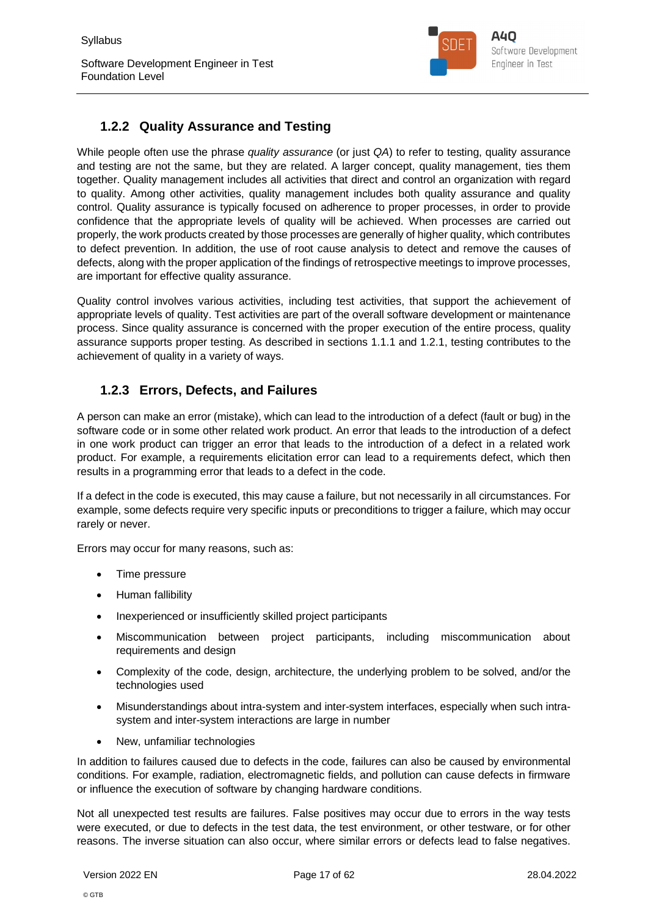### 1.2.2 Quality Assurance and Testing

While people often use the phrase *quality assurance* (or just *QA*) to refer to testing, quality assurance and testing are not the same, but they are related. A larger concept, quality management, ties them together. Quality management includes all activities that direct and control an organization with regard to quality. Among other activities, quality management includes both quality assurance and quality control. Quality assurance is typically focused on adherence to proper processes, in order to provide confidence that the appropriate levels of quality will be achieved. When processes are carried out properly, the work products created by those processes are generally of higher quality, which contributes to defect prevention. In addition, the use of root cause analysis to detect and remove the causes of defects, along with the proper application of the findings of retrospective meetings to improve processes, are important for effective quality assurance.

Quality control involves various activities, including test activities, that support the achievement of appropriate levels of quality. Test activities are part of the overall software development or maintenance process. Since quality assurance is concerned with the proper execution of the entire process, quality assurance supports proper testing. As described in sections 1.1.1 and 1.2.1, testing contributes to the achievement of quality in a variety of ways.

### 1.2.3 Errors, Defects, and Failures

A person can make an error (mistake), which can lead to the introduction of a defect (fault or bug) in the software code or in some other related work product. An error that leads to the introduction of a defect in one work product can trigger an error that leads to the introduction of a defect in a related work product. For example, a requirements elicitation error can lead to a requirements defect, which then results in a programming error that leads to a defect in the code.

If a defect in the code is executed, this may cause a failure, but not necessarily in all circumstances. For example, some defects require very specific inputs or preconditions to trigger a failure, which may occur rarely or never.

Errors may occur for many reasons, such as:

- Time pressure
- Human fallibility
- Inexperienced or insufficiently skilled project participants
- Miscommunication between project participants, including miscommunication about requirements and design
- Complexity of the code, design, architecture, the underlying problem to be solved, and/or the technologies used
- Misunderstandings about intra-system and inter-system interfaces, especially when such intra-system and inter-system interactions are large in number
- New, unfamiliar technologies

In addition to failures caused due to defects in the code, failures can also be caused by environmental conditions. For example, radiation, electromagnetic fields, and pollution can cause defects in firmware or influence the execution of software by changing hardware conditions.

Not all unexpected test results are failures. False positives may occur due to errors in the way tests were executed, or due to defects in the test data, the test environment, or other testware, or for other reasons. The inverse situation can also occur, where similar errors or defects lead to false negatives.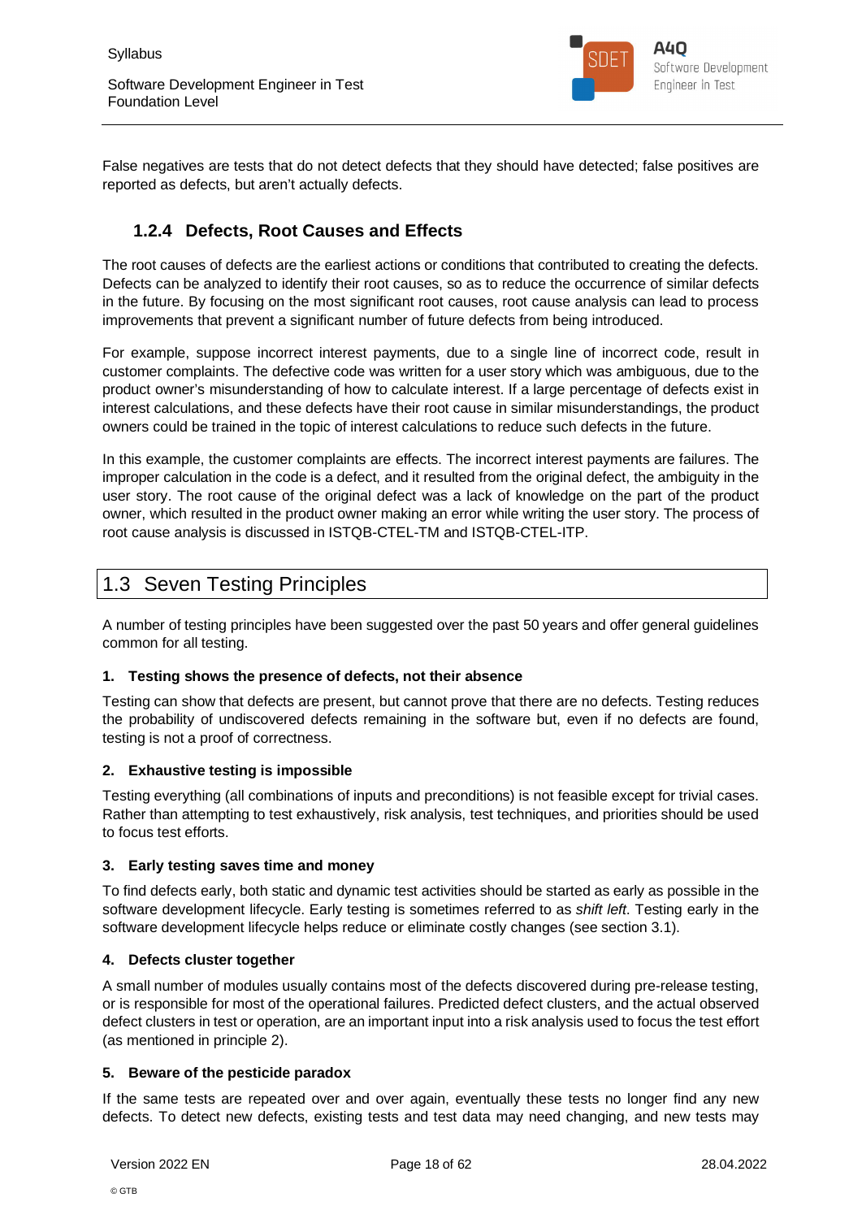False negatives are tests that do not detect defects that they should have detected; false positives are reported as defects, but aren't actually defects.

### 1.2.4 Defects, Root Causes and Effects

The root causes of defects are the earliest actions or conditions that contributed to creating the defects. Defects can be analyzed to identify their root causes, so as to reduce the occurrence of similar defects in the future. By focusing on the most significant root causes, root cause analysis can lead to process improvements that prevent a significant number of future defects from being introduced.

For example, suppose incorrect interest payments, due to a single line of incorrect code, result in customer complaints. The defective code was written for a user story which was ambiguous, due to the product owner's misunderstanding of how to calculate interest. If a large percentage of defects exist in interest calculations, and these defects have their root cause in similar misunderstandings, the product owners could be trained in the topic of interest calculations to reduce such defects in the future.

In this example, the customer complaints are effects. The incorrect interest payments are failures. The improper calculation in the code is a defect, and it resulted from the original defect, the ambiguity in the user story. The root cause of the original defect was a lack of knowledge on the part of the product owner, which resulted in the product owner making an error while writing the user story. The process of root cause analysis is discussed in ISTQB-CTEL-TM and ISTQB-CTEL-ITP.

## 1.3 Seven Testing Principles

A number of testing principles have been suggested over the past 50 years and offer general guidelines common for all testing.

**1. Testing shows the presence of defects, not their absence**

Testing can show that defects are present, but cannot prove that there are no defects. Testing reduces the probability of undiscovered defects remaining in the software but, even if no defects are found, testing is not a proof of correctness.

**2. Exhaustive testing is impossible**

Testing everything (all combinations of inputs and preconditions) is not feasible except for trivial cases. Rather than attempting to test exhaustively, risk analysis, test techniques, and priorities should be used to focus test efforts.

**3. Early testing saves time and money**

To find defects early, both static and dynamic test activities should be started as early as possible in the software development lifecycle. Early testing is sometimes referred to as *shift left*. Testing early in the software development lifecycle helps reduce or eliminate costly changes (see section 3.1).

**4. Defects cluster together**

A small number of modules usually contains most of the defects discovered during pre-release testing, or is responsible for most of the operational failures. Predicted defect clusters, and the actual observed defect clusters in test or operation, are an important input into a risk analysis used to focus the test effort (as mentioned in principle 2).

**5. Beware of the pesticide paradox**

If the same tests are repeated over and over again, eventually these tests no longer find any new defects. To detect new defects, existing tests and test data may need changing, and new tests may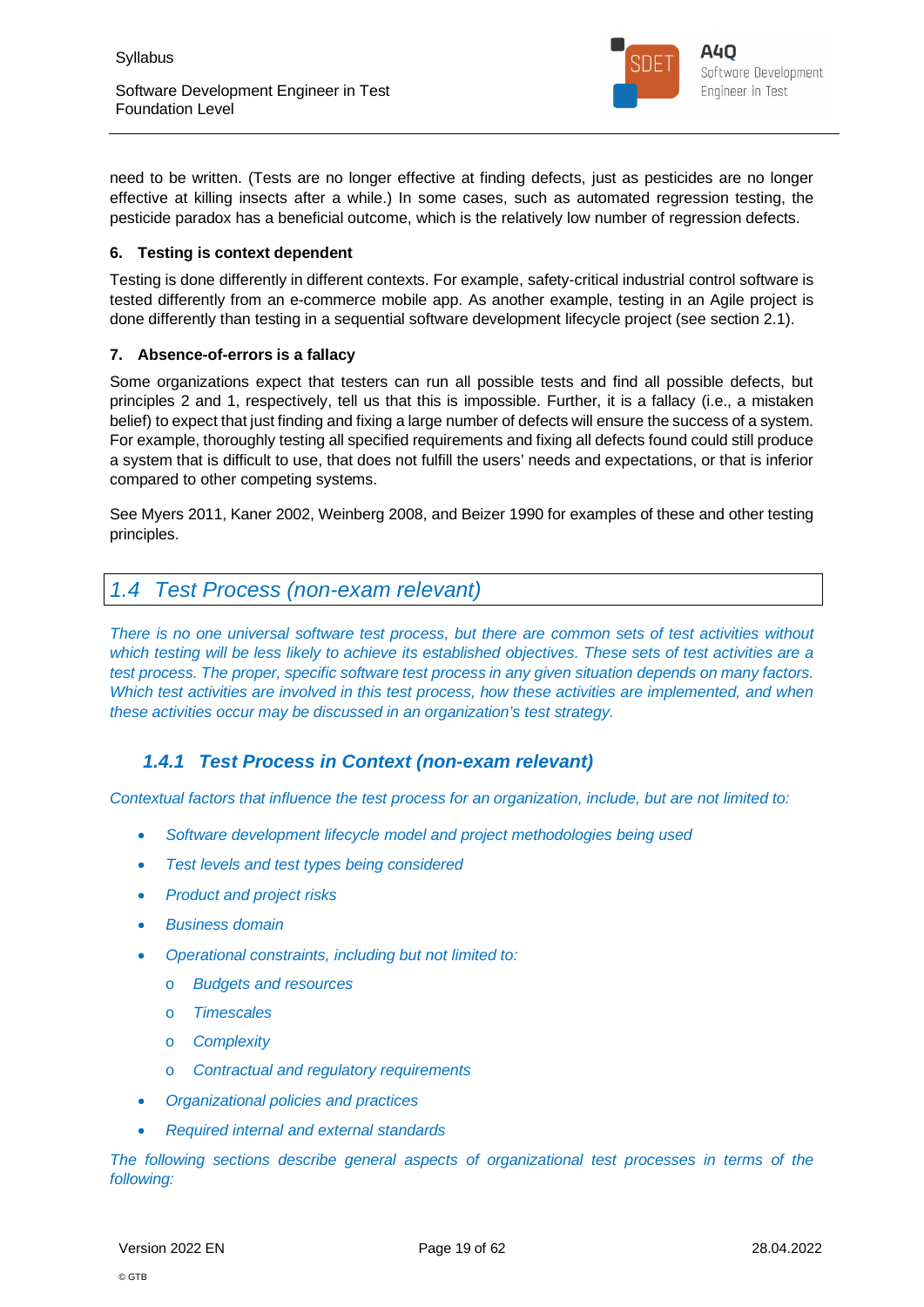need to be written. (Tests are no longer effective at finding defects, just as pesticides are no longer effective at killing insects after a while.) In some cases, such as automated regression testing, the pesticide paradox has a beneficial outcome, which is the relatively low number of regression defects.

**6. Testing is context dependent**

Testing is done differently in different contexts. For example, safety-critical industrial control software is tested differently from an e-commerce mobile app. As another example, testing in an Agile project is done differently than testing in a sequential software development lifecycle project (see section 2.1).

**7. Absence-of-errors is a fallacy**

Some organizations expect that testers can run all possible tests and find all possible defects, but principles 2 and 1, respectively, tell us that this is impossible. Further, it is a fallacy (i.e., a mistaken belief) to expect that just finding and fixing a large number of defects will ensure the success of a system. For example, thoroughly testing all specified requirements and fixing all defects found could still produce a system that is difficult to use, that does not fulfill the users' needs and expectations, or that is inferior compared to other competing systems.

See Myers 2011, Kaner 2002, Weinberg 2008, and Beizer 1990 for examples of these and other testing principles.

## *1.4 Test Process (non-exam relevant)*

*There is no one universal software test process, but there are common sets of test activities without which testing will be less likely to achieve its established objectives. These sets of test activities are a test process. The proper, specific software test process in any given situation depends on many factors. Which test activities are involved in this test process, how these activities are implemented, and when these activities occur may be discussed in an organization's test strategy.*

### *1.4.1 Test Process in Context (non-exam relevant)*

*Contextual factors that influence the test process for an organization, include, but are not limited to:*

- *Software development lifecycle model and project methodologies being used*
- *Test levels and test types being considered*
- *Product and project risks*
- *Business domain*
- *Operational constraints, including but not limited to:*
  - *Budgets and resources*
  - *Timescales*
  - *Complexity*
  - *Contractual and regulatory requirements*
- *Organizational policies and practices*
- *Required internal and external standards*

*The following sections describe general aspects of organizational test processes in terms of the following:*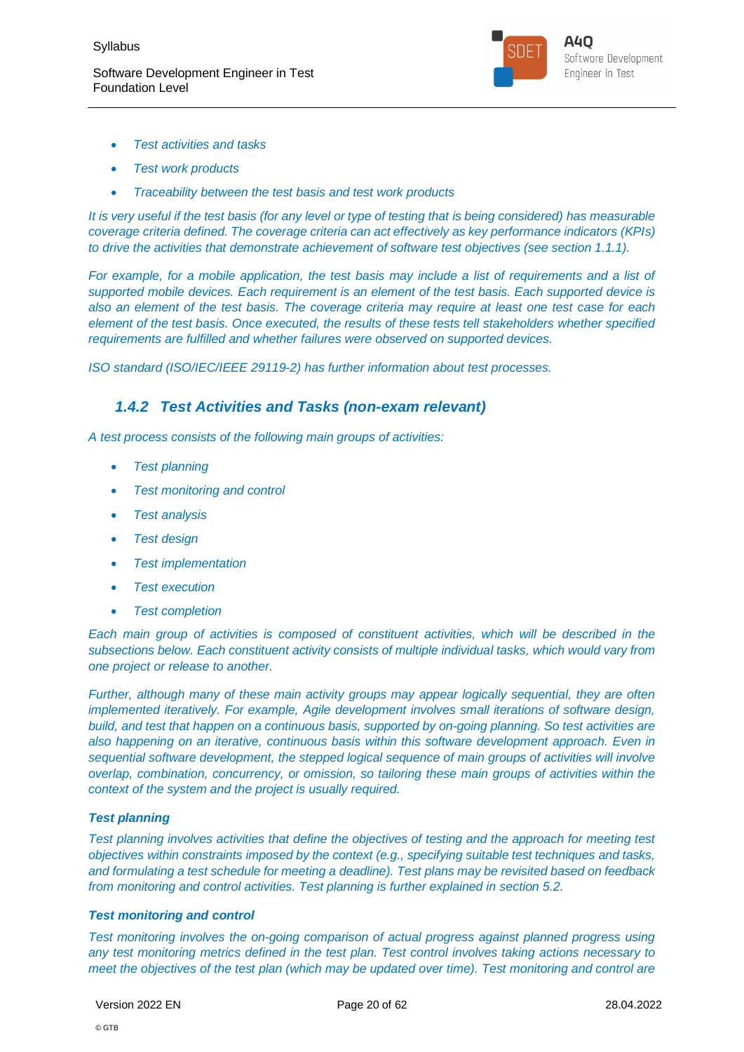- *Test activities and tasks*
- *Test work products*
- *Traceability between the test basis and test work products*

*It is very useful if the test basis (for any level or type of testing that is being considered) has measurable coverage criteria defined. The coverage criteria can act effectively as key performance indicators (KPIs) to drive the activities that demonstrate achievement of software test objectives (see section 1.1.1).*

*For example, for a mobile application, the test basis may include a list of requirements and a list of supported mobile devices. Each requirement is an element of the test basis. Each supported device is also an element of the test basis. The coverage criteria may require at least one test case for each element of the test basis. Once executed, the results of these tests tell stakeholders whether specified requirements are fulfilled and whether failures were observed on supported devices.*

*ISO standard (ISO/IEC/IEEE 29119-2) has further information about test processes.*

### *1.4.2 Test Activities and Tasks (non-exam relevant)*

*A test process consists of the following main groups of activities:*

- *Test planning*
- *Test monitoring and control*
- *Test analysis*
- *Test design*
- *Test implementation*
- *Test execution*
- *Test completion*

*Each main group of activities is composed of constituent activities, which will be described in the subsections below. Each constituent activity consists of multiple individual tasks, which would vary from one project or release to another.*

*Further, although many of these main activity groups may appear logically sequential, they are often implemented iteratively. For example, Agile development involves small iterations of software design, build, and test that happen on a continuous basis, supported by on-going planning. So test activities are also happening on an iterative, continuous basis within this software development approach. Even in sequential software development, the stepped logical sequence of main groups of activities will involve overlap, combination, concurrency, or omission, so tailoring these main groups of activities within the context of the system and the project is usually required.*

***Test planning***

*Test planning involves activities that define the objectives of testing and the approach for meeting test objectives within constraints imposed by the context (e.g., specifying suitable test techniques and tasks, and formulating a test schedule for meeting a deadline). Test plans may be revisited based on feedback from monitoring and control activities. Test planning is further explained in section 5.2.*

***Test monitoring and control***

*Test monitoring involves the on-going comparison of actual progress against planned progress using any test monitoring metrics defined in the test plan. Test control involves taking actions necessary to meet the objectives of the test plan (which may be updated over time). Test monitoring and control are*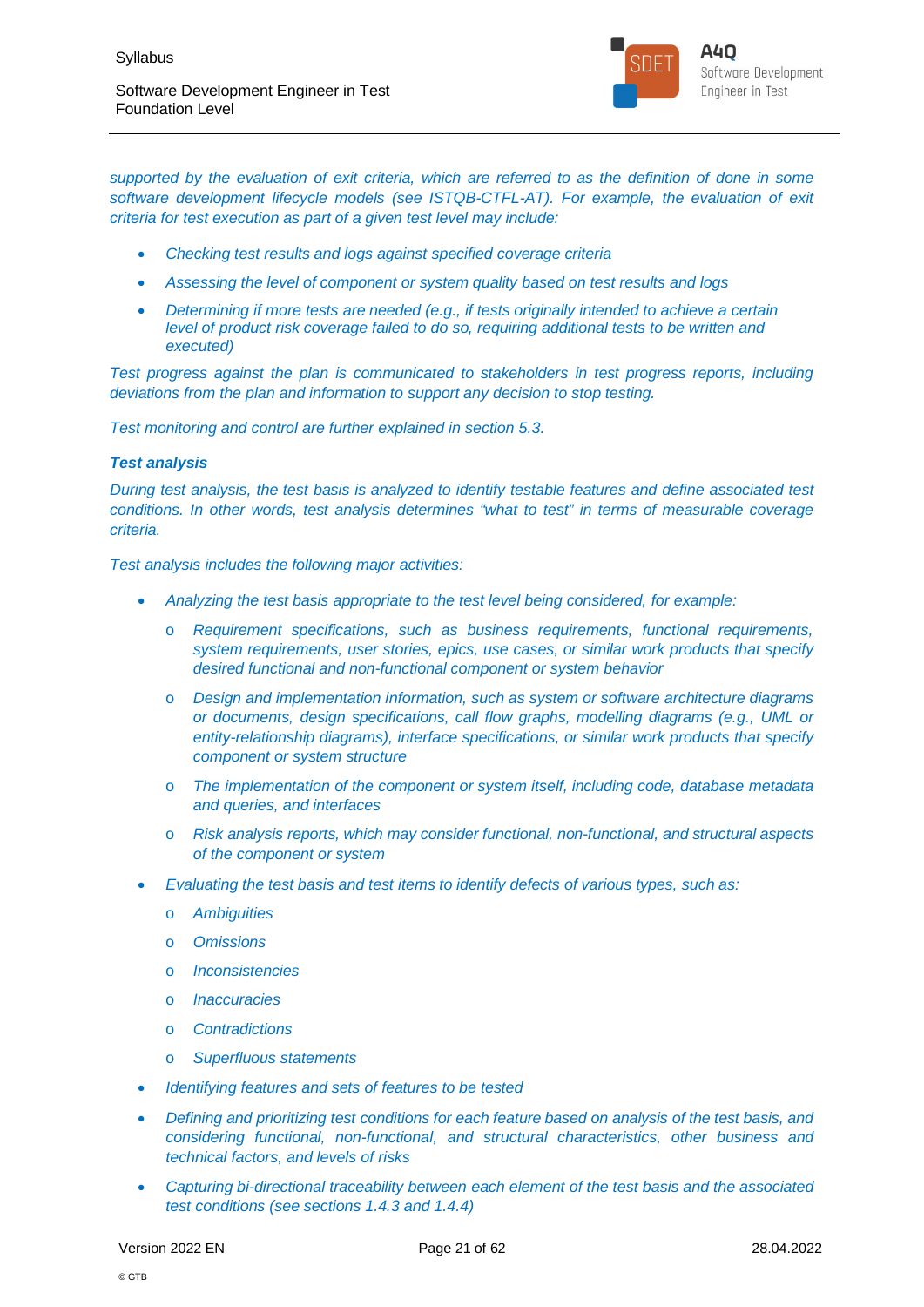*supported by the evaluation of exit criteria, which are referred to as the definition of done in some software development lifecycle models (see ISTQB-CTFL-AT). For example, the evaluation of exit criteria for test execution as part of a given test level may include:*

- *Checking test results and logs against specified coverage criteria*
- *Assessing the level of component or system quality based on test results and logs*
- *Determining if more tests are needed (e.g., if tests originally intended to achieve a certain level of product risk coverage failed to do so, requiring additional tests to be written and executed)*

*Test progress against the plan is communicated to stakeholders in test progress reports, including deviations from the plan and information to support any decision to stop testing.*

*Test monitoring and control are further explained in section 5.3.*

***Test analysis***

*During test analysis, the test basis is analyzed to identify testable features and define associated test conditions. In other words, test analysis determines "what to test" in terms of measurable coverage criteria.*

*Test analysis includes the following major activities:*

- *Analyzing the test basis appropriate to the test level being considered, for example:*
  - *Requirement specifications, such as business requirements, functional requirements, system requirements, user stories, epics, use cases, or similar work products that specify desired functional and non-functional component or system behavior*
  - *Design and implementation information, such as system or software architecture diagrams or documents, design specifications, call flow graphs, modelling diagrams (e.g., UML or entity-relationship diagrams), interface specifications, or similar work products that specify component or system structure*
  - *The implementation of the component or system itself, including code, database metadata and queries, and interfaces*
  - *Risk analysis reports, which may consider functional, non-functional, and structural aspects of the component or system*
- *Evaluating the test basis and test items to identify defects of various types, such as:*
  - *Ambiguities*
  - *Omissions*
  - *Inconsistencies*
  - *Inaccuracies*
  - *Contradictions*
  - *Superfluous statements*
- *Identifying features and sets of features to be tested*
- *Defining and prioritizing test conditions for each feature based on analysis of the test basis, and considering functional, non-functional, and structural characteristics, other business and technical factors, and levels of risks*
- *Capturing bi-directional traceability between each element of the test basis and the associated test conditions (see sections 1.4.3 and 1.4.4)*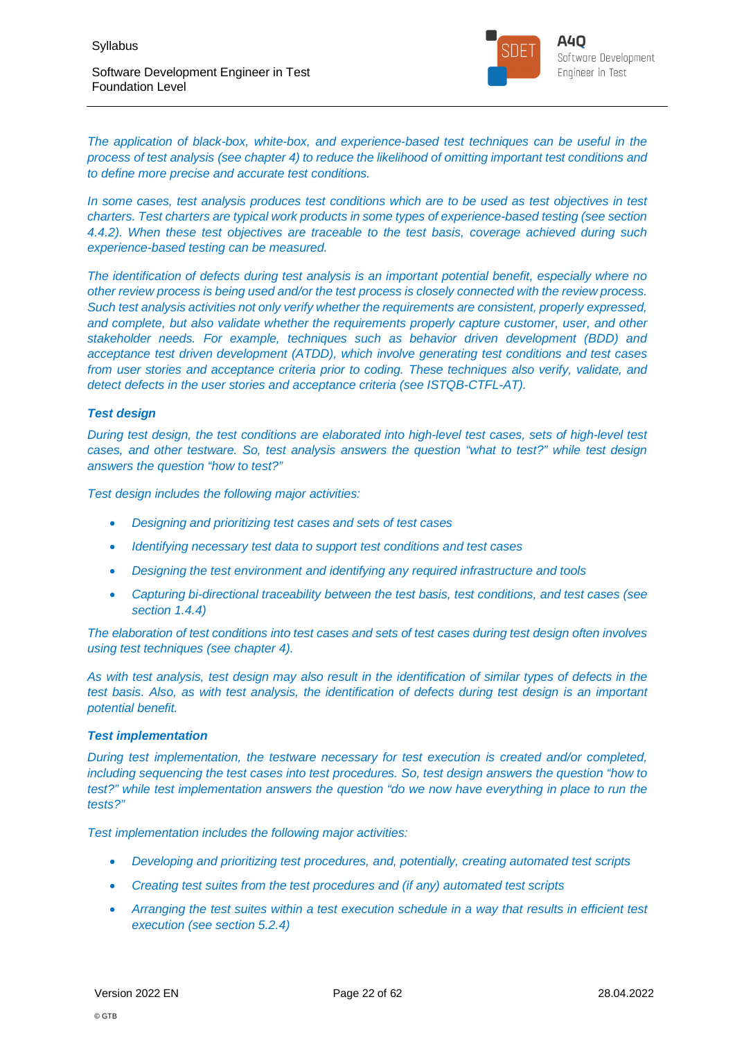*The application of black-box, white-box, and experience-based test techniques can be useful in the process of test analysis (see chapter 4) to reduce the likelihood of omitting important test conditions and to define more precise and accurate test conditions.*

*In some cases, test analysis produces test conditions which are to be used as test objectives in test charters. Test charters are typical work products in some types of experience-based testing (see section 4.4.2). When these test objectives are traceable to the test basis, coverage achieved during such experience-based testing can be measured.*

*The identification of defects during test analysis is an important potential benefit, especially where no other review process is being used and/or the test process is closely connected with the review process. Such test analysis activities not only verify whether the requirements are consistent, properly expressed, and complete, but also validate whether the requirements properly capture customer, user, and other stakeholder needs. For example, techniques such as behavior driven development (BDD) and acceptance test driven development (ATDD), which involve generating test conditions and test cases from user stories and acceptance criteria prior to coding. These techniques also verify, validate, and detect defects in the user stories and acceptance criteria (see ISTQB-CTFL-AT).*

***Test design***

*During test design, the test conditions are elaborated into high-level test cases, sets of high-level test cases, and other testware. So, test analysis answers the question "what to test?" while test design answers the question "how to test?"*

*Test design includes the following major activities:*

- *Designing and prioritizing test cases and sets of test cases*
- *Identifying necessary test data to support test conditions and test cases*
- *Designing the test environment and identifying any required infrastructure and tools*
- *Capturing bi-directional traceability between the test basis, test conditions, and test cases (see section 1.4.4)*

*The elaboration of test conditions into test cases and sets of test cases during test design often involves using test techniques (see chapter 4).*

*As with test analysis, test design may also result in the identification of similar types of defects in the test basis. Also, as with test analysis, the identification of defects during test design is an important potential benefit.*

***Test implementation***

*During test implementation, the testware necessary for test execution is created and/or completed, including sequencing the test cases into test procedures. So, test design answers the question "how to test?" while test implementation answers the question "do we now have everything in place to run the tests?"*

*Test implementation includes the following major activities:*

- *Developing and prioritizing test procedures, and, potentially, creating automated test scripts*
- *Creating test suites from the test procedures and (if any) automated test scripts*
- *Arranging the test suites within a test execution schedule in a way that results in efficient test execution (see section 5.2.4)*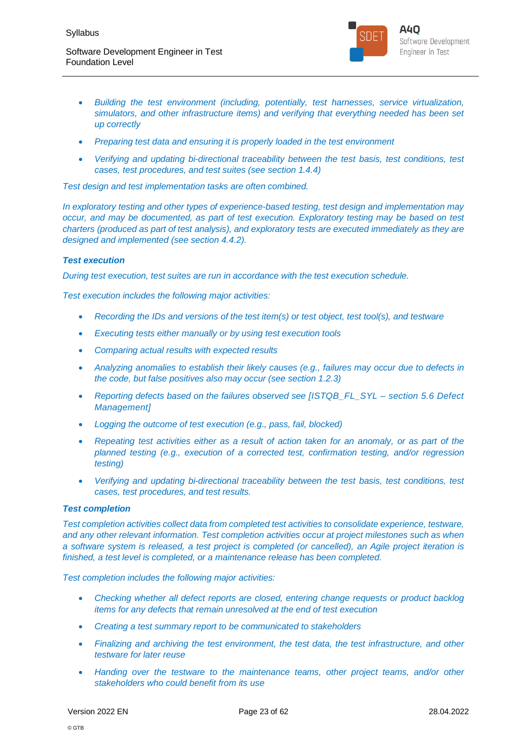- *Building the test environment (including, potentially, test harnesses, service virtualization, simulators, and other infrastructure items) and verifying that everything needed has been set up correctly*
- *Preparing test data and ensuring it is properly loaded in the test environment*
- *Verifying and updating bi-directional traceability between the test basis, test conditions, test cases, test procedures, and test suites (see section 1.4.4)*

*Test design and test implementation tasks are often combined.*

*In exploratory testing and other types of experience-based testing, test design and implementation may occur, and may be documented, as part of test execution. Exploratory testing may be based on test charters (produced as part of test analysis), and exploratory tests are executed immediately as they are designed and implemented (see section 4.4.2).*

***Test execution***

*During test execution, test suites are run in accordance with the test execution schedule.*

*Test execution includes the following major activities:*

- *Recording the IDs and versions of the test item(s) or test object, test tool(s), and testware*
- *Executing tests either manually or by using test execution tools*
- *Comparing actual results with expected results*
- *Analyzing anomalies to establish their likely causes (e.g., failures may occur due to defects in the code, but false positives also may occur (see section 1.2.3)*
- *Reporting defects based on the failures observed see [ISTQB_FL_SYL – section 5.6 Defect Management]*
- *Logging the outcome of test execution (e.g., pass, fail, blocked)*
- *Repeating test activities either as a result of action taken for an anomaly, or as part of the planned testing (e.g., execution of a corrected test, confirmation testing, and/or regression testing)*
- *Verifying and updating bi-directional traceability between the test basis, test conditions, test cases, test procedures, and test results.*

***Test completion***

*Test completion activities collect data from completed test activities to consolidate experience, testware, and any other relevant information. Test completion activities occur at project milestones such as when a software system is released, a test project is completed (or cancelled), an Agile project iteration is finished, a test level is completed, or a maintenance release has been completed.*

*Test completion includes the following major activities:*

- *Checking whether all defect reports are closed, entering change requests or product backlog items for any defects that remain unresolved at the end of test execution*
- *Creating a test summary report to be communicated to stakeholders*
- *Finalizing and archiving the test environment, the test data, the test infrastructure, and other testware for later reuse*
- *Handing over the testware to the maintenance teams, other project teams, and/or other stakeholders who could benefit from its use*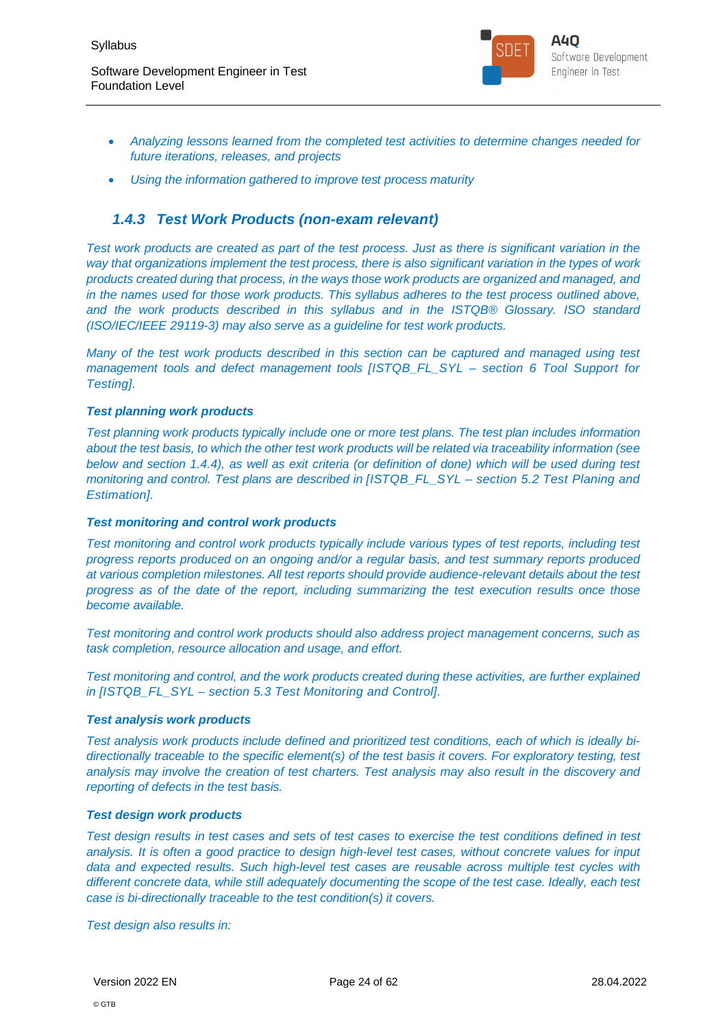- *Analyzing lessons learned from the completed test activities to determine changes needed for future iterations, releases, and projects*
- *Using the information gathered to improve test process maturity*

### *1.4.3 Test Work Products (non-exam relevant)*

*Test work products are created as part of the test process. Just as there is significant variation in the way that organizations implement the test process, there is also significant variation in the types of work products created during that process, in the ways those work products are organized and managed, and in the names used for those work products. This syllabus adheres to the test process outlined above, and the work products described in this syllabus and in the ISTQB® Glossary. ISO standard (ISO/IEC/IEEE 29119-3) may also serve as a guideline for test work products.*

*Many of the test work products described in this section can be captured and managed using test management tools and defect management tools [ISTQB_FL_SYL – section 6 Tool Support for Testing].*

***Test planning work products***

*Test planning work products typically include one or more test plans. The test plan includes information about the test basis, to which the other test work products will be related via traceability information (see below and section 1.4.4), as well as exit criteria (or definition of done) which will be used during test monitoring and control. Test plans are described in [ISTQB_FL_SYL – section 5.2 Test Planing and Estimation].*

***Test monitoring and control work products***

*Test monitoring and control work products typically include various types of test reports, including test progress reports produced on an ongoing and/or a regular basis, and test summary reports produced at various completion milestones. All test reports should provide audience-relevant details about the test progress as of the date of the report, including summarizing the test execution results once those become available.*

*Test monitoring and control work products should also address project management concerns, such as task completion, resource allocation and usage, and effort.*

*Test monitoring and control, and the work products created during these activities, are further explained in [ISTQB_FL_SYL – section 5.3 Test Monitoring and Control].*

***Test analysis work products***

*Test analysis work products include defined and prioritized test conditions, each of which is ideally bi-directionally traceable to the specific element(s) of the test basis it covers. For exploratory testing, test analysis may involve the creation of test charters. Test analysis may also result in the discovery and reporting of defects in the test basis.*

***Test design work products***

*Test design results in test cases and sets of test cases to exercise the test conditions defined in test analysis. It is often a good practice to design high-level test cases, without concrete values for input data and expected results. Such high-level test cases are reusable across multiple test cycles with different concrete data, while still adequately documenting the scope of the test case. Ideally, each test case is bi-directionally traceable to the test condition(s) it covers.*

*Test design also results in:*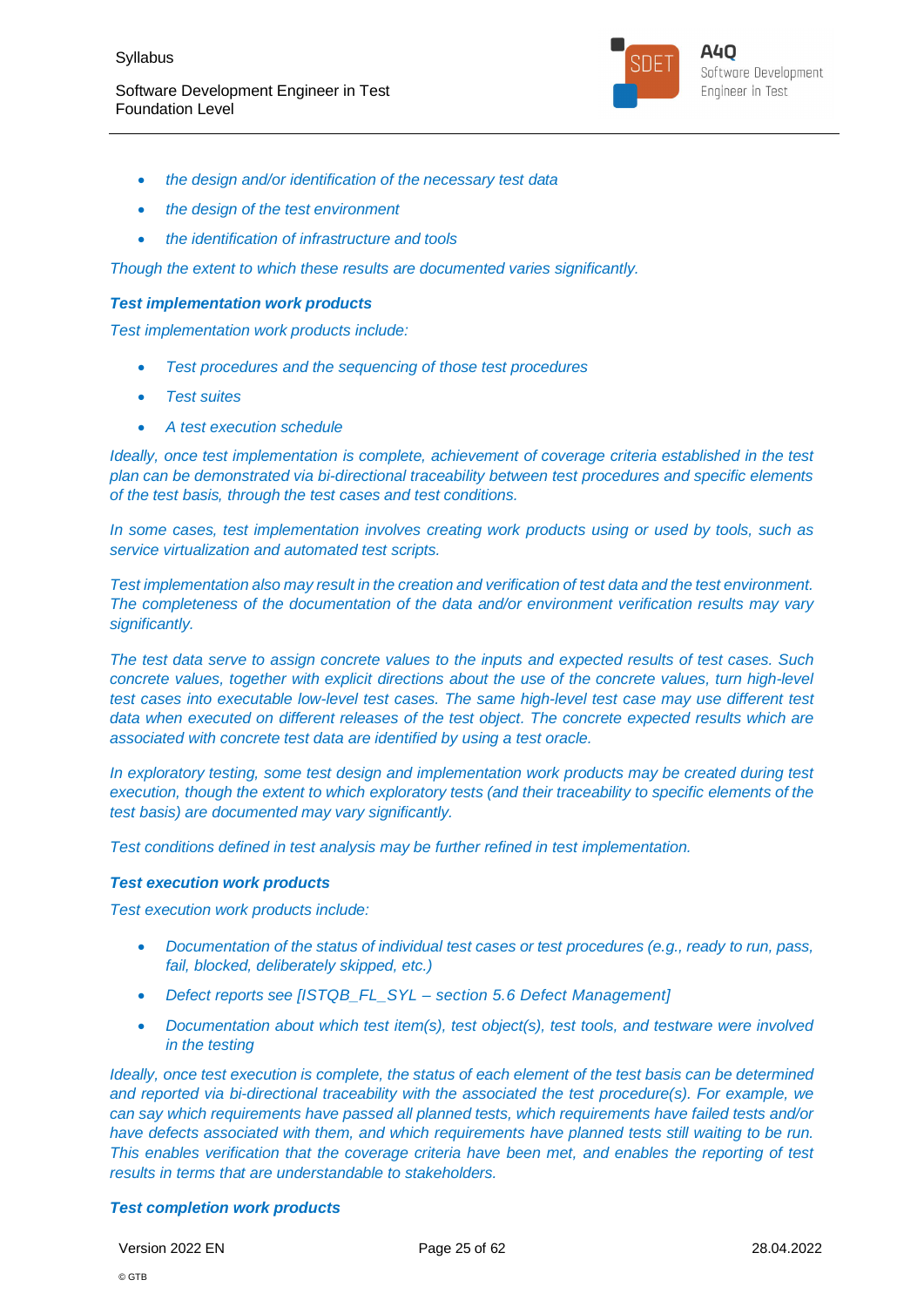- *the design and/or identification of the necessary test data*
- *the design of the test environment*
- *the identification of infrastructure and tools*

*Though the extent to which these results are documented varies significantly.*

***Test implementation work products***

*Test implementation work products include:*

- *Test procedures and the sequencing of those test procedures*
- *Test suites*
- *A test execution schedule*

*Ideally, once test implementation is complete, achievement of coverage criteria established in the test plan can be demonstrated via bi-directional traceability between test procedures and specific elements of the test basis, through the test cases and test conditions.*

*In some cases, test implementation involves creating work products using or used by tools, such as service virtualization and automated test scripts.*

*Test implementation also may result in the creation and verification of test data and the test environment. The completeness of the documentation of the data and/or environment verification results may vary significantly.*

*The test data serve to assign concrete values to the inputs and expected results of test cases. Such concrete values, together with explicit directions about the use of the concrete values, turn high-level test cases into executable low-level test cases. The same high-level test case may use different test data when executed on different releases of the test object. The concrete expected results which are associated with concrete test data are identified by using a test oracle.*

*In exploratory testing, some test design and implementation work products may be created during test execution, though the extent to which exploratory tests (and their traceability to specific elements of the test basis) are documented may vary significantly.*

*Test conditions defined in test analysis may be further refined in test implementation.*

***Test execution work products***

*Test execution work products include:*

- *Documentation of the status of individual test cases or test procedures (e.g., ready to run, pass, fail, blocked, deliberately skipped, etc.)*
- *Defect reports see [ISTQB_FL_SYL – section 5.6 Defect Management]*
- *Documentation about which test item(s), test object(s), test tools, and testware were involved in the testing*

*Ideally, once test execution is complete, the status of each element of the test basis can be determined and reported via bi-directional traceability with the associated the test procedure(s). For example, we can say which requirements have passed all planned tests, which requirements have failed tests and/or have defects associated with them, and which requirements have planned tests still waiting to be run. This enables verification that the coverage criteria have been met, and enables the reporting of test results in terms that are understandable to stakeholders.*

***Test completion work products***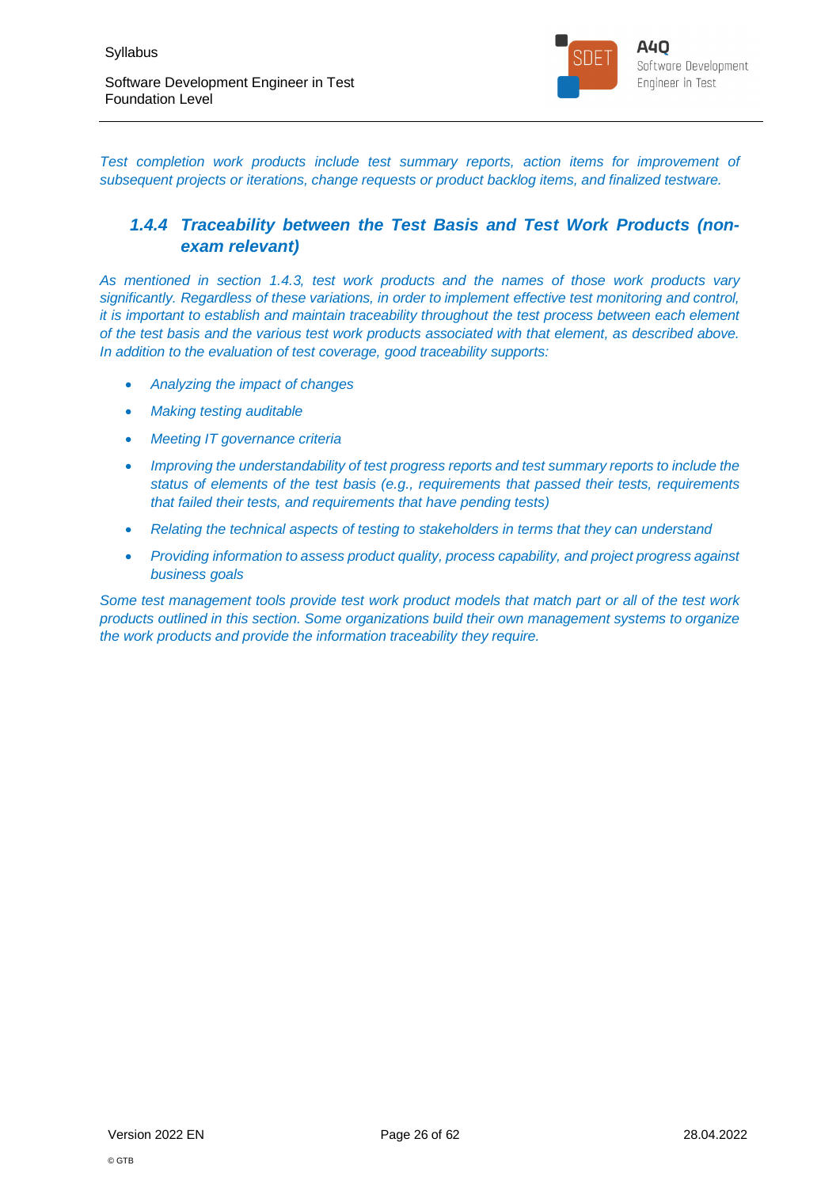*Test completion work products include test summary reports, action items for improvement of subsequent projects or iterations, change requests or product backlog items, and finalized testware.*

### *1.4.4 Traceability between the Test Basis and Test Work Products (non-exam relevant)*

*As mentioned in section 1.4.3, test work products and the names of those work products vary significantly. Regardless of these variations, in order to implement effective test monitoring and control, it is important to establish and maintain traceability throughout the test process between each element of the test basis and the various test work products associated with that element, as described above. In addition to the evaluation of test coverage, good traceability supports:*

- *Analyzing the impact of changes*
- *Making testing auditable*
- *Meeting IT governance criteria*
- *Improving the understandability of test progress reports and test summary reports to include the status of elements of the test basis (e.g., requirements that passed their tests, requirements that failed their tests, and requirements that have pending tests)*
- *Relating the technical aspects of testing to stakeholders in terms that they can understand*
- *Providing information to assess product quality, process capability, and project progress against business goals*

*Some test management tools provide test work product models that match part or all of the test work products outlined in this section. Some organizations build their own management systems to organize the work products and provide the information traceability they require.*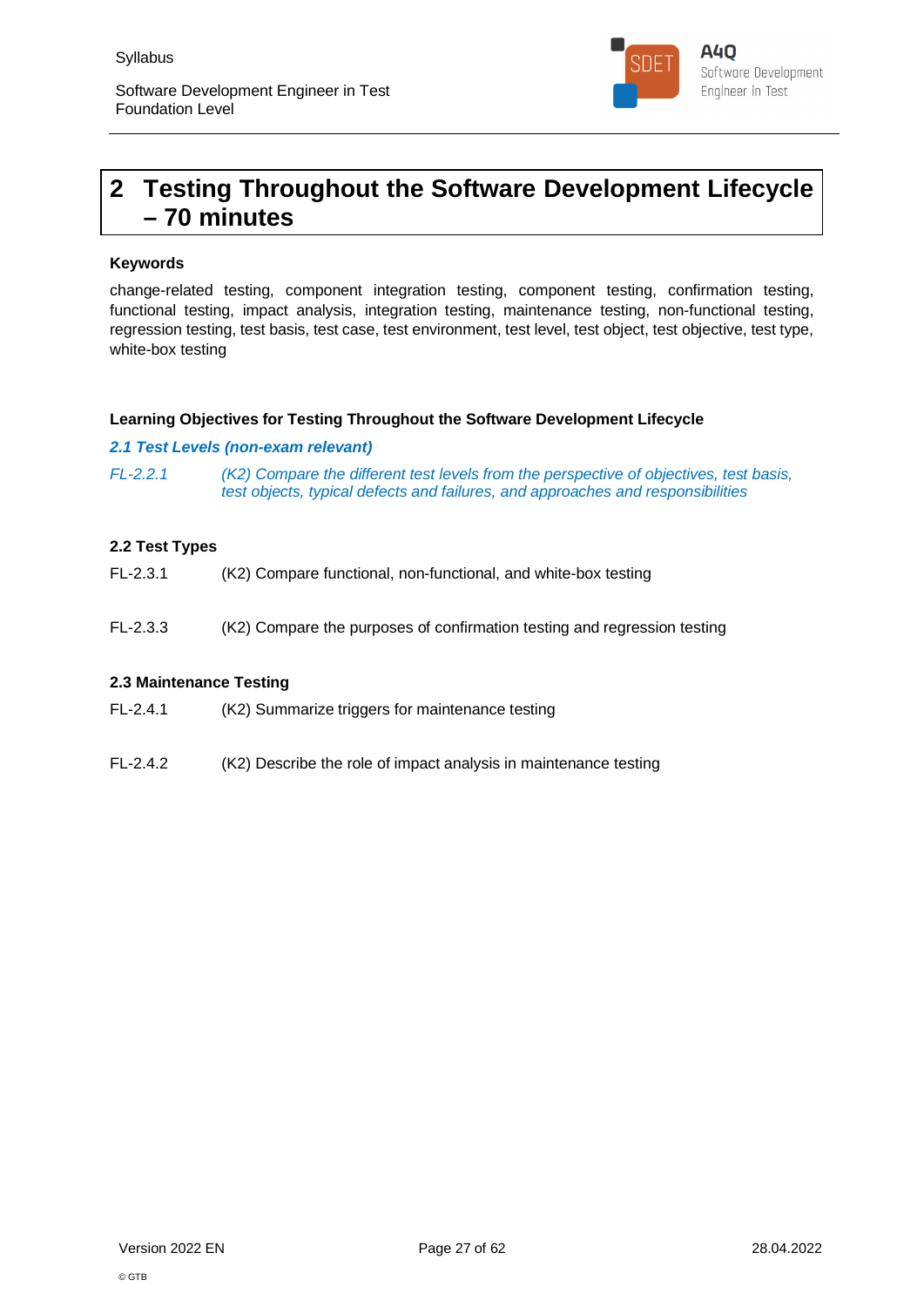# 2 Testing Throughout the Software Development Lifecycle – 70 minutes

**Keywords**

change-related testing, component integration testing, component testing, confirmation testing, functional testing, impact analysis, integration testing, maintenance testing, non-functional testing, regression testing, test basis, test case, test environment, test level, test object, test objective, test type, white-box testing

**Learning Objectives for Testing Throughout the Software Development Lifecycle**

***2.1 Test Levels (non-exam relevant)***

*FL-2.2.1 (K2) Compare the different test levels from the perspective of objectives, test basis, test objects, typical defects and failures, and approaches and responsibilities*

**2.2 Test Types**

FL-2.3.1 (K2) Compare functional, non-functional, and white-box testing

FL-2.3.3 (K2) Compare the purposes of confirmation testing and regression testing

**2.3 Maintenance Testing**

FL-2.4.1 (K2) Summarize triggers for maintenance testing

FL-2.4.2 (K2) Describe the role of impact analysis in maintenance testing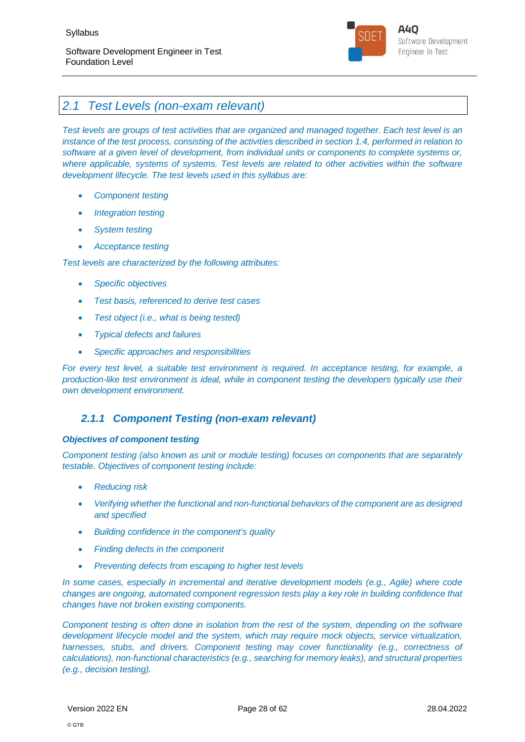## 2.1 Test Levels (non-exam relevant)

*Test levels are groups of test activities that are organized and managed together. Each test level is an instance of the test process, consisting of the activities described in section 1.4, performed in relation to software at a given level of development, from individual units or components to complete systems or, where applicable, systems of systems. Test levels are related to other activities within the software development lifecycle. The test levels used in this syllabus are:*

- *Component testing*
- *Integration testing*
- *System testing*
- *Acceptance testing*

*Test levels are characterized by the following attributes:*

- *Specific objectives*
- *Test basis, referenced to derive test cases*
- *Test object (i.e., what is being tested)*
- *Typical defects and failures*
- *Specific approaches and responsibilities*

*For every test level, a suitable test environment is required. In acceptance testing, for example, a production-like test environment is ideal, while in component testing the developers typically use their own development environment.*

### 2.1.1 Component Testing (non-exam relevant)

***Objectives of component testing***

*Component testing (also known as unit or module testing) focuses on components that are separately testable. Objectives of component testing include:*

- *Reducing risk*
- *Verifying whether the functional and non-functional behaviors of the component are as designed and specified*
- *Building confidence in the component's quality*
- *Finding defects in the component*
- *Preventing defects from escaping to higher test levels*

*In some cases, especially in incremental and iterative development models (e.g., Agile) where code changes are ongoing, automated component regression tests play a key role in building confidence that changes have not broken existing components.*

*Component testing is often done in isolation from the rest of the system, depending on the software development lifecycle model and the system, which may require mock objects, service virtualization, harnesses, stubs, and drivers. Component testing may cover functionality (e.g., correctness of calculations), non-functional characteristics (e.g., searching for memory leaks), and structural properties (e.g., decision testing).*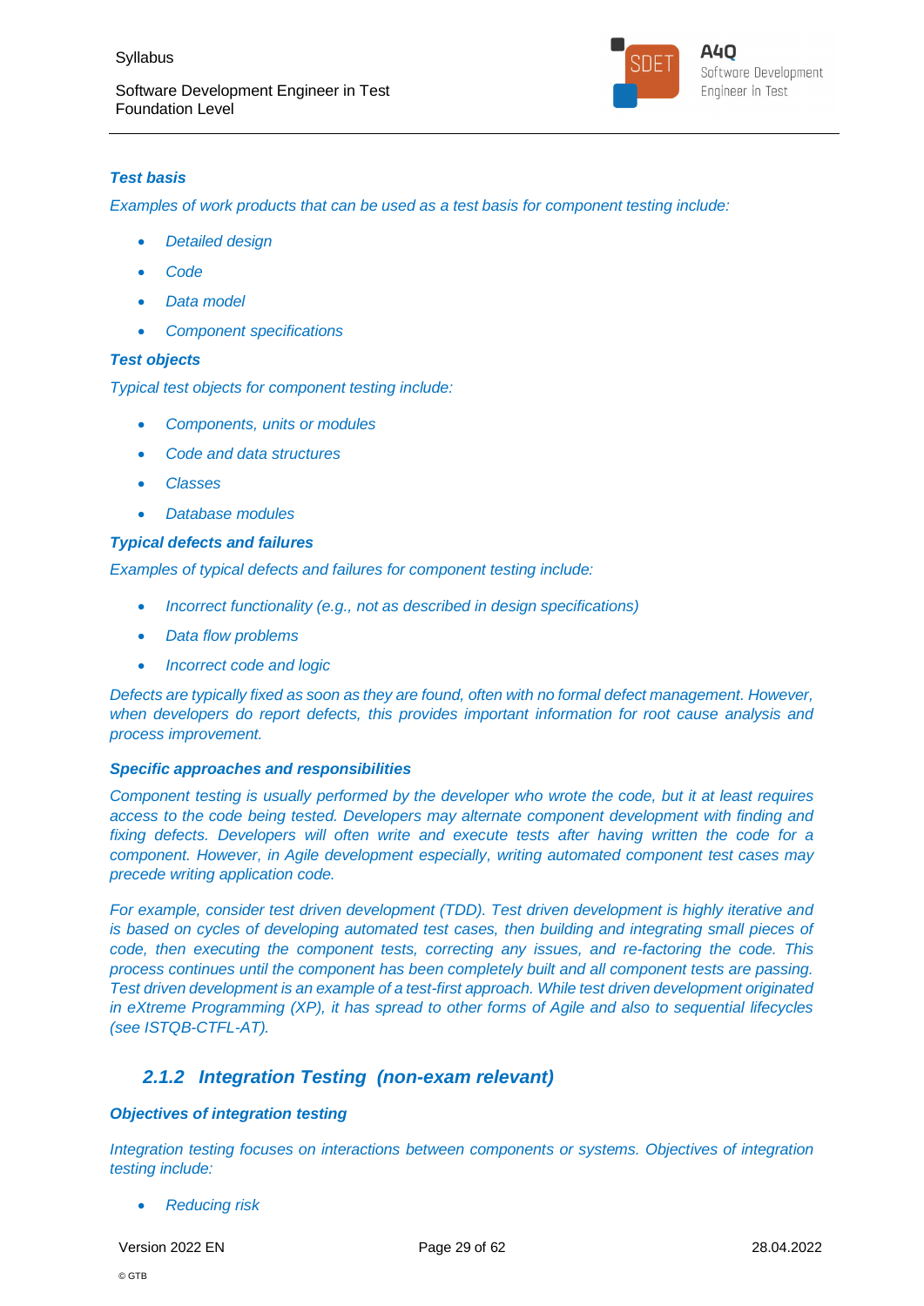***Test basis***

*Examples of work products that can be used as a test basis for component testing include:*

- *Detailed design*
- *Code*
- *Data model*
- *Component specifications*

***Test objects***

*Typical test objects for component testing include:*

- *Components, units or modules*
- *Code and data structures*
- *Classes*
- *Database modules*

***Typical defects and failures***

*Examples of typical defects and failures for component testing include:*

- *Incorrect functionality (e.g., not as described in design specifications)*
- *Data flow problems*
- *Incorrect code and logic*

*Defects are typically fixed as soon as they are found, often with no formal defect management. However, when developers do report defects, this provides important information for root cause analysis and process improvement.*

***Specific approaches and responsibilities***

*Component testing is usually performed by the developer who wrote the code, but it at least requires access to the code being tested. Developers may alternate component development with finding and fixing defects. Developers will often write and execute tests after having written the code for a component. However, in Agile development especially, writing automated component test cases may precede writing application code.*

*For example, consider test driven development (TDD). Test driven development is highly iterative and is based on cycles of developing automated test cases, then building and integrating small pieces of code, then executing the component tests, correcting any issues, and re-factoring the code. This process continues until the component has been completely built and all component tests are passing. Test driven development is an example of a test-first approach. While test driven development originated in eXtreme Programming (XP), it has spread to other forms of Agile and also to sequential lifecycles (see ISTQB-CTFL-AT).*

### *2.1.2 Integration Testing (non-exam relevant)*

***Objectives of integration testing***

*Integration testing focuses on interactions between components or systems. Objectives of integration testing include:*

- *Reducing risk*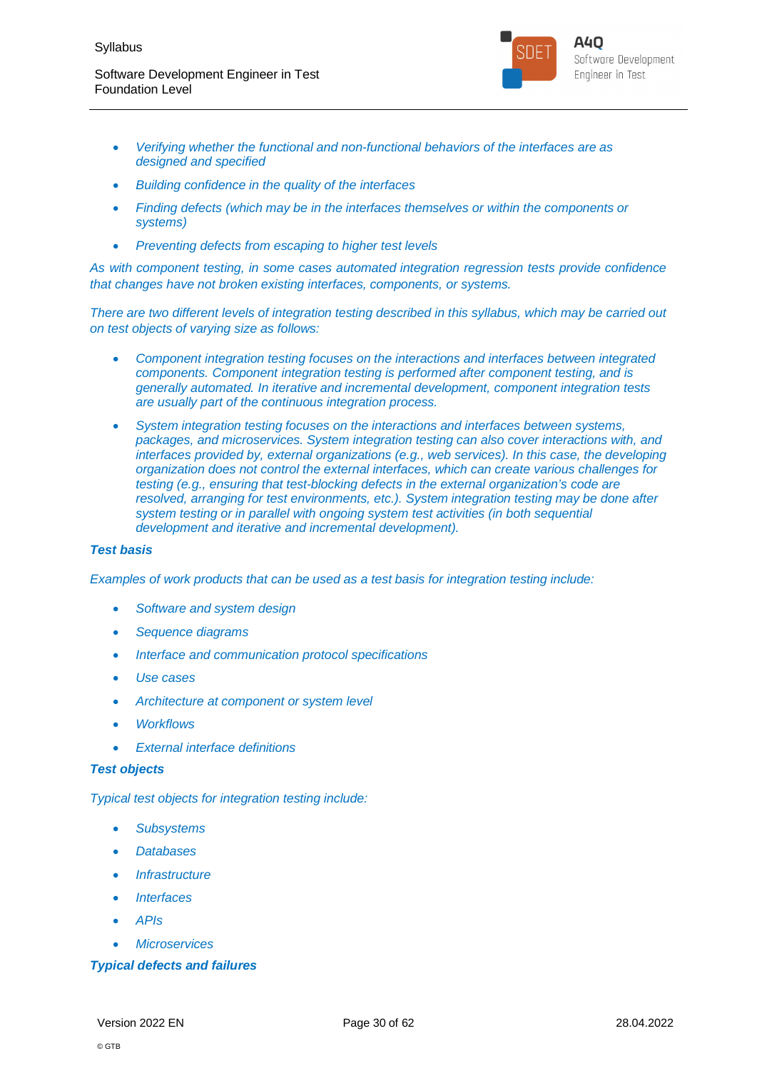- *Verifying whether the functional and non-functional behaviors of the interfaces are as designed and specified*
- *Building confidence in the quality of the interfaces*
- *Finding defects (which may be in the interfaces themselves or within the components or systems)*
- *Preventing defects from escaping to higher test levels*

*As with component testing, in some cases automated integration regression tests provide confidence that changes have not broken existing interfaces, components, or systems.*

*There are two different levels of integration testing described in this syllabus, which may be carried out on test objects of varying size as follows:*

- *Component integration testing focuses on the interactions and interfaces between integrated components. Component integration testing is performed after component testing, and is generally automated. In iterative and incremental development, component integration tests are usually part of the continuous integration process.*
- *System integration testing focuses on the interactions and interfaces between systems, packages, and microservices. System integration testing can also cover interactions with, and interfaces provided by, external organizations (e.g., web services). In this case, the developing organization does not control the external interfaces, which can create various challenges for testing (e.g., ensuring that test-blocking defects in the external organization's code are resolved, arranging for test environments, etc.). System integration testing may be done after system testing or in parallel with ongoing system test activities (in both sequential development and iterative and incremental development).*

***Test basis***

*Examples of work products that can be used as a test basis for integration testing include:*

- *Software and system design*
- *Sequence diagrams*
- *Interface and communication protocol specifications*
- *Use cases*
- *Architecture at component or system level*
- *Workflows*
- *External interface definitions*

***Test objects***

*Typical test objects for integration testing include:*

- *Subsystems*
- *Databases*
- *Infrastructure*
- *Interfaces*
- *APIs*
- *Microservices*

***Typical defects and failures***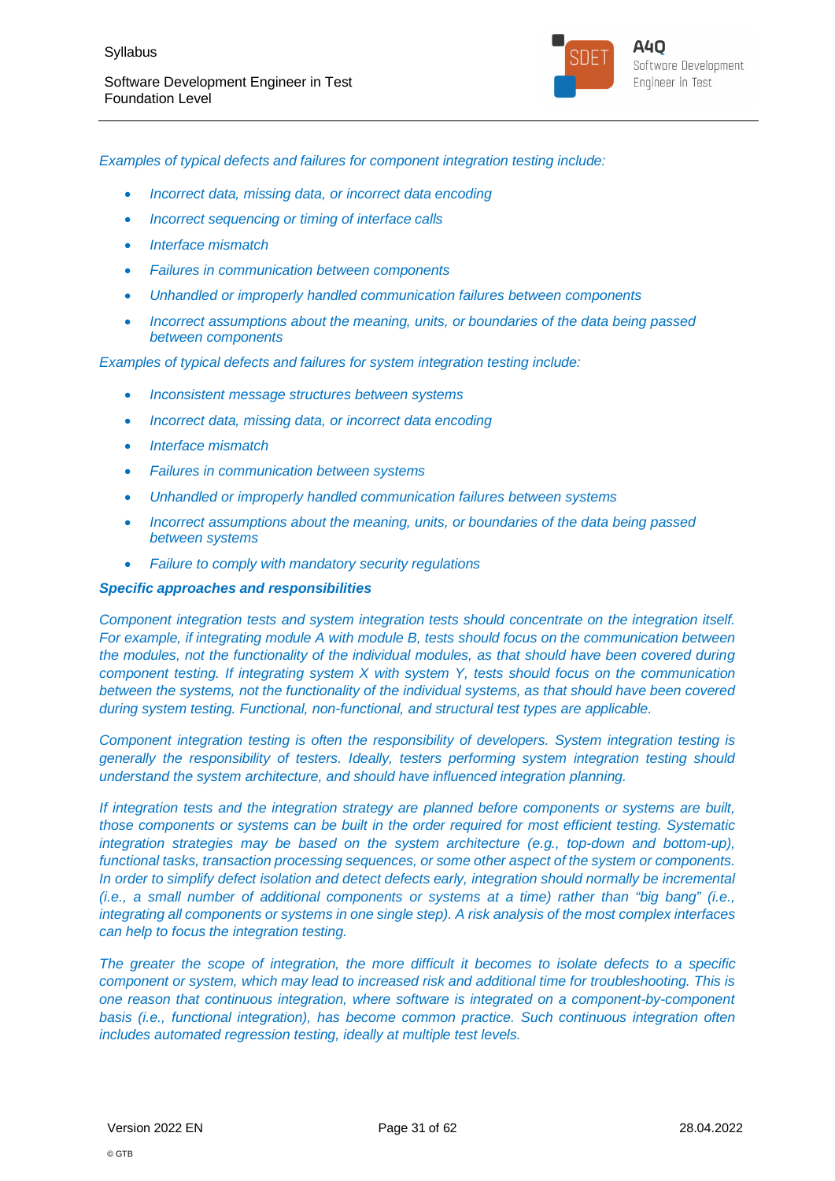*Examples of typical defects and failures for component integration testing include:*

- *Incorrect data, missing data, or incorrect data encoding*
- *Incorrect sequencing or timing of interface calls*
- *Interface mismatch*
- *Failures in communication between components*
- *Unhandled or improperly handled communication failures between components*
- *Incorrect assumptions about the meaning, units, or boundaries of the data being passed between components*

*Examples of typical defects and failures for system integration testing include:*

- *Inconsistent message structures between systems*
- *Incorrect data, missing data, or incorrect data encoding*
- *Interface mismatch*
- *Failures in communication between systems*
- *Unhandled or improperly handled communication failures between systems*
- *Incorrect assumptions about the meaning, units, or boundaries of the data being passed between systems*
- *Failure to comply with mandatory security regulations*

***Specific approaches and responsibilities***

*Component integration tests and system integration tests should concentrate on the integration itself. For example, if integrating module A with module B, tests should focus on the communication between the modules, not the functionality of the individual modules, as that should have been covered during component testing. If integrating system X with system Y, tests should focus on the communication between the systems, not the functionality of the individual systems, as that should have been covered during system testing. Functional, non-functional, and structural test types are applicable.*

*Component integration testing is often the responsibility of developers. System integration testing is generally the responsibility of testers. Ideally, testers performing system integration testing should understand the system architecture, and should have influenced integration planning.*

*If integration tests and the integration strategy are planned before components or systems are built, those components or systems can be built in the order required for most efficient testing. Systematic integration strategies may be based on the system architecture (e.g., top-down and bottom-up), functional tasks, transaction processing sequences, or some other aspect of the system or components. In order to simplify defect isolation and detect defects early, integration should normally be incremental (i.e., a small number of additional components or systems at a time) rather than "big bang" (i.e., integrating all components or systems in one single step). A risk analysis of the most complex interfaces can help to focus the integration testing.*

*The greater the scope of integration, the more difficult it becomes to isolate defects to a specific component or system, which may lead to increased risk and additional time for troubleshooting. This is one reason that continuous integration, where software is integrated on a component-by-component basis (i.e., functional integration), has become common practice. Such continuous integration often includes automated regression testing, ideally at multiple test levels.*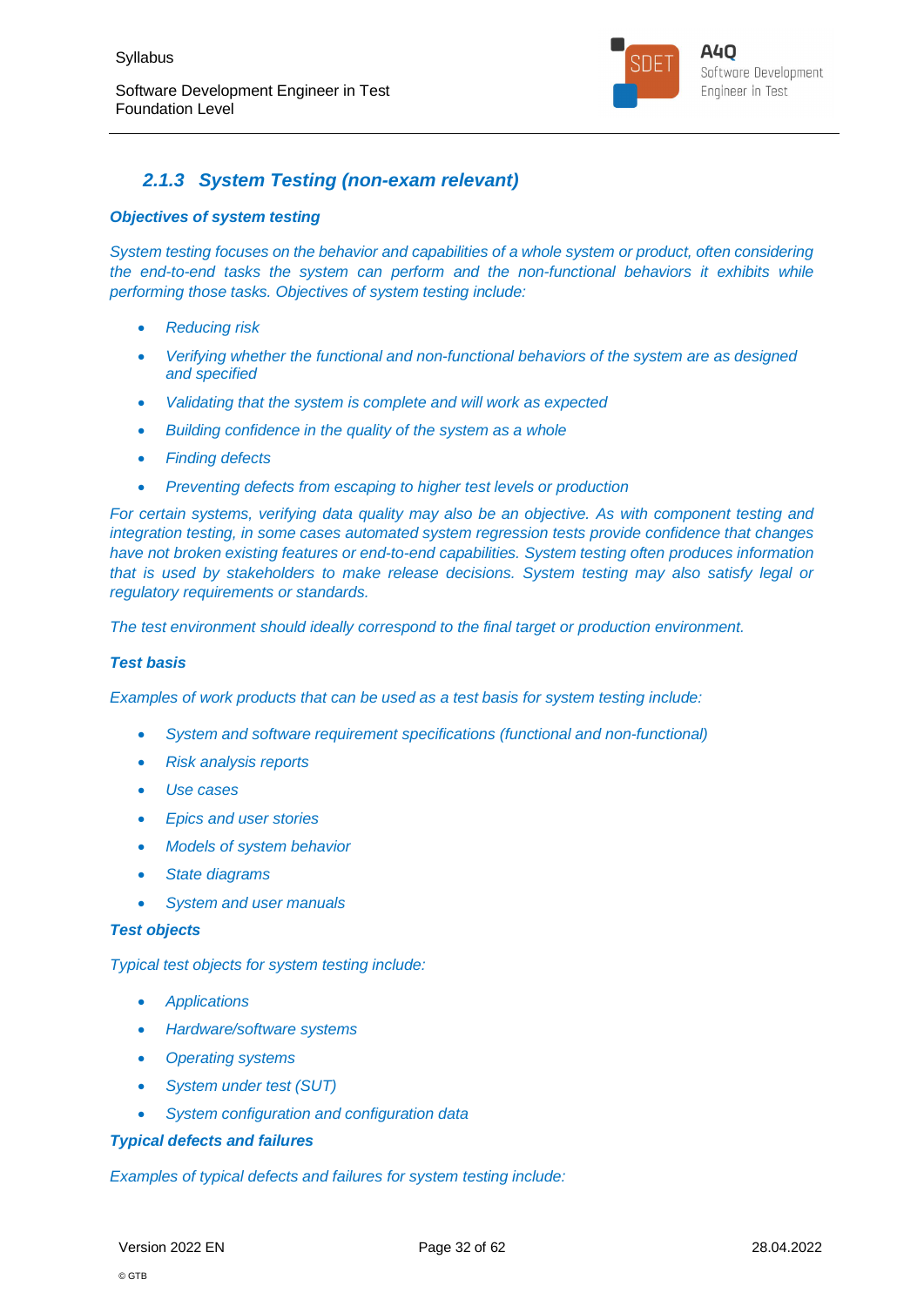### *2.1.3 System Testing (non-exam relevant)*

***Objectives of system testing***

*System testing focuses on the behavior and capabilities of a whole system or product, often considering the end-to-end tasks the system can perform and the non-functional behaviors it exhibits while performing those tasks. Objectives of system testing include:*

- *Reducing risk*
- *Verifying whether the functional and non-functional behaviors of the system are as designed and specified*
- *Validating that the system is complete and will work as expected*
- *Building confidence in the quality of the system as a whole*
- *Finding defects*
- *Preventing defects from escaping to higher test levels or production*

*For certain systems, verifying data quality may also be an objective. As with component testing and integration testing, in some cases automated system regression tests provide confidence that changes have not broken existing features or end-to-end capabilities. System testing often produces information that is used by stakeholders to make release decisions. System testing may also satisfy legal or regulatory requirements or standards.*

*The test environment should ideally correspond to the final target or production environment.*

***Test basis***

*Examples of work products that can be used as a test basis for system testing include:*

- *System and software requirement specifications (functional and non-functional)*
- *Risk analysis reports*
- *Use cases*
- *Epics and user stories*
- *Models of system behavior*
- *State diagrams*
- *System and user manuals*

***Test objects***

*Typical test objects for system testing include:*

- *Applications*
- *Hardware/software systems*
- *Operating systems*
- *System under test (SUT)*
- *System configuration and configuration data*

***Typical defects and failures***

*Examples of typical defects and failures for system testing include:*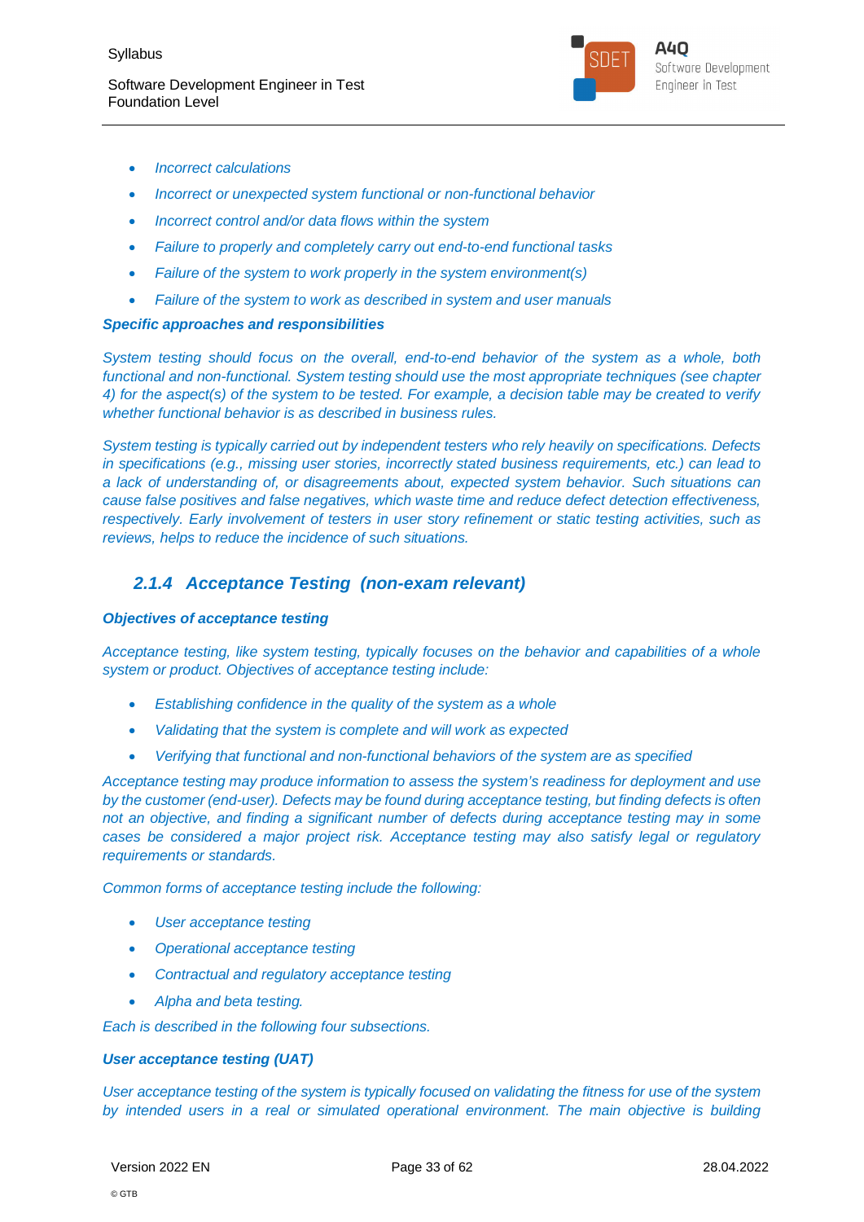- *Incorrect calculations*
- *Incorrect or unexpected system functional or non-functional behavior*
- *Incorrect control and/or data flows within the system*
- *Failure to properly and completely carry out end-to-end functional tasks*
- *Failure of the system to work properly in the system environment(s)*
- *Failure of the system to work as described in system and user manuals*

***Specific approaches and responsibilities***

*System testing should focus on the overall, end-to-end behavior of the system as a whole, both functional and non-functional. System testing should use the most appropriate techniques (see chapter 4) for the aspect(s) of the system to be tested. For example, a decision table may be created to verify whether functional behavior is as described in business rules.*

*System testing is typically carried out by independent testers who rely heavily on specifications. Defects in specifications (e.g., missing user stories, incorrectly stated business requirements, etc.) can lead to a lack of understanding of, or disagreements about, expected system behavior. Such situations can cause false positives and false negatives, which waste time and reduce defect detection effectiveness, respectively. Early involvement of testers in user story refinement or static testing activities, such as reviews, helps to reduce the incidence of such situations.*

### *2.1.4 Acceptance Testing (non-exam relevant)*

***Objectives of acceptance testing***

*Acceptance testing, like system testing, typically focuses on the behavior and capabilities of a whole system or product. Objectives of acceptance testing include:*

- *Establishing confidence in the quality of the system as a whole*
- *Validating that the system is complete and will work as expected*
- *Verifying that functional and non-functional behaviors of the system are as specified*

*Acceptance testing may produce information to assess the system's readiness for deployment and use by the customer (end-user). Defects may be found during acceptance testing, but finding defects is often not an objective, and finding a significant number of defects during acceptance testing may in some cases be considered a major project risk. Acceptance testing may also satisfy legal or regulatory requirements or standards.*

*Common forms of acceptance testing include the following:*

- *User acceptance testing*
- *Operational acceptance testing*
- *Contractual and regulatory acceptance testing*
- *Alpha and beta testing.*

*Each is described in the following four subsections.*

***User acceptance testing (UAT)***

*User acceptance testing of the system is typically focused on validating the fitness for use of the system by intended users in a real or simulated operational environment. The main objective is building*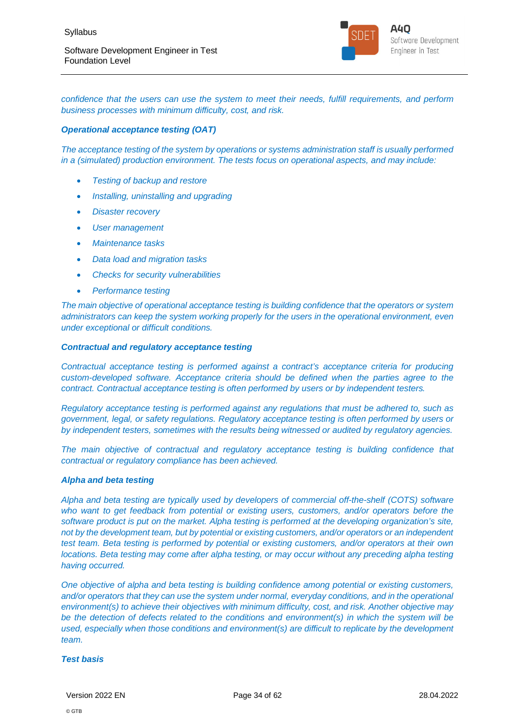*confidence that the users can use the system to meet their needs, fulfill requirements, and perform business processes with minimum difficulty, cost, and risk.*

***Operational acceptance testing (OAT)***

*The acceptance testing of the system by operations or systems administration staff is usually performed in a (simulated) production environment. The tests focus on operational aspects, and may include:*

- *Testing of backup and restore*
- *Installing, uninstalling and upgrading*
- *Disaster recovery*
- *User management*
- *Maintenance tasks*
- *Data load and migration tasks*
- *Checks for security vulnerabilities*
- *Performance testing*

*The main objective of operational acceptance testing is building confidence that the operators or system administrators can keep the system working properly for the users in the operational environment, even under exceptional or difficult conditions.*

***Contractual and regulatory acceptance testing***

*Contractual acceptance testing is performed against a contract's acceptance criteria for producing custom-developed software. Acceptance criteria should be defined when the parties agree to the contract. Contractual acceptance testing is often performed by users or by independent testers.*

*Regulatory acceptance testing is performed against any regulations that must be adhered to, such as government, legal, or safety regulations. Regulatory acceptance testing is often performed by users or by independent testers, sometimes with the results being witnessed or audited by regulatory agencies.*

*The main objective of contractual and regulatory acceptance testing is building confidence that contractual or regulatory compliance has been achieved.*

***Alpha and beta testing***

*Alpha and beta testing are typically used by developers of commercial off-the-shelf (COTS) software who want to get feedback from potential or existing users, customers, and/or operators before the software product is put on the market. Alpha testing is performed at the developing organization's site, not by the development team, but by potential or existing customers, and/or operators or an independent test team. Beta testing is performed by potential or existing customers, and/or operators at their own locations. Beta testing may come after alpha testing, or may occur without any preceding alpha testing having occurred.*

*One objective of alpha and beta testing is building confidence among potential or existing customers, and/or operators that they can use the system under normal, everyday conditions, and in the operational environment(s) to achieve their objectives with minimum difficulty, cost, and risk. Another objective may be the detection of defects related to the conditions and environment(s) in which the system will be used, especially when those conditions and environment(s) are difficult to replicate by the development team.*

***Test basis***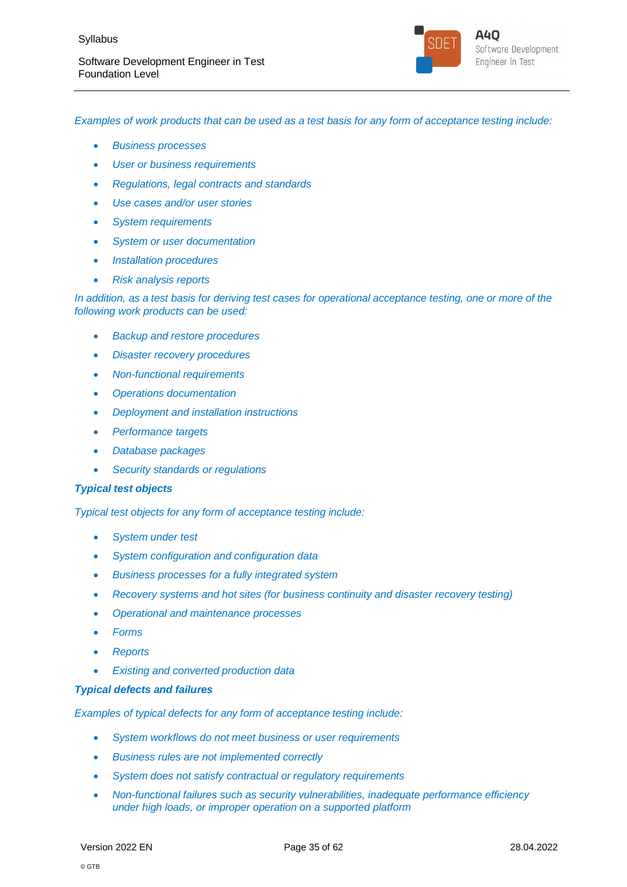*Examples of work products that can be used as a test basis for any form of acceptance testing include:*

- *Business processes*
- *User or business requirements*
- *Regulations, legal contracts and standards*
- *Use cases and/or user stories*
- *System requirements*
- *System or user documentation*
- *Installation procedures*
- *Risk analysis reports*

*In addition, as a test basis for deriving test cases for operational acceptance testing, one or more of the following work products can be used:*

- *Backup and restore procedures*
- *Disaster recovery procedures*
- *Non-functional requirements*
- *Operations documentation*
- *Deployment and installation instructions*
- *Performance targets*
- *Database packages*
- *Security standards or regulations*

***Typical test objects***

*Typical test objects for any form of acceptance testing include:*

- *System under test*
- *System configuration and configuration data*
- *Business processes for a fully integrated system*
- *Recovery systems and hot sites (for business continuity and disaster recovery testing)*
- *Operational and maintenance processes*
- *Forms*
- *Reports*
- *Existing and converted production data*

***Typical defects and failures***

*Examples of typical defects for any form of acceptance testing include:*

- *System workflows do not meet business or user requirements*
- *Business rules are not implemented correctly*
- *System does not satisfy contractual or regulatory requirements*
- *Non-functional failures such as security vulnerabilities, inadequate performance efficiency under high loads, or improper operation on a supported platform*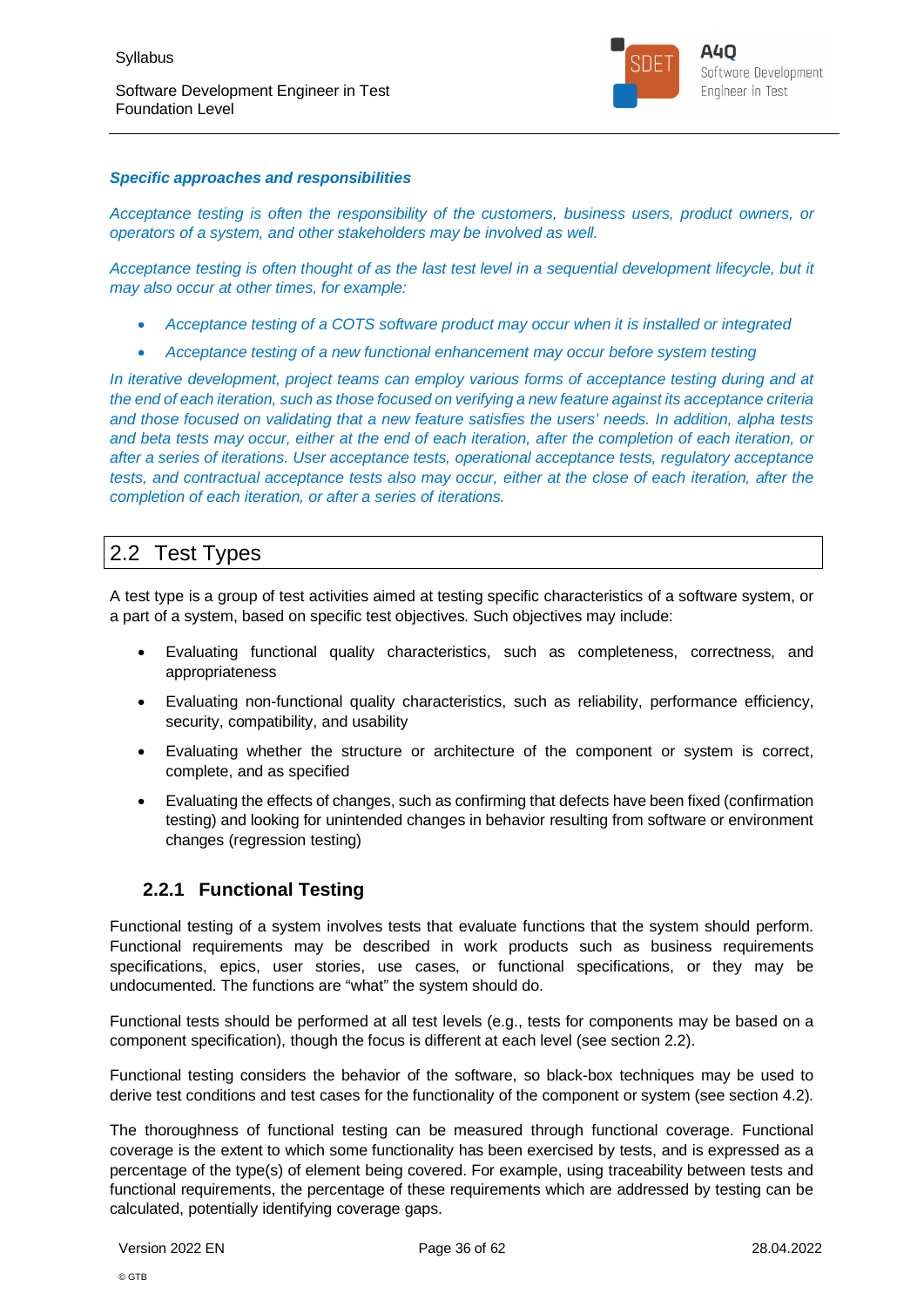***Specific approaches and responsibilities***

*Acceptance testing is often the responsibility of the customers, business users, product owners, or operators of a system, and other stakeholders may be involved as well.*

*Acceptance testing is often thought of as the last test level in a sequential development lifecycle, but it may also occur at other times, for example:*

- *Acceptance testing of a COTS software product may occur when it is installed or integrated*
- *Acceptance testing of a new functional enhancement may occur before system testing*

*In iterative development, project teams can employ various forms of acceptance testing during and at the end of each iteration, such as those focused on verifying a new feature against its acceptance criteria and those focused on validating that a new feature satisfies the users' needs. In addition, alpha tests and beta tests may occur, either at the end of each iteration, after the completion of each iteration, or after a series of iterations. User acceptance tests, operational acceptance tests, regulatory acceptance tests, and contractual acceptance tests also may occur, either at the close of each iteration, after the completion of each iteration, or after a series of iterations.*

## 2.2 Test Types

A test type is a group of test activities aimed at testing specific characteristics of a software system, or a part of a system, based on specific test objectives. Such objectives may include:

- Evaluating functional quality characteristics, such as completeness, correctness, and appropriateness
- Evaluating non-functional quality characteristics, such as reliability, performance efficiency, security, compatibility, and usability
- Evaluating whether the structure or architecture of the component or system is correct, complete, and as specified
- Evaluating the effects of changes, such as confirming that defects have been fixed (confirmation testing) and looking for unintended changes in behavior resulting from software or environment changes (regression testing)

### 2.2.1 Functional Testing

Functional testing of a system involves tests that evaluate functions that the system should perform. Functional requirements may be described in work products such as business requirements specifications, epics, user stories, use cases, or functional specifications, or they may be undocumented. The functions are "what" the system should do.

Functional tests should be performed at all test levels (e.g., tests for components may be based on a component specification), though the focus is different at each level (see section 2.2).

Functional testing considers the behavior of the software, so black-box techniques may be used to derive test conditions and test cases for the functionality of the component or system (see section 4.2).

The thoroughness of functional testing can be measured through functional coverage. Functional coverage is the extent to which some functionality has been exercised by tests, and is expressed as a percentage of the type(s) of element being covered. For example, using traceability between tests and functional requirements, the percentage of these requirements which are addressed by testing can be calculated, potentially identifying coverage gaps.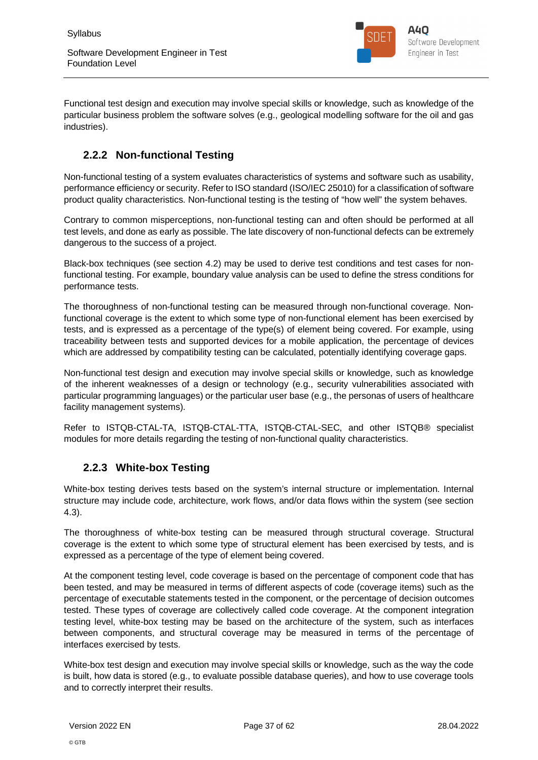Functional test design and execution may involve special skills or knowledge, such as knowledge of the particular business problem the software solves (e.g., geological modelling software for the oil and gas industries).

### 2.2.2 Non-functional Testing

Non-functional testing of a system evaluates characteristics of systems and software such as usability, performance efficiency or security. Refer to ISO standard (ISO/IEC 25010) for a classification of software product quality characteristics. Non-functional testing is the testing of "how well" the system behaves.

Contrary to common misperceptions, non-functional testing can and often should be performed at all test levels, and done as early as possible. The late discovery of non-functional defects can be extremely dangerous to the success of a project.

Black-box techniques (see section 4.2) may be used to derive test conditions and test cases for non-functional testing. For example, boundary value analysis can be used to define the stress conditions for performance tests.

The thoroughness of non-functional testing can be measured through non-functional coverage. Non-functional coverage is the extent to which some type of non-functional element has been exercised by tests, and is expressed as a percentage of the type(s) of element being covered. For example, using traceability between tests and supported devices for a mobile application, the percentage of devices which are addressed by compatibility testing can be calculated, potentially identifying coverage gaps.

Non-functional test design and execution may involve special skills or knowledge, such as knowledge of the inherent weaknesses of a design or technology (e.g., security vulnerabilities associated with particular programming languages) or the particular user base (e.g., the personas of users of healthcare facility management systems).

Refer to ISTQB-CTAL-TA, ISTQB-CTAL-TTA, ISTQB-CTAL-SEC, and other ISTQB® specialist modules for more details regarding the testing of non-functional quality characteristics.

### 2.2.3 White-box Testing

White-box testing derives tests based on the system's internal structure or implementation. Internal structure may include code, architecture, work flows, and/or data flows within the system (see section 4.3).

The thoroughness of white-box testing can be measured through structural coverage. Structural coverage is the extent to which some type of structural element has been exercised by tests, and is expressed as a percentage of the type of element being covered.

At the component testing level, code coverage is based on the percentage of component code that has been tested, and may be measured in terms of different aspects of code (coverage items) such as the percentage of executable statements tested in the component, or the percentage of decision outcomes tested. These types of coverage are collectively called code coverage. At the component integration testing level, white-box testing may be based on the architecture of the system, such as interfaces between components, and structural coverage may be measured in terms of the percentage of interfaces exercised by tests.

White-box test design and execution may involve special skills or knowledge, such as the way the code is built, how data is stored (e.g., to evaluate possible database queries), and how to use coverage tools and to correctly interpret their results.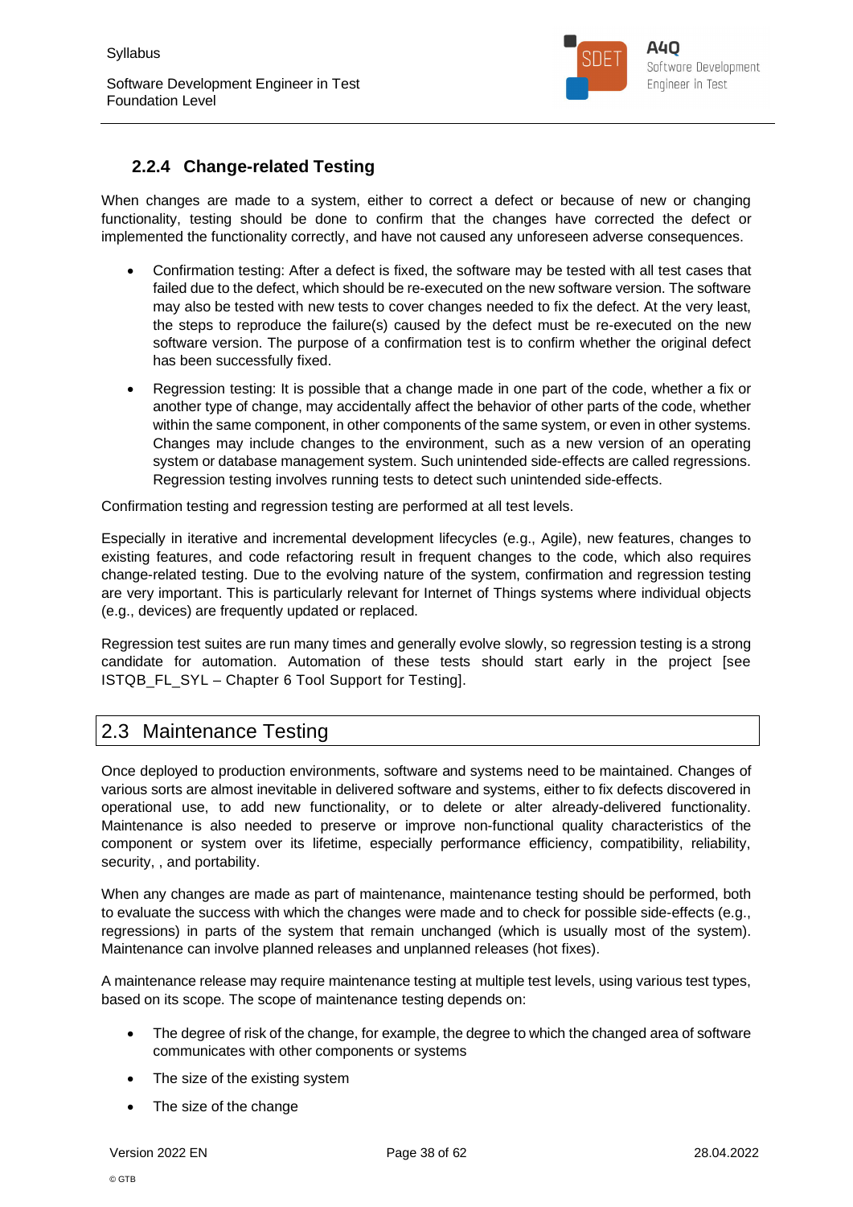### 2.2.4 Change-related Testing

When changes are made to a system, either to correct a defect or because of new or changing functionality, testing should be done to confirm that the changes have corrected the defect or implemented the functionality correctly, and have not caused any unforeseen adverse consequences.

- Confirmation testing: After a defect is fixed, the software may be tested with all test cases that failed due to the defect, which should be re-executed on the new software version. The software may also be tested with new tests to cover changes needed to fix the defect. At the very least, the steps to reproduce the failure(s) caused by the defect must be re-executed on the new software version. The purpose of a confirmation test is to confirm whether the original defect has been successfully fixed.
- Regression testing: It is possible that a change made in one part of the code, whether a fix or another type of change, may accidentally affect the behavior of other parts of the code, whether within the same component, in other components of the same system, or even in other systems. Changes may include changes to the environment, such as a new version of an operating system or database management system. Such unintended side-effects are called regressions. Regression testing involves running tests to detect such unintended side-effects.

Confirmation testing and regression testing are performed at all test levels.

Especially in iterative and incremental development lifecycles (e.g., Agile), new features, changes to existing features, and code refactoring result in frequent changes to the code, which also requires change-related testing. Due to the evolving nature of the system, confirmation and regression testing are very important. This is particularly relevant for Internet of Things systems where individual objects (e.g., devices) are frequently updated or replaced.

Regression test suites are run many times and generally evolve slowly, so regression testing is a strong candidate for automation. Automation of these tests should start early in the project [see ISTQB_FL_SYL – Chapter 6 Tool Support for Testing].

## 2.3 Maintenance Testing

Once deployed to production environments, software and systems need to be maintained. Changes of various sorts are almost inevitable in delivered software and systems, either to fix defects discovered in operational use, to add new functionality, or to delete or alter already-delivered functionality. Maintenance is also needed to preserve or improve non-functional quality characteristics of the component or system over its lifetime, especially performance efficiency, compatibility, reliability, security, , and portability.

When any changes are made as part of maintenance, maintenance testing should be performed, both to evaluate the success with which the changes were made and to check for possible side-effects (e.g., regressions) in parts of the system that remain unchanged (which is usually most of the system). Maintenance can involve planned releases and unplanned releases (hot fixes).

A maintenance release may require maintenance testing at multiple test levels, using various test types, based on its scope. The scope of maintenance testing depends on:

- The degree of risk of the change, for example, the degree to which the changed area of software communicates with other components or systems
- The size of the existing system
- The size of the change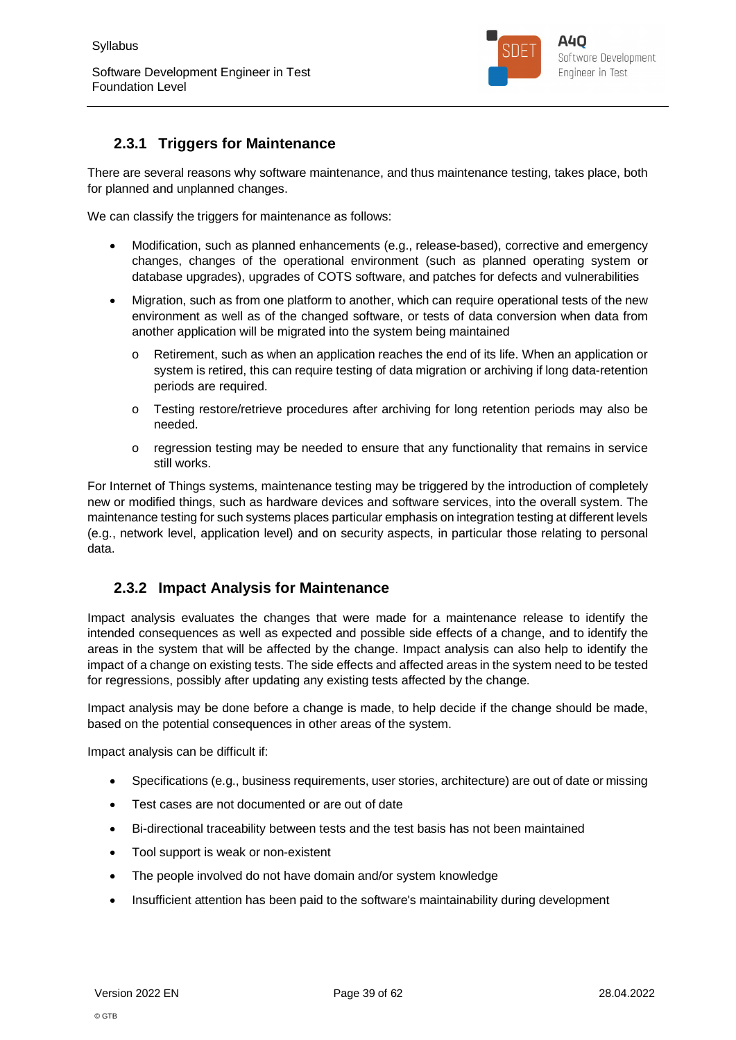### 2.3.1 Triggers for Maintenance

There are several reasons why software maintenance, and thus maintenance testing, takes place, both for planned and unplanned changes.

We can classify the triggers for maintenance as follows:

- Modification, such as planned enhancements (e.g., release-based), corrective and emergency changes, changes of the operational environment (such as planned operating system or database upgrades), upgrades of COTS software, and patches for defects and vulnerabilities
- Migration, such as from one platform to another, which can require operational tests of the new environment as well as of the changed software, or tests of data conversion when data from another application will be migrated into the system being maintained
  - Retirement, such as when an application reaches the end of its life. When an application or system is retired, this can require testing of data migration or archiving if long data-retention periods are required.
  - Testing restore/retrieve procedures after archiving for long retention periods may also be needed.
  - regression testing may be needed to ensure that any functionality that remains in service still works.

For Internet of Things systems, maintenance testing may be triggered by the introduction of completely new or modified things, such as hardware devices and software services, into the overall system. The maintenance testing for such systems places particular emphasis on integration testing at different levels (e.g., network level, application level) and on security aspects, in particular those relating to personal data.

### 2.3.2 Impact Analysis for Maintenance

Impact analysis evaluates the changes that were made for a maintenance release to identify the intended consequences as well as expected and possible side effects of a change, and to identify the areas in the system that will be affected by the change. Impact analysis can also help to identify the impact of a change on existing tests. The side effects and affected areas in the system need to be tested for regressions, possibly after updating any existing tests affected by the change.

Impact analysis may be done before a change is made, to help decide if the change should be made, based on the potential consequences in other areas of the system.

Impact analysis can be difficult if:

- Specifications (e.g., business requirements, user stories, architecture) are out of date or missing
- Test cases are not documented or are out of date
- Bi-directional traceability between tests and the test basis has not been maintained
- Tool support is weak or non-existent
- The people involved do not have domain and/or system knowledge
- Insufficient attention has been paid to the software's maintainability during development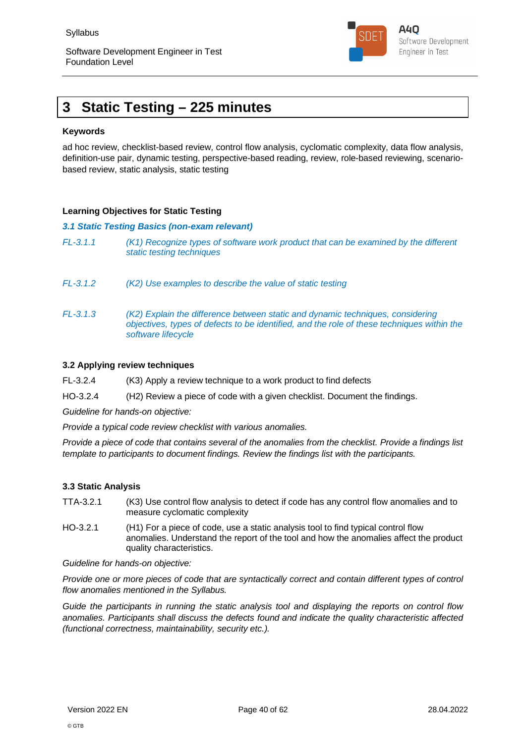# 3 Static Testing – 225 minutes

**Keywords**

ad hoc review, checklist-based review, control flow analysis, cyclomatic complexity, data flow analysis, definition-use pair, dynamic testing, perspective-based reading, review, role-based reviewing, scenario-based review, static analysis, static testing

**Learning Objectives for Static Testing**

*3.1 Static Testing Basics (non-exam relevant)*

| | |
|---|---|
| *FL-3.1.1* | *(K1) Recognize types of software work product that can be examined by the different static testing techniques* |
| *FL-3.1.2* | *(K2) Use examples to describe the value of static testing* |
| *FL-3.1.3* | *(K2) Explain the difference between static and dynamic techniques, considering objectives, types of defects to be identified, and the role of these techniques within the software lifecycle* |

**3.2 Applying review techniques**

| | |
|---|---|
| FL-3.2.4 | (K3) Apply a review technique to a work product to find defects |
| HO-3.2.4 | (H2) Review a piece of code with a given checklist. Document the findings. |

*Guideline for hands-on objective:*

*Provide a typical code review checklist with various anomalies.*

*Provide a piece of code that contains several of the anomalies from the checklist. Provide a findings list template to participants to document findings. Review the findings list with the participants.*

**3.3 Static Analysis**

| | |
|---|---|
| TTA-3.2.1 | (K3) Use control flow analysis to detect if code has any control flow anomalies and to measure cyclomatic complexity |
| HO-3.2.1 | (H1) For a piece of code, use a static analysis tool to find typical control flow anomalies. Understand the report of the tool and how the anomalies affect the product quality characteristics. |

*Guideline for hands-on objective:*

*Provide one or more pieces of code that are syntactically correct and contain different types of control flow anomalies mentioned in the Syllabus.*

*Guide the participants in running the static analysis tool and displaying the reports on control flow anomalies. Participants shall discuss the defects found and indicate the quality characteristic affected (functional correctness, maintainability, security etc.).*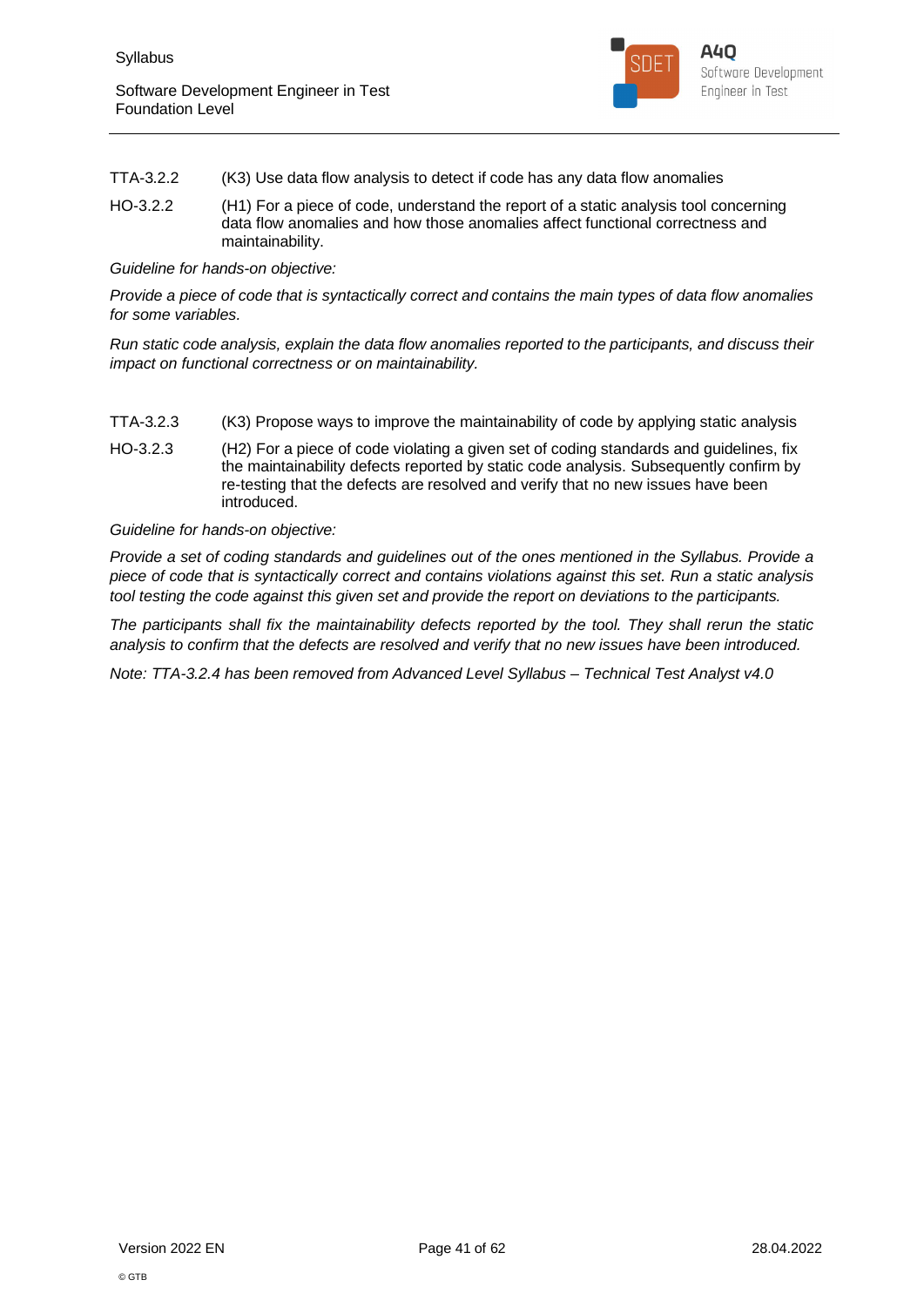TTA-3.2.2 (K3) Use data flow analysis to detect if code has any data flow anomalies

HO-3.2.2 (H1) For a piece of code, understand the report of a static analysis tool concerning data flow anomalies and how those anomalies affect functional correctness and maintainability.

*Guideline for hands-on objective:*

*Provide a piece of code that is syntactically correct and contains the main types of data flow anomalies for some variables.*

*Run static code analysis, explain the data flow anomalies reported to the participants, and discuss their impact on functional correctness or on maintainability.*

TTA-3.2.3 (K3) Propose ways to improve the maintainability of code by applying static analysis

HO-3.2.3 (H2) For a piece of code violating a given set of coding standards and guidelines, fix the maintainability defects reported by static code analysis. Subsequently confirm by re-testing that the defects are resolved and verify that no new issues have been introduced.

*Guideline for hands-on objective:*

*Provide a set of coding standards and guidelines out of the ones mentioned in the Syllabus. Provide a piece of code that is syntactically correct and contains violations against this set. Run a static analysis tool testing the code against this given set and provide the report on deviations to the participants.*

*The participants shall fix the maintainability defects reported by the tool. They shall rerun the static analysis to confirm that the defects are resolved and verify that no new issues have been introduced.*

*Note: TTA-3.2.4 has been removed from Advanced Level Syllabus – Technical Test Analyst v4.0*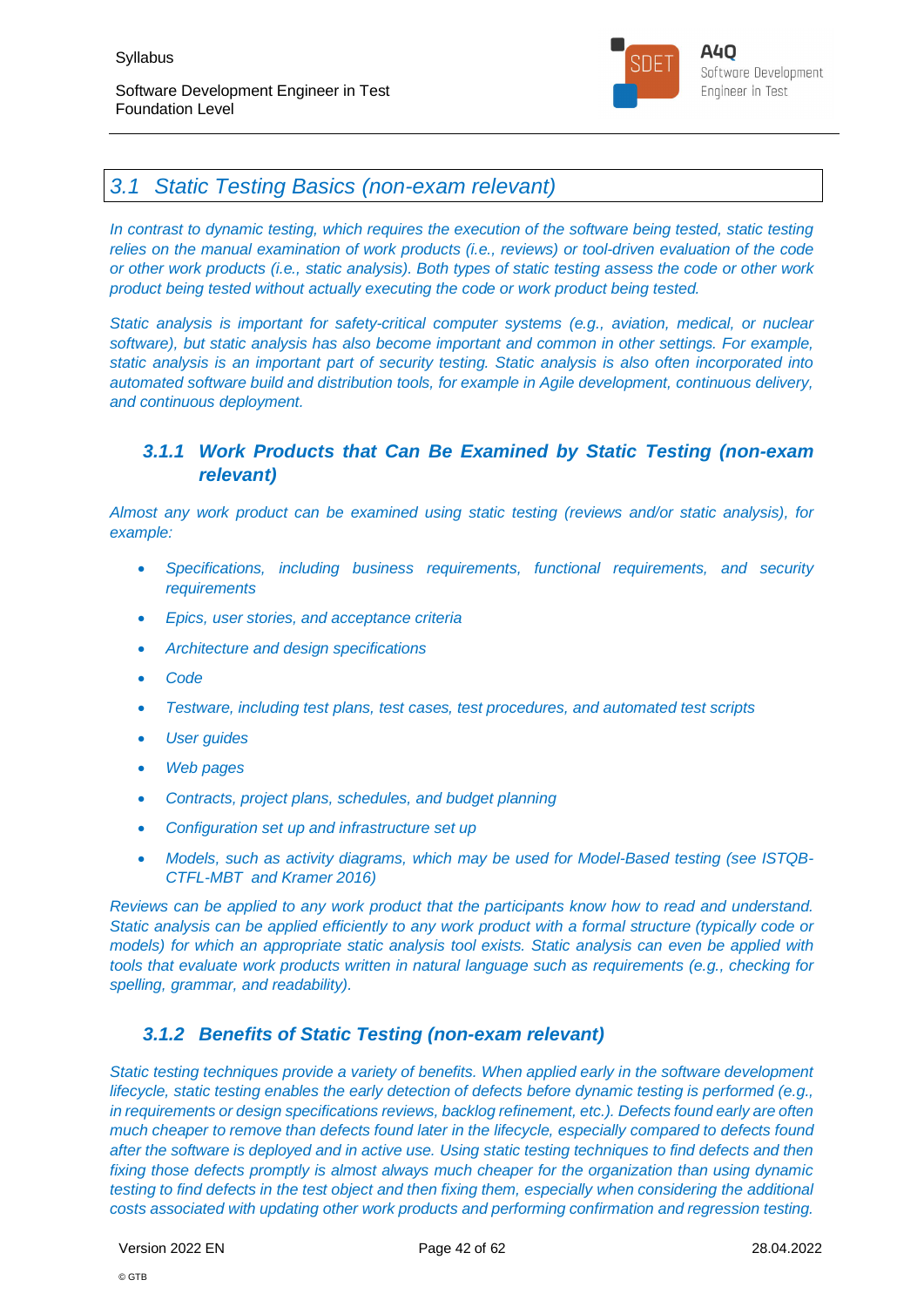## 3.1 Static Testing Basics (non-exam relevant)

*In contrast to dynamic testing, which requires the execution of the software being tested, static testing relies on the manual examination of work products (i.e., reviews) or tool-driven evaluation of the code or other work products (i.e., static analysis). Both types of static testing assess the code or other work product being tested without actually executing the code or work product being tested.*

*Static analysis is important for safety-critical computer systems (e.g., aviation, medical, or nuclear software), but static analysis has also become important and common in other settings. For example, static analysis is an important part of security testing. Static analysis is also often incorporated into automated software build and distribution tools, for example in Agile development, continuous delivery, and continuous deployment.*

### 3.1.1 Work Products that Can Be Examined by Static Testing (non-exam relevant)

*Almost any work product can be examined using static testing (reviews and/or static analysis), for example:*

- *Specifications, including business requirements, functional requirements, and security requirements*
- *Epics, user stories, and acceptance criteria*
- *Architecture and design specifications*
- *Code*
- *Testware, including test plans, test cases, test procedures, and automated test scripts*
- *User guides*
- *Web pages*
- *Contracts, project plans, schedules, and budget planning*
- *Configuration set up and infrastructure set up*
- *Models, such as activity diagrams, which may be used for Model-Based testing (see ISTQB-CTFL-MBT and Kramer 2016)*

*Reviews can be applied to any work product that the participants know how to read and understand. Static analysis can be applied efficiently to any work product with a formal structure (typically code or models) for which an appropriate static analysis tool exists. Static analysis can even be applied with tools that evaluate work products written in natural language such as requirements (e.g., checking for spelling, grammar, and readability).*

### 3.1.2 Benefits of Static Testing (non-exam relevant)

*Static testing techniques provide a variety of benefits. When applied early in the software development lifecycle, static testing enables the early detection of defects before dynamic testing is performed (e.g., in requirements or design specifications reviews, backlog refinement, etc.). Defects found early are often much cheaper to remove than defects found later in the lifecycle, especially compared to defects found after the software is deployed and in active use. Using static testing techniques to find defects and then fixing those defects promptly is almost always much cheaper for the organization than using dynamic testing to find defects in the test object and then fixing them, especially when considering the additional costs associated with updating other work products and performing confirmation and regression testing.*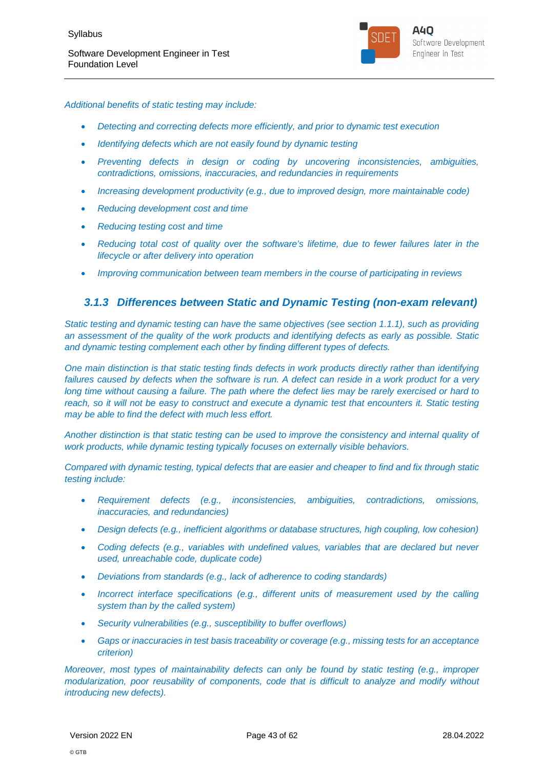*Additional benefits of static testing may include:*

- *Detecting and correcting defects more efficiently, and prior to dynamic test execution*
- *Identifying defects which are not easily found by dynamic testing*
- *Preventing defects in design or coding by uncovering inconsistencies, ambiguities, contradictions, omissions, inaccuracies, and redundancies in requirements*
- *Increasing development productivity (e.g., due to improved design, more maintainable code)*
- *Reducing development cost and time*
- *Reducing testing cost and time*
- *Reducing total cost of quality over the software's lifetime, due to fewer failures later in the lifecycle or after delivery into operation*
- *Improving communication between team members in the course of participating in reviews*

### *3.1.3 Differences between Static and Dynamic Testing (non-exam relevant)*

*Static testing and dynamic testing can have the same objectives (see section 1.1.1), such as providing an assessment of the quality of the work products and identifying defects as early as possible. Static and dynamic testing complement each other by finding different types of defects.*

*One main distinction is that static testing finds defects in work products directly rather than identifying failures caused by defects when the software is run. A defect can reside in a work product for a very long time without causing a failure. The path where the defect lies may be rarely exercised or hard to reach, so it will not be easy to construct and execute a dynamic test that encounters it. Static testing may be able to find the defect with much less effort.*

*Another distinction is that static testing can be used to improve the consistency and internal quality of work products, while dynamic testing typically focuses on externally visible behaviors.*

*Compared with dynamic testing, typical defects that are easier and cheaper to find and fix through static testing include:*

- *Requirement defects (e.g., inconsistencies, ambiguities, contradictions, omissions, inaccuracies, and redundancies)*
- *Design defects (e.g., inefficient algorithms or database structures, high coupling, low cohesion)*
- *Coding defects (e.g., variables with undefined values, variables that are declared but never used, unreachable code, duplicate code)*
- *Deviations from standards (e.g., lack of adherence to coding standards)*
- *Incorrect interface specifications (e.g., different units of measurement used by the calling system than by the called system)*
- *Security vulnerabilities (e.g., susceptibility to buffer overflows)*
- *Gaps or inaccuracies in test basis traceability or coverage (e.g., missing tests for an acceptance criterion)*

*Moreover, most types of maintainability defects can only be found by static testing (e.g., improper modularization, poor reusability of components, code that is difficult to analyze and modify without introducing new defects).*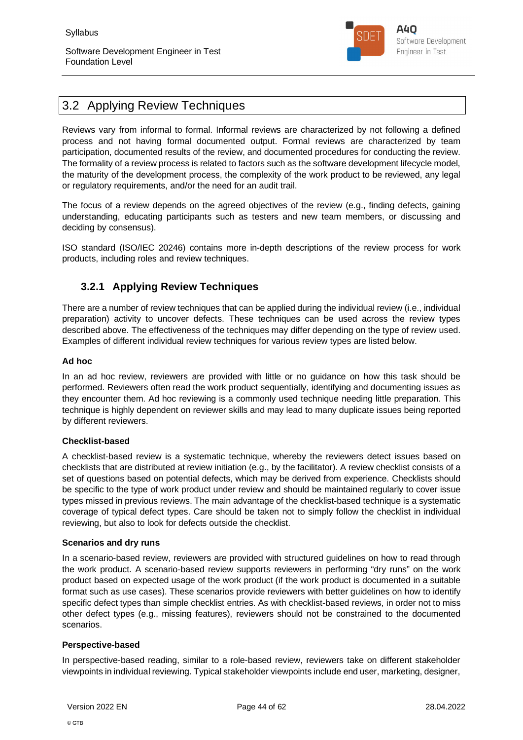## 3.2 Applying Review Techniques

Reviews vary from informal to formal. Informal reviews are characterized by not following a defined process and not having formal documented output. Formal reviews are characterized by team participation, documented results of the review, and documented procedures for conducting the review. The formality of a review process is related to factors such as the software development lifecycle model, the maturity of the development process, the complexity of the work product to be reviewed, any legal or regulatory requirements, and/or the need for an audit trail.

The focus of a review depends on the agreed objectives of the review (e.g., finding defects, gaining understanding, educating participants such as testers and new team members, or discussing and deciding by consensus).

ISO standard (ISO/IEC 20246) contains more in-depth descriptions of the review process for work products, including roles and review techniques.

### 3.2.1 Applying Review Techniques

There are a number of review techniques that can be applied during the individual review (i.e., individual preparation) activity to uncover defects. These techniques can be used across the review types described above. The effectiveness of the techniques may differ depending on the type of review used. Examples of different individual review techniques for various review types are listed below.

**Ad hoc**

In an ad hoc review, reviewers are provided with little or no guidance on how this task should be performed. Reviewers often read the work product sequentially, identifying and documenting issues as they encounter them. Ad hoc reviewing is a commonly used technique needing little preparation. This technique is highly dependent on reviewer skills and may lead to many duplicate issues being reported by different reviewers.

**Checklist-based**

A checklist-based review is a systematic technique, whereby the reviewers detect issues based on checklists that are distributed at review initiation (e.g., by the facilitator). A review checklist consists of a set of questions based on potential defects, which may be derived from experience. Checklists should be specific to the type of work product under review and should be maintained regularly to cover issue types missed in previous reviews. The main advantage of the checklist-based technique is a systematic coverage of typical defect types. Care should be taken not to simply follow the checklist in individual reviewing, but also to look for defects outside the checklist.

**Scenarios and dry runs**

In a scenario-based review, reviewers are provided with structured guidelines on how to read through the work product. A scenario-based review supports reviewers in performing "dry runs" on the work product based on expected usage of the work product (if the work product is documented in a suitable format such as use cases). These scenarios provide reviewers with better guidelines on how to identify specific defect types than simple checklist entries. As with checklist-based reviews, in order not to miss other defect types (e.g., missing features), reviewers should not be constrained to the documented scenarios.

**Perspective-based**

In perspective-based reading, similar to a role-based review, reviewers take on different stakeholder viewpoints in individual reviewing. Typical stakeholder viewpoints include end user, marketing, designer,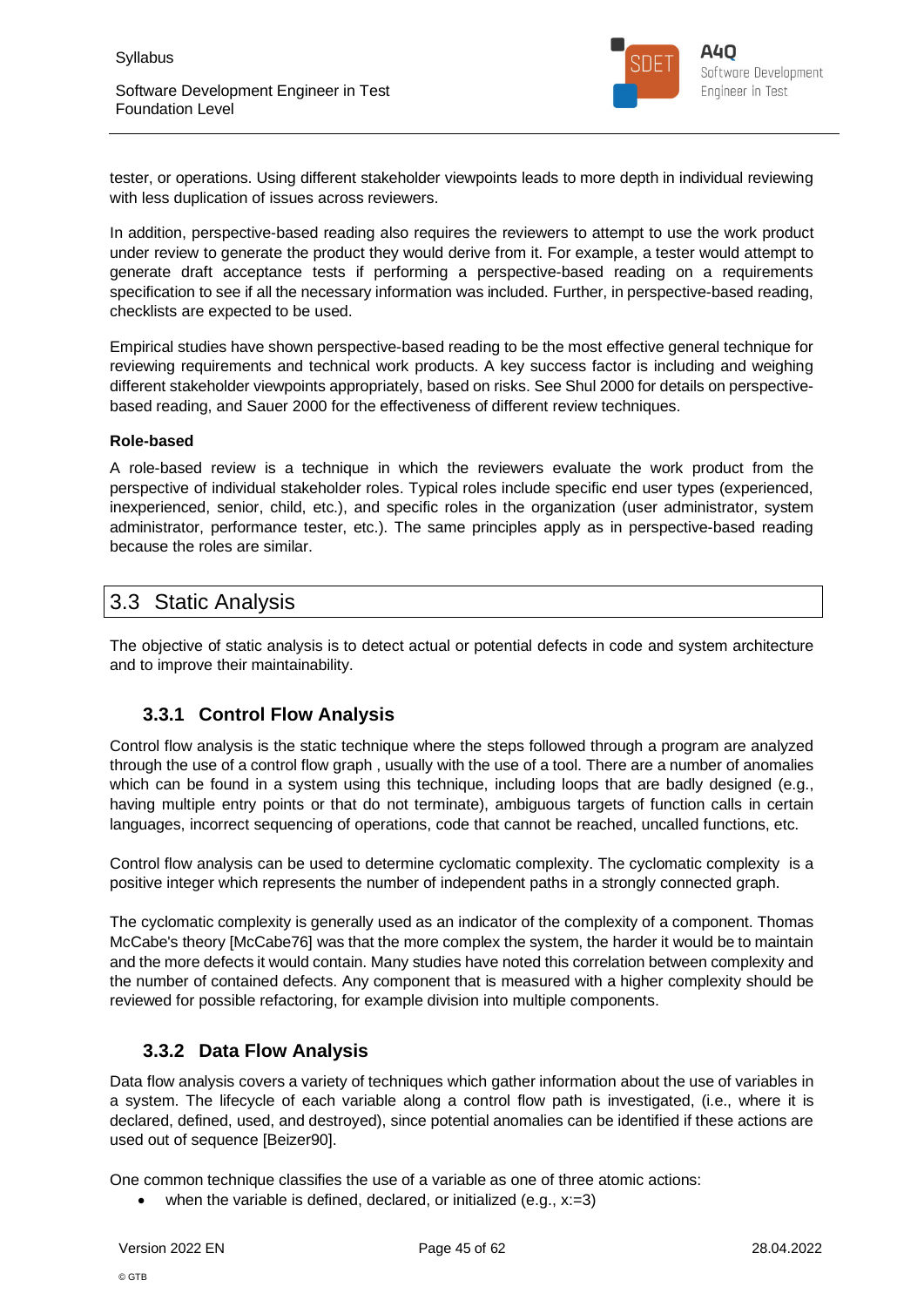tester, or operations. Using different stakeholder viewpoints leads to more depth in individual reviewing with less duplication of issues across reviewers.

In addition, perspective-based reading also requires the reviewers to attempt to use the work product under review to generate the product they would derive from it. For example, a tester would attempt to generate draft acceptance tests if performing a perspective-based reading on a requirements specification to see if all the necessary information was included. Further, in perspective-based reading, checklists are expected to be used.

Empirical studies have shown perspective-based reading to be the most effective general technique for reviewing requirements and technical work products. A key success factor is including and weighing different stakeholder viewpoints appropriately, based on risks. See Shul 2000 for details on perspective-based reading, and Sauer 2000 for the effectiveness of different review techniques.

**Role-based**

A role-based review is a technique in which the reviewers evaluate the work product from the perspective of individual stakeholder roles. Typical roles include specific end user types (experienced, inexperienced, senior, child, etc.), and specific roles in the organization (user administrator, system administrator, performance tester, etc.). The same principles apply as in perspective-based reading because the roles are similar.

## 3.3 Static Analysis

The objective of static analysis is to detect actual or potential defects in code and system architecture and to improve their maintainability.

### 3.3.1 Control Flow Analysis

Control flow analysis is the static technique where the steps followed through a program are analyzed through the use of a control flow graph , usually with the use of a tool. There are a number of anomalies which can be found in a system using this technique, including loops that are badly designed (e.g., having multiple entry points or that do not terminate), ambiguous targets of function calls in certain languages, incorrect sequencing of operations, code that cannot be reached, uncalled functions, etc.

Control flow analysis can be used to determine cyclomatic complexity. The cyclomatic complexity is a positive integer which represents the number of independent paths in a strongly connected graph.

The cyclomatic complexity is generally used as an indicator of the complexity of a component. Thomas McCabe's theory [McCabe76] was that the more complex the system, the harder it would be to maintain and the more defects it would contain. Many studies have noted this correlation between complexity and the number of contained defects. Any component that is measured with a higher complexity should be reviewed for possible refactoring, for example division into multiple components.

### 3.3.2 Data Flow Analysis

Data flow analysis covers a variety of techniques which gather information about the use of variables in a system. The lifecycle of each variable along a control flow path is investigated, (i.e., where it is declared, defined, used, and destroyed), since potential anomalies can be identified if these actions are used out of sequence [Beizer90].

One common technique classifies the use of a variable as one of three atomic actions:

- when the variable is defined, declared, or initialized (e.g., x:=3)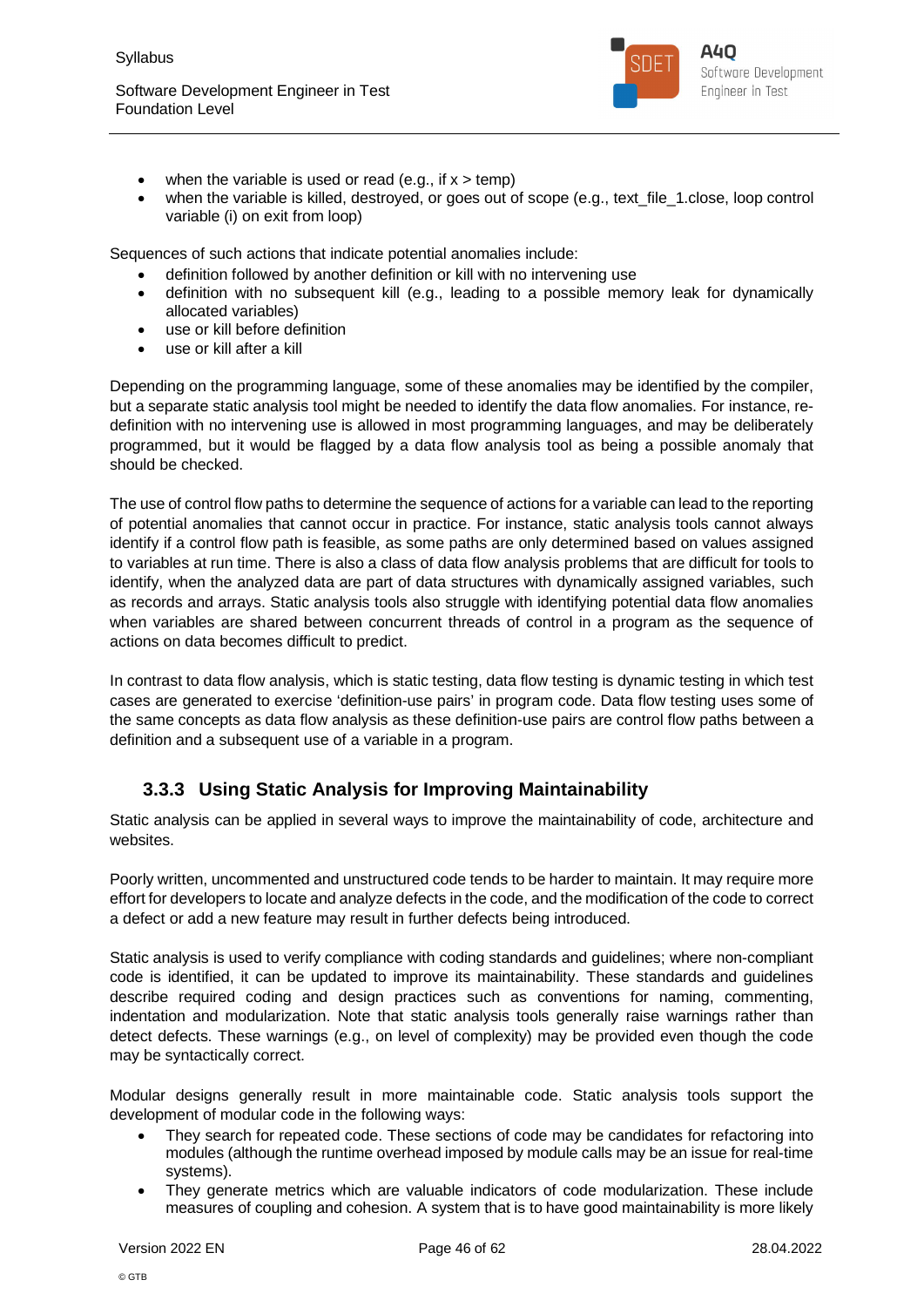- when the variable is used or read (e.g., if x > temp)
- when the variable is killed, destroyed, or goes out of scope (e.g., text_file_1.close, loop control variable (i) on exit from loop)

Sequences of such actions that indicate potential anomalies include:

- definition followed by another definition or kill with no intervening use
- definition with no subsequent kill (e.g., leading to a possible memory leak for dynamically allocated variables)
- use or kill before definition
- use or kill after a kill

Depending on the programming language, some of these anomalies may be identified by the compiler, but a separate static analysis tool might be needed to identify the data flow anomalies. For instance, re-definition with no intervening use is allowed in most programming languages, and may be deliberately programmed, but it would be flagged by a data flow analysis tool as being a possible anomaly that should be checked.

The use of control flow paths to determine the sequence of actions for a variable can lead to the reporting of potential anomalies that cannot occur in practice. For instance, static analysis tools cannot always identify if a control flow path is feasible, as some paths are only determined based on values assigned to variables at run time. There is also a class of data flow analysis problems that are difficult for tools to identify, when the analyzed data are part of data structures with dynamically assigned variables, such as records and arrays. Static analysis tools also struggle with identifying potential data flow anomalies when variables are shared between concurrent threads of control in a program as the sequence of actions on data becomes difficult to predict.

In contrast to data flow analysis, which is static testing, data flow testing is dynamic testing in which test cases are generated to exercise 'definition-use pairs' in program code. Data flow testing uses some of the same concepts as data flow analysis as these definition-use pairs are control flow paths between a definition and a subsequent use of a variable in a program.

### 3.3.3 Using Static Analysis for Improving Maintainability

Static analysis can be applied in several ways to improve the maintainability of code, architecture and websites.

Poorly written, uncommented and unstructured code tends to be harder to maintain. It may require more effort for developers to locate and analyze defects in the code, and the modification of the code to correct a defect or add a new feature may result in further defects being introduced.

Static analysis is used to verify compliance with coding standards and guidelines; where non-compliant code is identified, it can be updated to improve its maintainability. These standards and guidelines describe required coding and design practices such as conventions for naming, commenting, indentation and modularization. Note that static analysis tools generally raise warnings rather than detect defects. These warnings (e.g., on level of complexity) may be provided even though the code may be syntactically correct.

Modular designs generally result in more maintainable code. Static analysis tools support the development of modular code in the following ways:

- They search for repeated code. These sections of code may be candidates for refactoring into modules (although the runtime overhead imposed by module calls may be an issue for real-time systems).
- They generate metrics which are valuable indicators of code modularization. These include measures of coupling and cohesion. A system that is to have good maintainability is more likely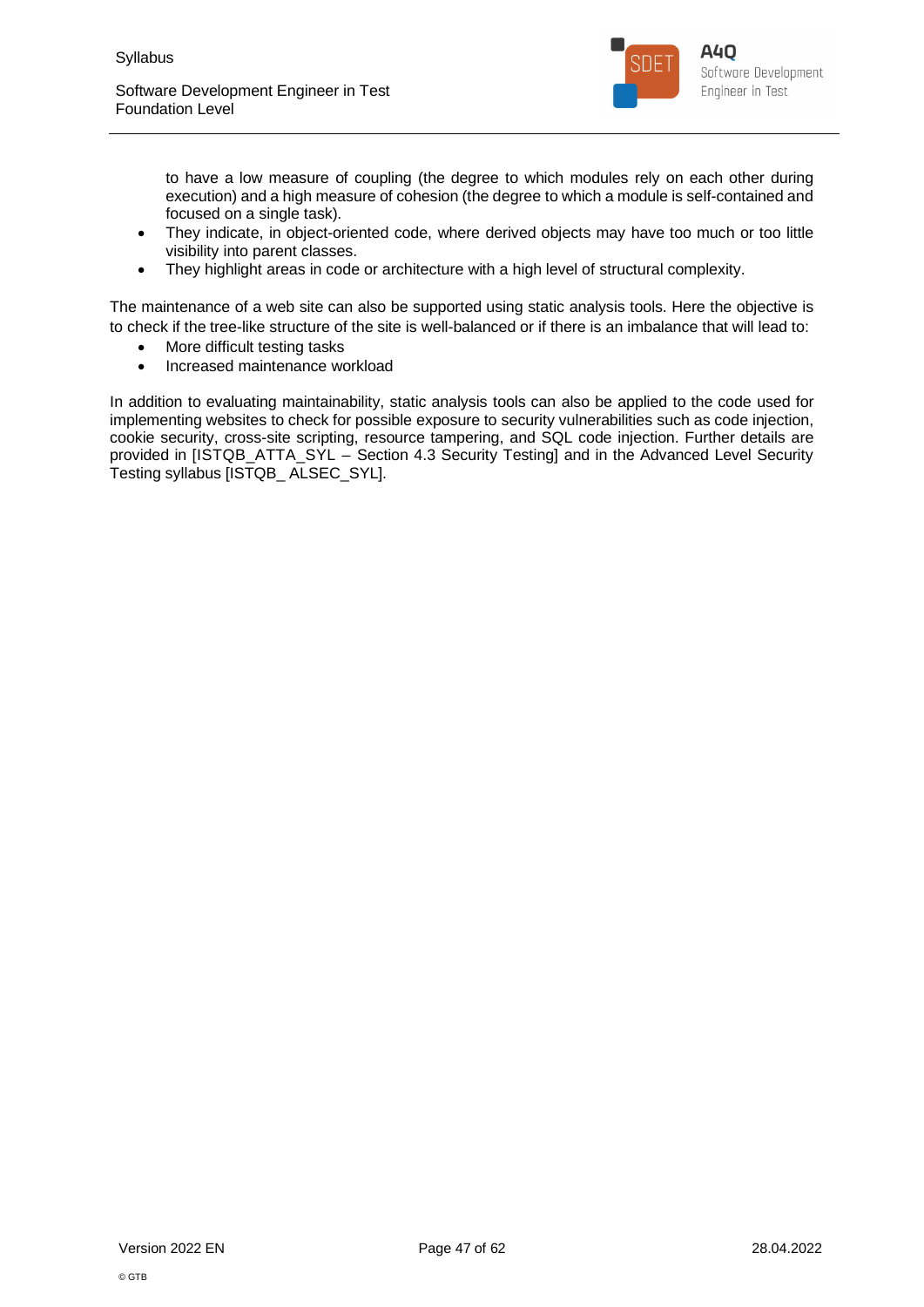to have a low measure of coupling (the degree to which modules rely on each other during execution) and a high measure of cohesion (the degree to which a module is self-contained and focused on a single task).

- They indicate, in object-oriented code, where derived objects may have too much or too little visibility into parent classes.
- They highlight areas in code or architecture with a high level of structural complexity.

The maintenance of a web site can also be supported using static analysis tools. Here the objective is to check if the tree-like structure of the site is well-balanced or if there is an imbalance that will lead to:

- More difficult testing tasks
- Increased maintenance workload

In addition to evaluating maintainability, static analysis tools can also be applied to the code used for implementing websites to check for possible exposure to security vulnerabilities such as code injection, cookie security, cross-site scripting, resource tampering, and SQL code injection. Further details are provided in [ISTQB_ATTA_SYL – Section 4.3 Security Testing] and in the Advanced Level Security Testing syllabus [ISTQB_ ALSEC_SYL].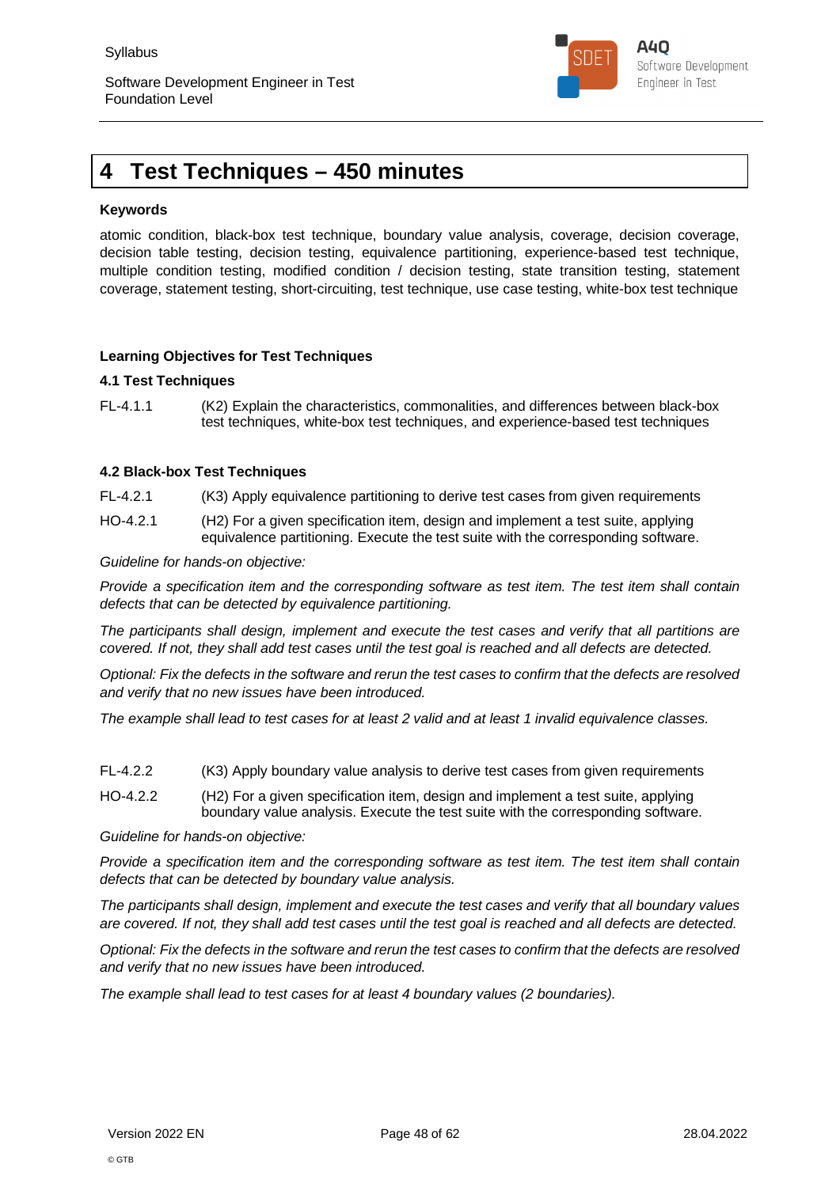# 4 Test Techniques – 450 minutes

**Keywords**

atomic condition, black-box test technique, boundary value analysis, coverage, decision coverage, decision table testing, decision testing, equivalence partitioning, experience-based test technique, multiple condition testing, modified condition / decision testing, state transition testing, statement coverage, statement testing, short-circuiting, test technique, use case testing, white-box test technique

**Learning Objectives for Test Techniques**

**4.1 Test Techniques**

FL-4.1.1 (K2) Explain the characteristics, commonalities, and differences between black-box test techniques, white-box test techniques, and experience-based test techniques

**4.2 Black-box Test Techniques**

FL-4.2.1 (K3) Apply equivalence partitioning to derive test cases from given requirements

HO-4.2.1 (H2) For a given specification item, design and implement a test suite, applying equivalence partitioning. Execute the test suite with the corresponding software.

*Guideline for hands-on objective:*

*Provide a specification item and the corresponding software as test item. The test item shall contain defects that can be detected by equivalence partitioning.*

*The participants shall design, implement and execute the test cases and verify that all partitions are covered. If not, they shall add test cases until the test goal is reached and all defects are detected.*

*Optional: Fix the defects in the software and rerun the test cases to confirm that the defects are resolved and verify that no new issues have been introduced.*

*The example shall lead to test cases for at least 2 valid and at least 1 invalid equivalence classes.*

FL-4.2.2 (K3) Apply boundary value analysis to derive test cases from given requirements

HO-4.2.2 (H2) For a given specification item, design and implement a test suite, applying boundary value analysis. Execute the test suite with the corresponding software.

*Guideline for hands-on objective:*

*Provide a specification item and the corresponding software as test item. The test item shall contain defects that can be detected by boundary value analysis.*

*The participants shall design, implement and execute the test cases and verify that all boundary values are covered. If not, they shall add test cases until the test goal is reached and all defects are detected.*

*Optional: Fix the defects in the software and rerun the test cases to confirm that the defects are resolved and verify that no new issues have been introduced.*

*The example shall lead to test cases for at least 4 boundary values (2 boundaries).*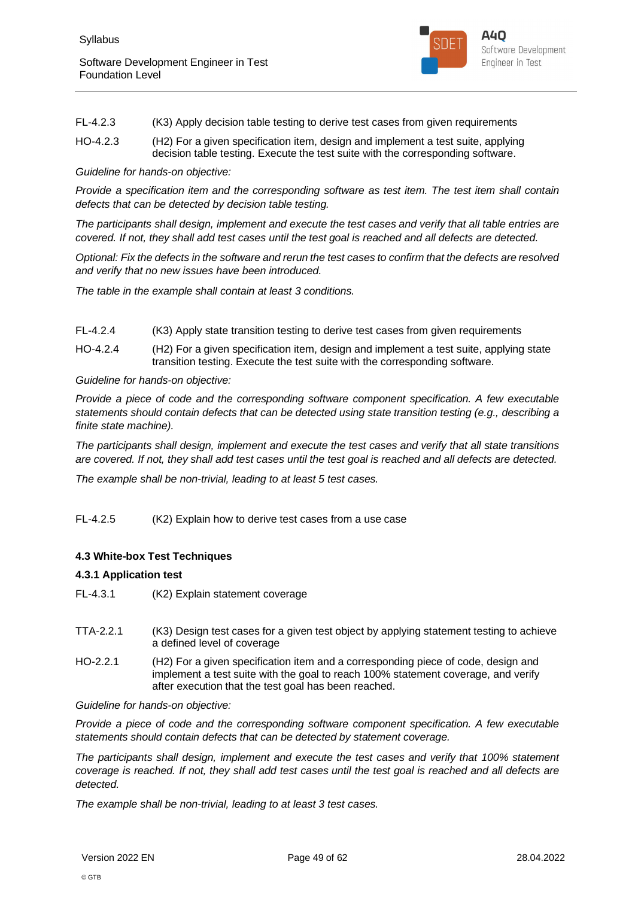FL-4.2.3 (K3) Apply decision table testing to derive test cases from given requirements

HO-4.2.3 (H2) For a given specification item, design and implement a test suite, applying decision table testing. Execute the test suite with the corresponding software.

*Guideline for hands-on objective:*

*Provide a specification item and the corresponding software as test item. The test item shall contain defects that can be detected by decision table testing.*

*The participants shall design, implement and execute the test cases and verify that all table entries are covered. If not, they shall add test cases until the test goal is reached and all defects are detected.*

*Optional: Fix the defects in the software and rerun the test cases to confirm that the defects are resolved and verify that no new issues have been introduced.*

*The table in the example shall contain at least 3 conditions.*

FL-4.2.4 (K3) Apply state transition testing to derive test cases from given requirements

HO-4.2.4 (H2) For a given specification item, design and implement a test suite, applying state transition testing. Execute the test suite with the corresponding software.

*Guideline for hands-on objective:*

*Provide a piece of code and the corresponding software component specification. A few executable statements should contain defects that can be detected using state transition testing (e.g., describing a finite state machine).*

*The participants shall design, implement and execute the test cases and verify that all state transitions are covered. If not, they shall add test cases until the test goal is reached and all defects are detected.*

*The example shall be non-trivial, leading to at least 5 test cases.*

FL-4.2.5 (K2) Explain how to derive test cases from a use case

### 4.3 White-box Test Techniques

#### 4.3.1 Application test

FL-4.3.1 (K2) Explain statement coverage

TTA-2.2.1 (K3) Design test cases for a given test object by applying statement testing to achieve a defined level of coverage

HO-2.2.1 (H2) For a given specification item and a corresponding piece of code, design and implement a test suite with the goal to reach 100% statement coverage, and verify after execution that the test goal has been reached.

*Guideline for hands-on objective:*

*Provide a piece of code and the corresponding software component specification. A few executable statements should contain defects that can be detected by statement coverage.*

*The participants shall design, implement and execute the test cases and verify that 100% statement coverage is reached. If not, they shall add test cases until the test goal is reached and all defects are detected.*

*The example shall be non-trivial, leading to at least 3 test cases.*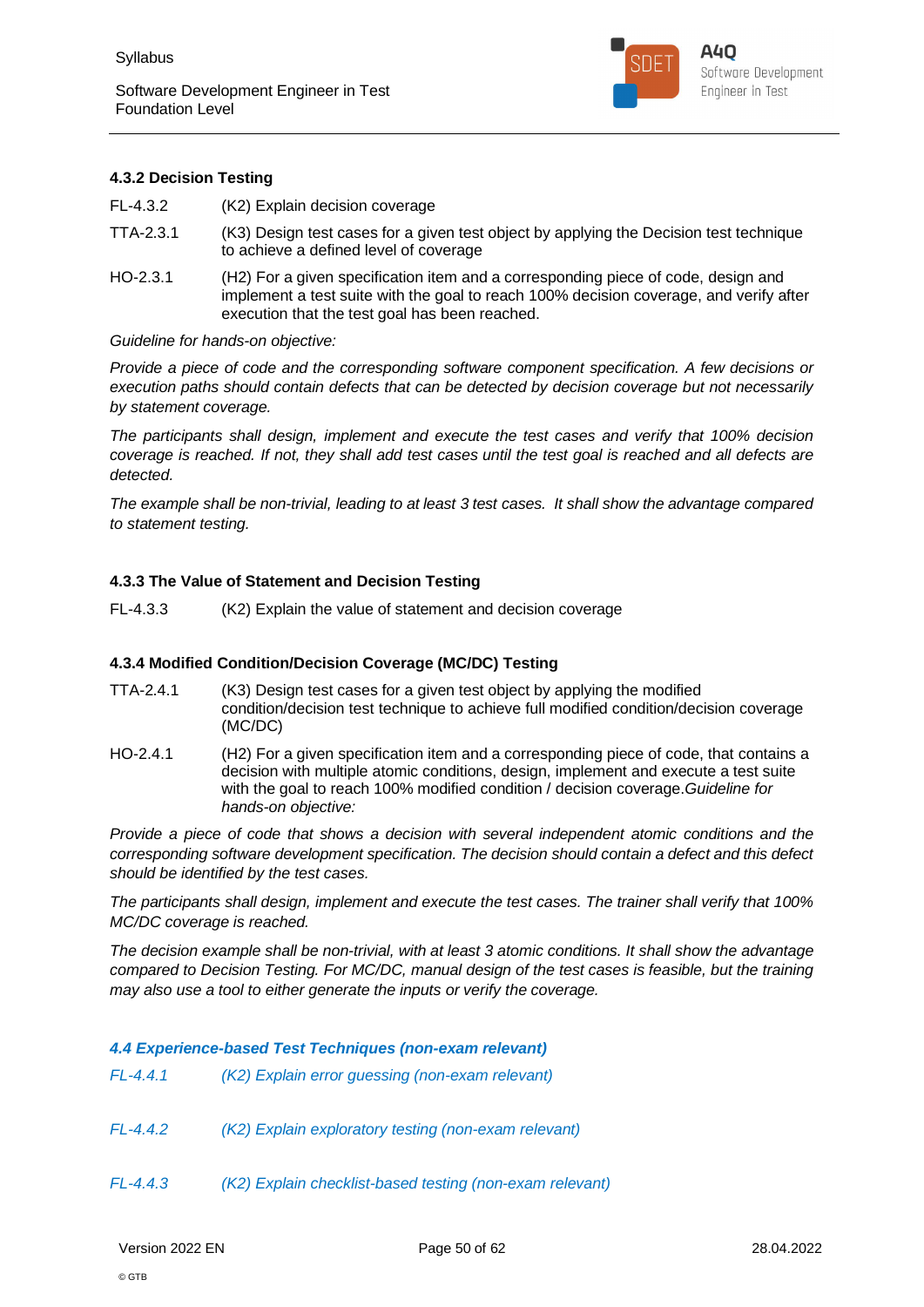### 4.3.2 Decision Testing

| | |
|---|---|
| FL-4.3.2 | (K2) Explain decision coverage |
| TTA-2.3.1 | (K3) Design test cases for a given test object by applying the Decision test technique to achieve a defined level of coverage |
| HO-2.3.1 | (H2) For a given specification item and a corresponding piece of code, design and implement a test suite with the goal to reach 100% decision coverage, and verify after execution that the test goal has been reached. |

*Guideline for hands-on objective:*

*Provide a piece of code and the corresponding software component specification. A few decisions or execution paths should contain defects that can be detected by decision coverage but not necessarily by statement coverage.*

*The participants shall design, implement and execute the test cases and verify that 100% decision coverage is reached. If not, they shall add test cases until the test goal is reached and all defects are detected.*

*The example shall be non-trivial, leading to at least 3 test cases. It shall show the advantage compared to statement testing.*

### 4.3.3 The Value of Statement and Decision Testing

| | |
|---|---|
| FL-4.3.3 | (K2) Explain the value of statement and decision coverage |

### 4.3.4 Modified Condition/Decision Coverage (MC/DC) Testing

| | |
|---|---|
| TTA-2.4.1 | (K3) Design test cases for a given test object by applying the modified condition/decision test technique to achieve full modified condition/decision coverage (MC/DC) |
| HO-2.4.1 | (H2) For a given specification item and a corresponding piece of code, that contains a decision with multiple atomic conditions, design, implement and execute a test suite with the goal to reach 100% modified condition / decision coverage.*Guideline for hands-on objective:* |

*Provide a piece of code that shows a decision with several independent atomic conditions and the corresponding software development specification. The decision should contain a defect and this defect should be identified by the test cases.*

*The participants shall design, implement and execute the test cases. The trainer shall verify that 100% MC/DC coverage is reached.*

*The decision example shall be non-trivial, with at least 3 atomic conditions. It shall show the advantage compared to Decision Testing. For MC/DC, manual design of the test cases is feasible, but the training may also use a tool to either generate the inputs or verify the coverage.*

## *4.4 Experience-based Test Techniques (non-exam relevant)*

| | |
|---|---|
| *FL-4.4.1* | *(K2) Explain error guessing (non-exam relevant)* |
| *FL-4.4.2* | *(K2) Explain exploratory testing (non-exam relevant)* |
| *FL-4.4.3* | *(K2) Explain checklist-based testing (non-exam relevant)* |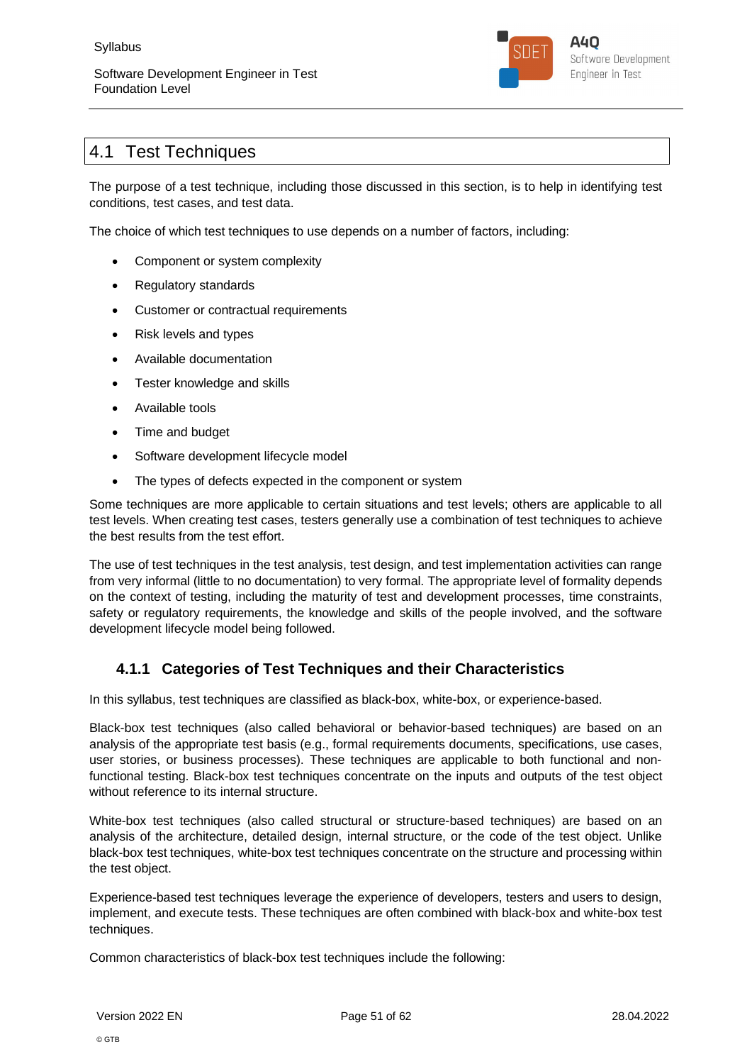## 4.1 Test Techniques

The purpose of a test technique, including those discussed in this section, is to help in identifying test conditions, test cases, and test data.

The choice of which test techniques to use depends on a number of factors, including:

- Component or system complexity
- Regulatory standards
- Customer or contractual requirements
- Risk levels and types
- Available documentation
- Tester knowledge and skills
- Available tools
- Time and budget
- Software development lifecycle model
- The types of defects expected in the component or system

Some techniques are more applicable to certain situations and test levels; others are applicable to all test levels. When creating test cases, testers generally use a combination of test techniques to achieve the best results from the test effort.

The use of test techniques in the test analysis, test design, and test implementation activities can range from very informal (little to no documentation) to very formal. The appropriate level of formality depends on the context of testing, including the maturity of test and development processes, time constraints, safety or regulatory requirements, the knowledge and skills of the people involved, and the software development lifecycle model being followed.

### 4.1.1 Categories of Test Techniques and their Characteristics

In this syllabus, test techniques are classified as black-box, white-box, or experience-based.

Black-box test techniques (also called behavioral or behavior-based techniques) are based on an analysis of the appropriate test basis (e.g., formal requirements documents, specifications, use cases, user stories, or business processes). These techniques are applicable to both functional and non-functional testing. Black-box test techniques concentrate on the inputs and outputs of the test object without reference to its internal structure.

White-box test techniques (also called structural or structure-based techniques) are based on an analysis of the architecture, detailed design, internal structure, or the code of the test object. Unlike black-box test techniques, white-box test techniques concentrate on the structure and processing within the test object.

Experience-based test techniques leverage the experience of developers, testers and users to design, implement, and execute tests. These techniques are often combined with black-box and white-box test techniques.

Common characteristics of black-box test techniques include the following: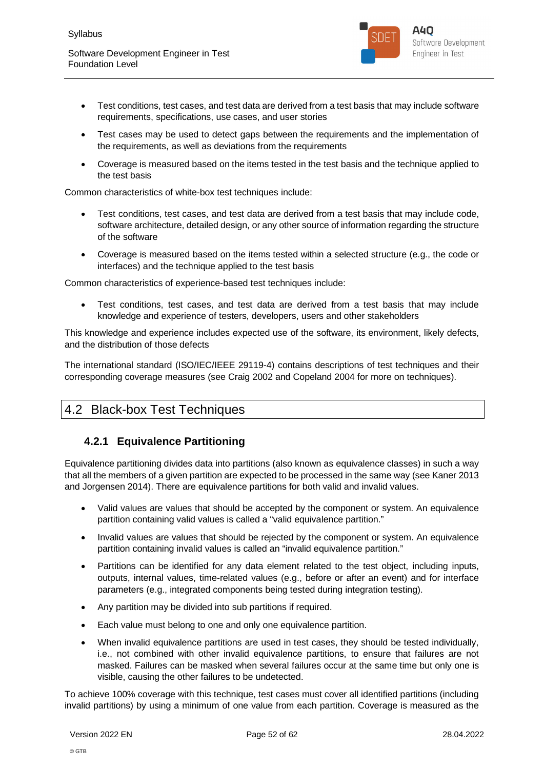- Test conditions, test cases, and test data are derived from a test basis that may include software requirements, specifications, use cases, and user stories
- Test cases may be used to detect gaps between the requirements and the implementation of the requirements, as well as deviations from the requirements
- Coverage is measured based on the items tested in the test basis and the technique applied to the test basis

Common characteristics of white-box test techniques include:

- Test conditions, test cases, and test data are derived from a test basis that may include code, software architecture, detailed design, or any other source of information regarding the structure of the software
- Coverage is measured based on the items tested within a selected structure (e.g., the code or interfaces) and the technique applied to the test basis

Common characteristics of experience-based test techniques include:

- Test conditions, test cases, and test data are derived from a test basis that may include knowledge and experience of testers, developers, users and other stakeholders

This knowledge and experience includes expected use of the software, its environment, likely defects, and the distribution of those defects

The international standard (ISO/IEC/IEEE 29119-4) contains descriptions of test techniques and their corresponding coverage measures (see Craig 2002 and Copeland 2004 for more on techniques).

## 4.2 Black-box Test Techniques

### 4.2.1 Equivalence Partitioning

Equivalence partitioning divides data into partitions (also known as equivalence classes) in such a way that all the members of a given partition are expected to be processed in the same way (see Kaner 2013 and Jorgensen 2014). There are equivalence partitions for both valid and invalid values.

- Valid values are values that should be accepted by the component or system. An equivalence partition containing valid values is called a "valid equivalence partition."
- Invalid values are values that should be rejected by the component or system. An equivalence partition containing invalid values is called an "invalid equivalence partition."
- Partitions can be identified for any data element related to the test object, including inputs, outputs, internal values, time-related values (e.g., before or after an event) and for interface parameters (e.g., integrated components being tested during integration testing).
- Any partition may be divided into sub partitions if required.
- Each value must belong to one and only one equivalence partition.
- When invalid equivalence partitions are used in test cases, they should be tested individually, i.e., not combined with other invalid equivalence partitions, to ensure that failures are not masked. Failures can be masked when several failures occur at the same time but only one is visible, causing the other failures to be undetected.

To achieve 100% coverage with this technique, test cases must cover all identified partitions (including invalid partitions) by using a minimum of one value from each partition. Coverage is measured as the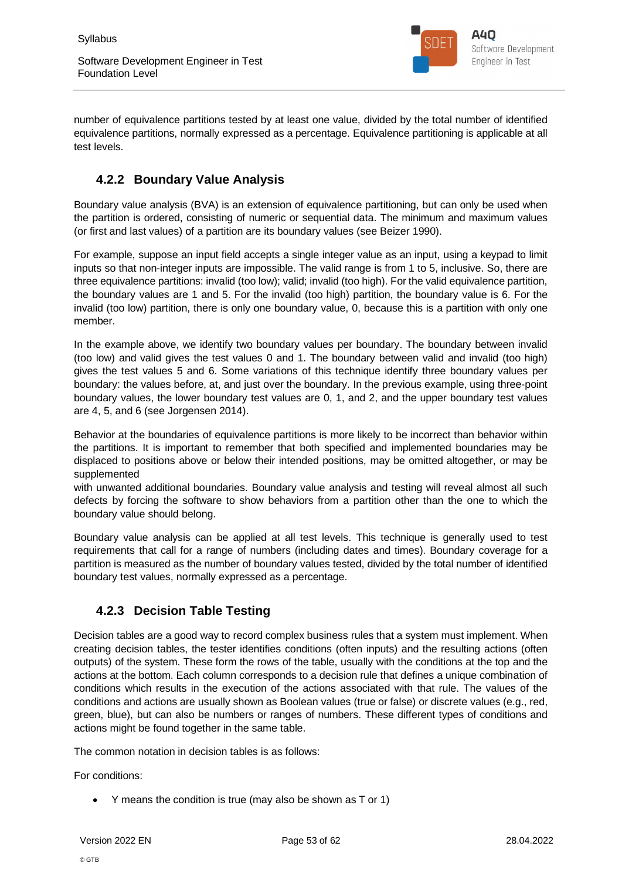number of equivalence partitions tested by at least one value, divided by the total number of identified equivalence partitions, normally expressed as a percentage. Equivalence partitioning is applicable at all test levels.

### 4.2.2 Boundary Value Analysis

Boundary value analysis (BVA) is an extension of equivalence partitioning, but can only be used when the partition is ordered, consisting of numeric or sequential data. The minimum and maximum values (or first and last values) of a partition are its boundary values (see Beizer 1990).

For example, suppose an input field accepts a single integer value as an input, using a keypad to limit inputs so that non-integer inputs are impossible. The valid range is from 1 to 5, inclusive. So, there are three equivalence partitions: invalid (too low); valid; invalid (too high). For the valid equivalence partition, the boundary values are 1 and 5. For the invalid (too high) partition, the boundary value is 6. For the invalid (too low) partition, there is only one boundary value, 0, because this is a partition with only one member.

In the example above, we identify two boundary values per boundary. The boundary between invalid (too low) and valid gives the test values 0 and 1. The boundary between valid and invalid (too high) gives the test values 5 and 6. Some variations of this technique identify three boundary values per boundary: the values before, at, and just over the boundary. In the previous example, using three-point boundary values, the lower boundary test values are 0, 1, and 2, and the upper boundary test values are 4, 5, and 6 (see Jorgensen 2014).

Behavior at the boundaries of equivalence partitions is more likely to be incorrect than behavior within the partitions. It is important to remember that both specified and implemented boundaries may be displaced to positions above or below their intended positions, may be omitted altogether, or may be supplemented
with unwanted additional boundaries. Boundary value analysis and testing will reveal almost all such defects by forcing the software to show behaviors from a partition other than the one to which the boundary value should belong.

Boundary value analysis can be applied at all test levels. This technique is generally used to test requirements that call for a range of numbers (including dates and times). Boundary coverage for a partition is measured as the number of boundary values tested, divided by the total number of identified boundary test values, normally expressed as a percentage.

### 4.2.3 Decision Table Testing

Decision tables are a good way to record complex business rules that a system must implement. When creating decision tables, the tester identifies conditions (often inputs) and the resulting actions (often outputs) of the system. These form the rows of the table, usually with the conditions at the top and the actions at the bottom. Each column corresponds to a decision rule that defines a unique combination of conditions which results in the execution of the actions associated with that rule. The values of the conditions and actions are usually shown as Boolean values (true or false) or discrete values (e.g., red, green, blue), but can also be numbers or ranges of numbers. These different types of conditions and actions might be found together in the same table.

The common notation in decision tables is as follows:

For conditions:

- Y means the condition is true (may also be shown as T or 1)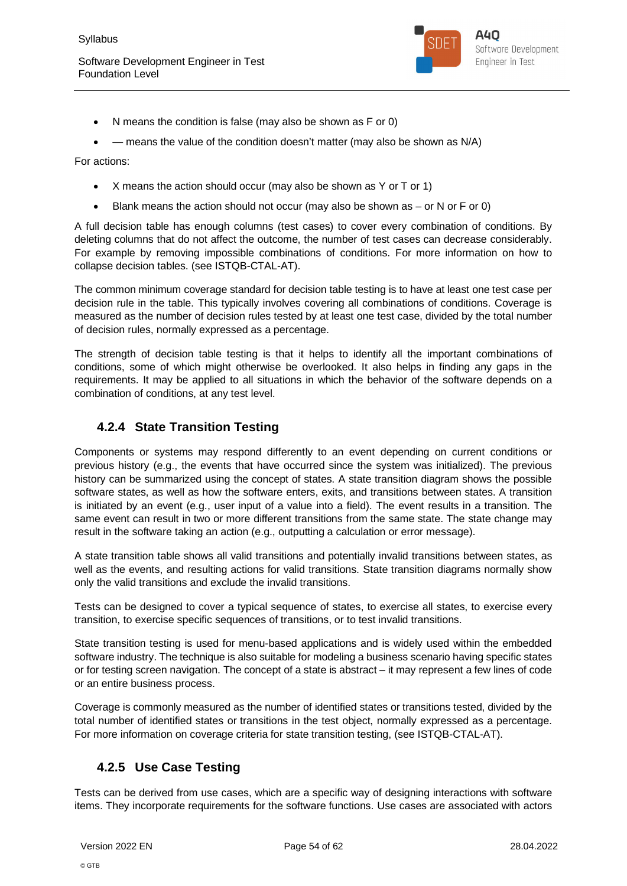- N means the condition is false (may also be shown as F or 0)
- — means the value of the condition doesn't matter (may also be shown as N/A)

For actions:

- X means the action should occur (may also be shown as Y or T or 1)
- Blank means the action should not occur (may also be shown as – or N or F or 0)

A full decision table has enough columns (test cases) to cover every combination of conditions. By deleting columns that do not affect the outcome, the number of test cases can decrease considerably. For example by removing impossible combinations of conditions. For more information on how to collapse decision tables. (see ISTQB-CTAL-AT).

The common minimum coverage standard for decision table testing is to have at least one test case per decision rule in the table. This typically involves covering all combinations of conditions. Coverage is measured as the number of decision rules tested by at least one test case, divided by the total number of decision rules, normally expressed as a percentage.

The strength of decision table testing is that it helps to identify all the important combinations of conditions, some of which might otherwise be overlooked. It also helps in finding any gaps in the requirements. It may be applied to all situations in which the behavior of the software depends on a combination of conditions, at any test level.

### 4.2.4 State Transition Testing

Components or systems may respond differently to an event depending on current conditions or previous history (e.g., the events that have occurred since the system was initialized). The previous history can be summarized using the concept of states. A state transition diagram shows the possible software states, as well as how the software enters, exits, and transitions between states. A transition is initiated by an event (e.g., user input of a value into a field). The event results in a transition. The same event can result in two or more different transitions from the same state. The state change may result in the software taking an action (e.g., outputting a calculation or error message).

A state transition table shows all valid transitions and potentially invalid transitions between states, as well as the events, and resulting actions for valid transitions. State transition diagrams normally show only the valid transitions and exclude the invalid transitions.

Tests can be designed to cover a typical sequence of states, to exercise all states, to exercise every transition, to exercise specific sequences of transitions, or to test invalid transitions.

State transition testing is used for menu-based applications and is widely used within the embedded software industry. The technique is also suitable for modeling a business scenario having specific states or for testing screen navigation. The concept of a state is abstract – it may represent a few lines of code or an entire business process.

Coverage is commonly measured as the number of identified states or transitions tested, divided by the total number of identified states or transitions in the test object, normally expressed as a percentage. For more information on coverage criteria for state transition testing, (see ISTQB-CTAL-AT).

### 4.2.5 Use Case Testing

Tests can be derived from use cases, which are a specific way of designing interactions with software items. They incorporate requirements for the software functions. Use cases are associated with actors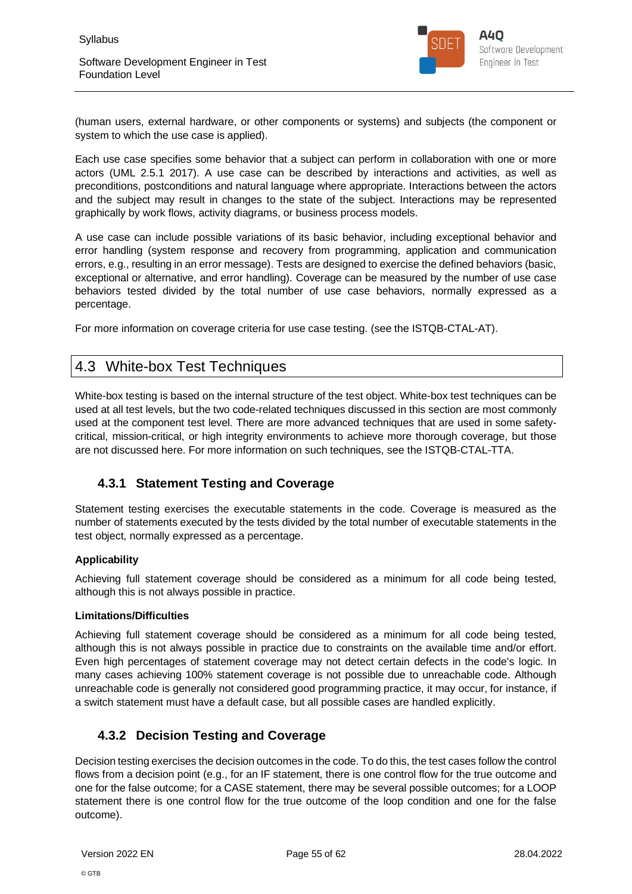(human users, external hardware, or other components or systems) and subjects (the component or system to which the use case is applied).

Each use case specifies some behavior that a subject can perform in collaboration with one or more actors (UML 2.5.1 2017). A use case can be described by interactions and activities, as well as preconditions, postconditions and natural language where appropriate. Interactions between the actors and the subject may result in changes to the state of the subject. Interactions may be represented graphically by work flows, activity diagrams, or business process models.

A use case can include possible variations of its basic behavior, including exceptional behavior and error handling (system response and recovery from programming, application and communication errors, e.g., resulting in an error message). Tests are designed to exercise the defined behaviors (basic, exceptional or alternative, and error handling). Coverage can be measured by the number of use case behaviors tested divided by the total number of use case behaviors, normally expressed as a percentage.

For more information on coverage criteria for use case testing. (see the ISTQB-CTAL-AT).

## 4.3 White-box Test Techniques

White-box testing is based on the internal structure of the test object. White-box test techniques can be used at all test levels, but the two code-related techniques discussed in this section are most commonly used at the component test level. There are more advanced techniques that are used in some safety-critical, mission-critical, or high integrity environments to achieve more thorough coverage, but those are not discussed here. For more information on such techniques, see the ISTQB-CTAL-TTA.

### 4.3.1 Statement Testing and Coverage

Statement testing exercises the executable statements in the code. Coverage is measured as the number of statements executed by the tests divided by the total number of executable statements in the test object, normally expressed as a percentage.

**Applicability**

Achieving full statement coverage should be considered as a minimum for all code being tested, although this is not always possible in practice.

**Limitations/Difficulties**

Achieving full statement coverage should be considered as a minimum for all code being tested, although this is not always possible in practice due to constraints on the available time and/or effort. Even high percentages of statement coverage may not detect certain defects in the code's logic. In many cases achieving 100% statement coverage is not possible due to unreachable code. Although unreachable code is generally not considered good programming practice, it may occur, for instance, if a switch statement must have a default case, but all possible cases are handled explicitly.

### 4.3.2 Decision Testing and Coverage

Decision testing exercises the decision outcomes in the code. To do this, the test cases follow the control flows from a decision point (e.g., for an IF statement, there is one control flow for the true outcome and one for the false outcome; for a CASE statement, there may be several possible outcomes; for a LOOP statement there is one control flow for the true outcome of the loop condition and one for the false outcome).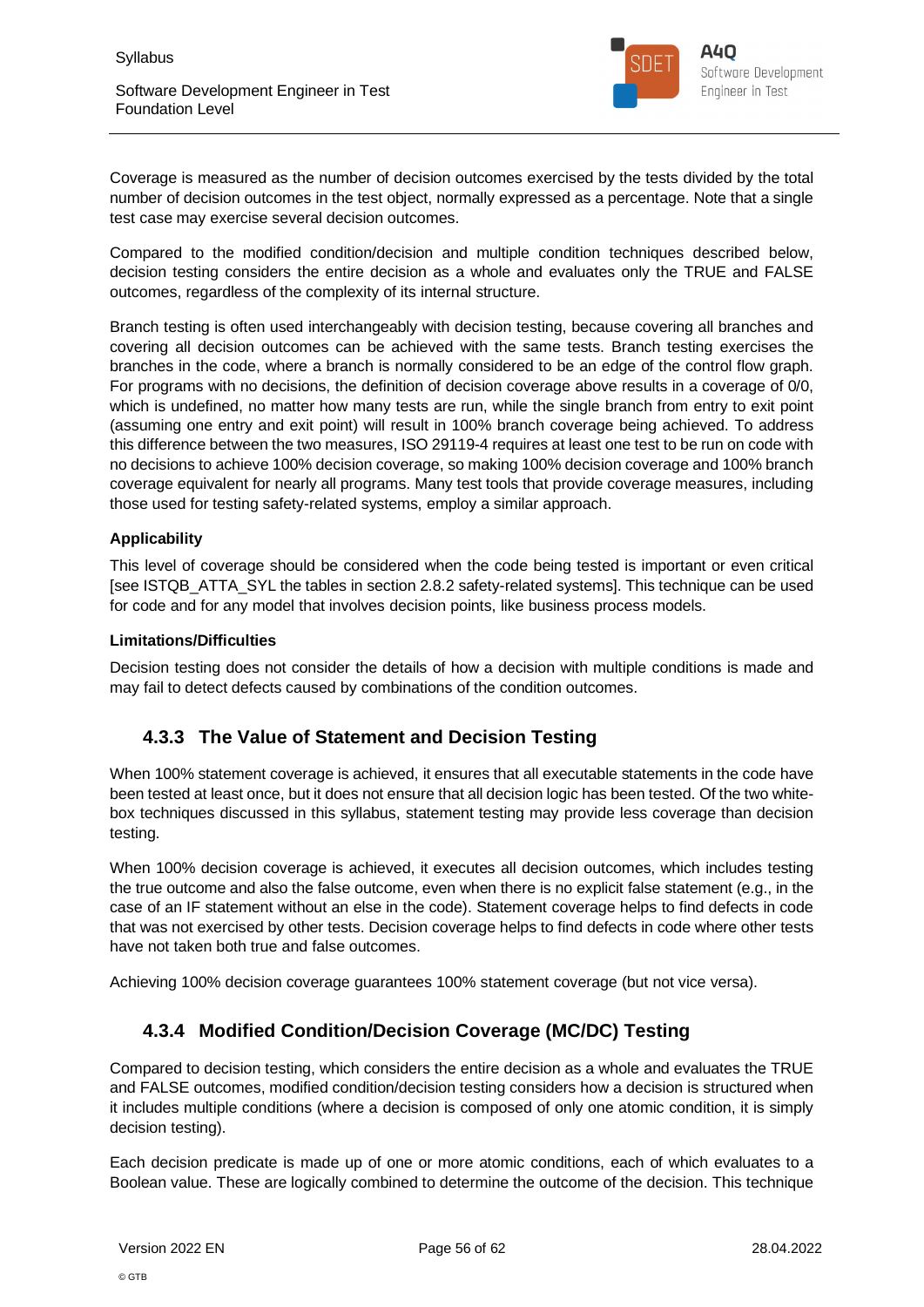Coverage is measured as the number of decision outcomes exercised by the tests divided by the total number of decision outcomes in the test object, normally expressed as a percentage. Note that a single test case may exercise several decision outcomes.

Compared to the modified condition/decision and multiple condition techniques described below, decision testing considers the entire decision as a whole and evaluates only the TRUE and FALSE outcomes, regardless of the complexity of its internal structure.

Branch testing is often used interchangeably with decision testing, because covering all branches and covering all decision outcomes can be achieved with the same tests. Branch testing exercises the branches in the code, where a branch is normally considered to be an edge of the control flow graph. For programs with no decisions, the definition of decision coverage above results in a coverage of 0/0, which is undefined, no matter how many tests are run, while the single branch from entry to exit point (assuming one entry and exit point) will result in 100% branch coverage being achieved. To address this difference between the two measures, ISO 29119-4 requires at least one test to be run on code with no decisions to achieve 100% decision coverage, so making 100% decision coverage and 100% branch coverage equivalent for nearly all programs. Many test tools that provide coverage measures, including those used for testing safety-related systems, employ a similar approach.

**Applicability**

This level of coverage should be considered when the code being tested is important or even critical [see ISTQB_ATTA_SYL the tables in section 2.8.2 safety-related systems]. This technique can be used for code and for any model that involves decision points, like business process models.

**Limitations/Difficulties**

Decision testing does not consider the details of how a decision with multiple conditions is made and may fail to detect defects caused by combinations of the condition outcomes.

### 4.3.3 The Value of Statement and Decision Testing

When 100% statement coverage is achieved, it ensures that all executable statements in the code have been tested at least once, but it does not ensure that all decision logic has been tested. Of the two white-box techniques discussed in this syllabus, statement testing may provide less coverage than decision testing.

When 100% decision coverage is achieved, it executes all decision outcomes, which includes testing the true outcome and also the false outcome, even when there is no explicit false statement (e.g., in the case of an IF statement without an else in the code). Statement coverage helps to find defects in code that was not exercised by other tests. Decision coverage helps to find defects in code where other tests have not taken both true and false outcomes.

Achieving 100% decision coverage guarantees 100% statement coverage (but not vice versa).

### 4.3.4 Modified Condition/Decision Coverage (MC/DC) Testing

Compared to decision testing, which considers the entire decision as a whole and evaluates the TRUE and FALSE outcomes, modified condition/decision testing considers how a decision is structured when it includes multiple conditions (where a decision is composed of only one atomic condition, it is simply decision testing).

Each decision predicate is made up of one or more atomic conditions, each of which evaluates to a Boolean value. These are logically combined to determine the outcome of the decision. This technique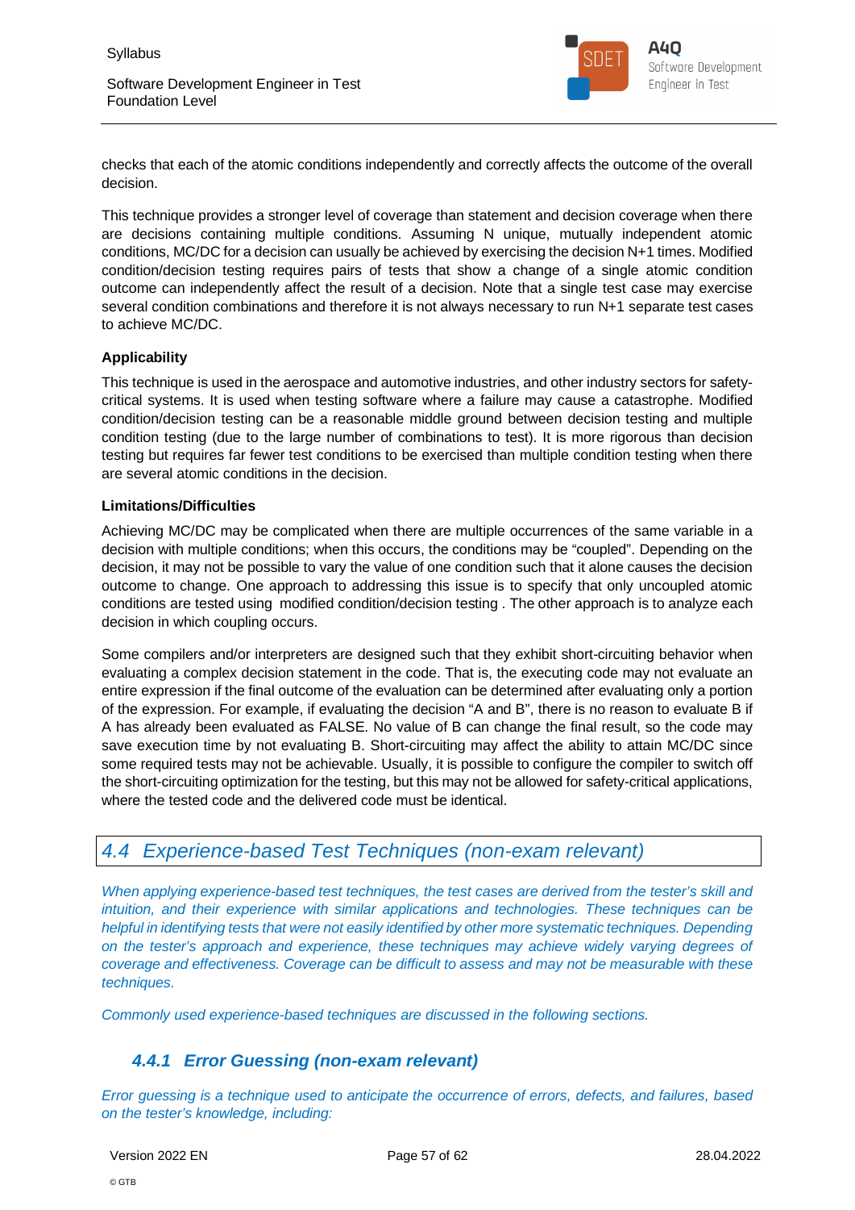checks that each of the atomic conditions independently and correctly affects the outcome of the overall decision.

This technique provides a stronger level of coverage than statement and decision coverage when there are decisions containing multiple conditions. Assuming N unique, mutually independent atomic conditions, MC/DC for a decision can usually be achieved by exercising the decision N+1 times. Modified condition/decision testing requires pairs of tests that show a change of a single atomic condition outcome can independently affect the result of a decision. Note that a single test case may exercise several condition combinations and therefore it is not always necessary to run N+1 separate test cases to achieve MC/DC.

**Applicability**

This technique is used in the aerospace and automotive industries, and other industry sectors for safety-critical systems. It is used when testing software where a failure may cause a catastrophe. Modified condition/decision testing can be a reasonable middle ground between decision testing and multiple condition testing (due to the large number of combinations to test). It is more rigorous than decision testing but requires far fewer test conditions to be exercised than multiple condition testing when there are several atomic conditions in the decision.

**Limitations/Difficulties**

Achieving MC/DC may be complicated when there are multiple occurrences of the same variable in a decision with multiple conditions; when this occurs, the conditions may be "coupled". Depending on the decision, it may not be possible to vary the value of one condition such that it alone causes the decision outcome to change. One approach to addressing this issue is to specify that only uncoupled atomic conditions are tested using modified condition/decision testing . The other approach is to analyze each decision in which coupling occurs.

Some compilers and/or interpreters are designed such that they exhibit short-circuiting behavior when evaluating a complex decision statement in the code. That is, the executing code may not evaluate an entire expression if the final outcome of the evaluation can be determined after evaluating only a portion of the expression. For example, if evaluating the decision "A and B", there is no reason to evaluate B if A has already been evaluated as FALSE. No value of B can change the final result, so the code may save execution time by not evaluating B. Short-circuiting may affect the ability to attain MC/DC since some required tests may not be achievable. Usually, it is possible to configure the compiler to switch off the short-circuiting optimization for the testing, but this may not be allowed for safety-critical applications, where the tested code and the delivered code must be identical.

## *4.4 Experience-based Test Techniques (non-exam relevant)*

*When applying experience-based test techniques, the test cases are derived from the tester's skill and intuition, and their experience with similar applications and technologies. These techniques can be helpful in identifying tests that were not easily identified by other more systematic techniques. Depending on the tester's approach and experience, these techniques may achieve widely varying degrees of coverage and effectiveness. Coverage can be difficult to assess and may not be measurable with these techniques.*

*Commonly used experience-based techniques are discussed in the following sections.*

### *4.4.1 Error Guessing (non-exam relevant)*

*Error guessing is a technique used to anticipate the occurrence of errors, defects, and failures, based on the tester's knowledge, including:*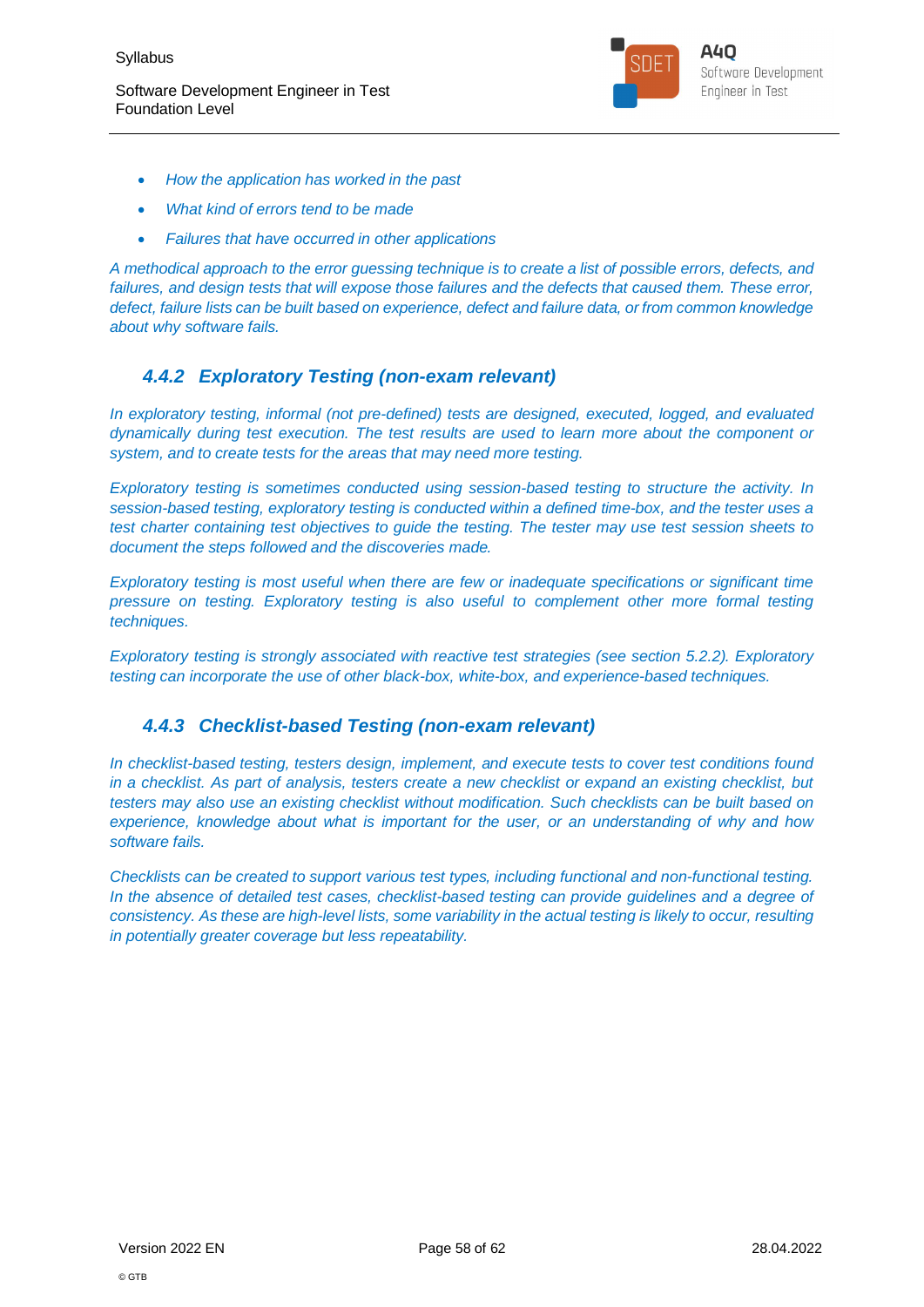- *How the application has worked in the past*
- *What kind of errors tend to be made*
- *Failures that have occurred in other applications*

*A methodical approach to the error guessing technique is to create a list of possible errors, defects, and failures, and design tests that will expose those failures and the defects that caused them. These error, defect, failure lists can be built based on experience, defect and failure data, or from common knowledge about why software fails.*

### *4.4.2 Exploratory Testing (non-exam relevant)*

*In exploratory testing, informal (not pre-defined) tests are designed, executed, logged, and evaluated dynamically during test execution. The test results are used to learn more about the component or system, and to create tests for the areas that may need more testing.*

*Exploratory testing is sometimes conducted using session-based testing to structure the activity. In session-based testing, exploratory testing is conducted within a defined time-box, and the tester uses a test charter containing test objectives to guide the testing. The tester may use test session sheets to document the steps followed and the discoveries made.*

*Exploratory testing is most useful when there are few or inadequate specifications or significant time pressure on testing. Exploratory testing is also useful to complement other more formal testing techniques.*

*Exploratory testing is strongly associated with reactive test strategies (see section 5.2.2). Exploratory testing can incorporate the use of other black-box, white-box, and experience-based techniques.*

### *4.4.3 Checklist-based Testing (non-exam relevant)*

*In checklist-based testing, testers design, implement, and execute tests to cover test conditions found in a checklist. As part of analysis, testers create a new checklist or expand an existing checklist, but testers may also use an existing checklist without modification. Such checklists can be built based on experience, knowledge about what is important for the user, or an understanding of why and how software fails.*

*Checklists can be created to support various test types, including functional and non-functional testing. In the absence of detailed test cases, checklist-based testing can provide guidelines and a degree of consistency. As these are high-level lists, some variability in the actual testing is likely to occur, resulting in potentially greater coverage but less repeatability.*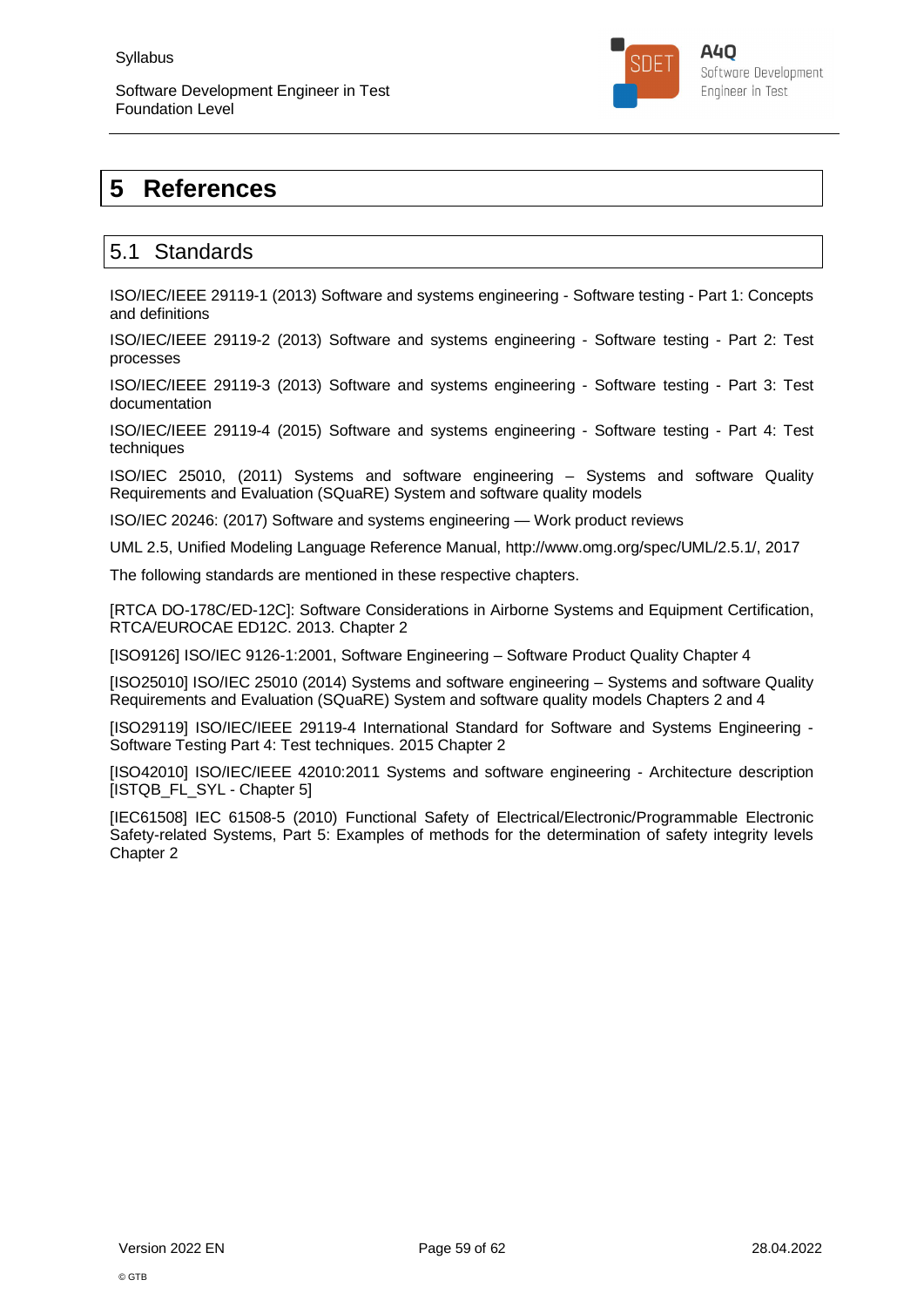# 5 References

## 5.1 Standards

ISO/IEC/IEEE 29119-1 (2013) Software and systems engineering - Software testing - Part 1: Concepts and definitions

ISO/IEC/IEEE 29119-2 (2013) Software and systems engineering - Software testing - Part 2: Test processes

ISO/IEC/IEEE 29119-3 (2013) Software and systems engineering - Software testing - Part 3: Test documentation

ISO/IEC/IEEE 29119-4 (2015) Software and systems engineering - Software testing - Part 4: Test techniques

ISO/IEC 25010, (2011) Systems and software engineering – Systems and software Quality Requirements and Evaluation (SQuaRE) System and software quality models

ISO/IEC 20246: (2017) Software and systems engineering — Work product reviews

UML 2.5, Unified Modeling Language Reference Manual, http://www.omg.org/spec/UML/2.5.1/, 2017

The following standards are mentioned in these respective chapters.

[RTCA DO-178C/ED-12C]: Software Considerations in Airborne Systems and Equipment Certification, RTCA/EUROCAE ED12C. 2013. Chapter 2

[ISO9126] ISO/IEC 9126-1:2001, Software Engineering – Software Product Quality Chapter 4

[ISO25010] ISO/IEC 25010 (2014) Systems and software engineering – Systems and software Quality Requirements and Evaluation (SQuaRE) System and software quality models Chapters 2 and 4

[ISO29119] ISO/IEC/IEEE 29119-4 International Standard for Software and Systems Engineering - Software Testing Part 4: Test techniques. 2015 Chapter 2

[ISO42010] ISO/IEC/IEEE 42010:2011 Systems and software engineering - Architecture description [ISTQB_FL_SYL - Chapter 5]

[IEC61508] IEC 61508-5 (2010) Functional Safety of Electrical/Electronic/Programmable Electronic Safety-related Systems, Part 5: Examples of methods for the determination of safety integrity levels Chapter 2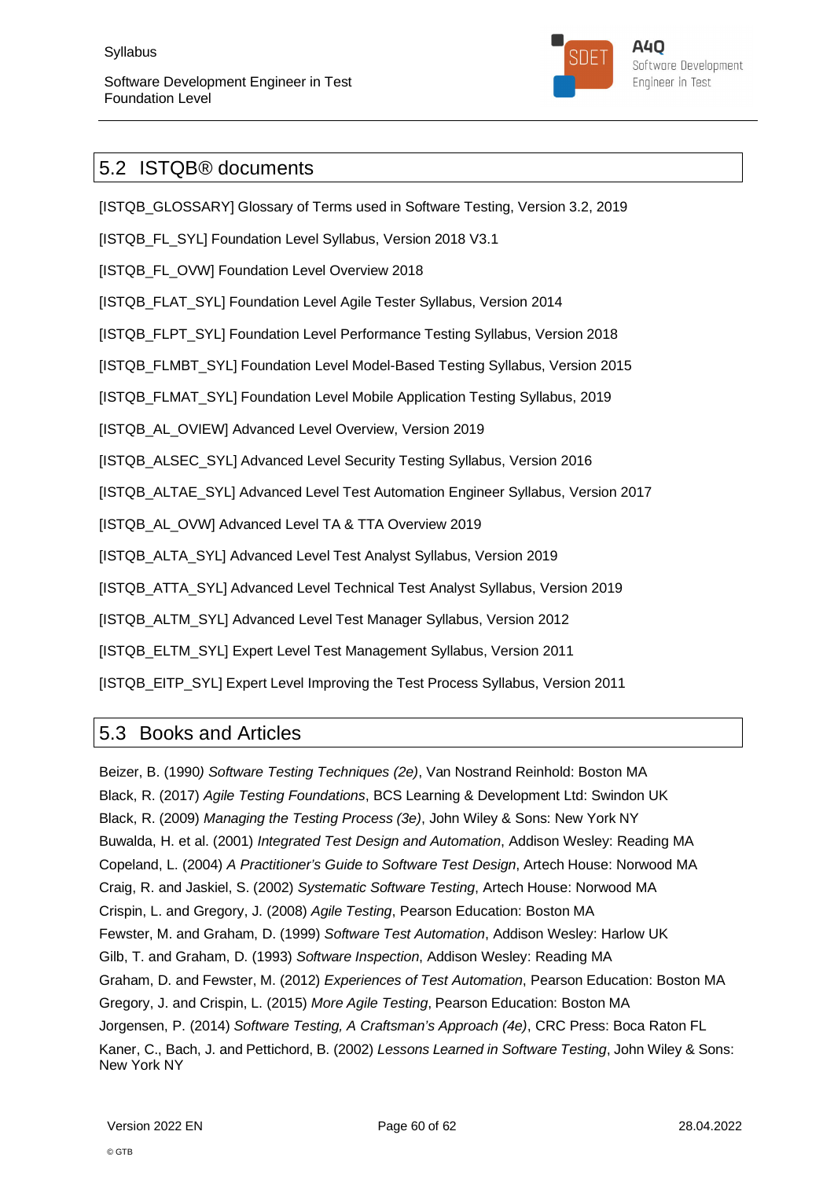## 5.2 ISTQB® documents

[ISTQB_GLOSSARY] Glossary of Terms used in Software Testing, Version 3.2, 2019

[ISTQB_FL_SYL] Foundation Level Syllabus, Version 2018 V3.1

[ISTQB_FL_OVW] Foundation Level Overview 2018

[ISTQB_FLAT_SYL] Foundation Level Agile Tester Syllabus, Version 2014

[ISTQB_FLPT_SYL] Foundation Level Performance Testing Syllabus, Version 2018

[ISTQB_FLMBT_SYL] Foundation Level Model-Based Testing Syllabus, Version 2015

[ISTQB_FLMAT_SYL] Foundation Level Mobile Application Testing Syllabus, 2019

[ISTQB_AL_OVIEW] Advanced Level Overview, Version 2019

[ISTQB_ALSEC_SYL] Advanced Level Security Testing Syllabus, Version 2016

[ISTQB_ALTAE_SYL] Advanced Level Test Automation Engineer Syllabus, Version 2017

[ISTQB_AL_OVW] Advanced Level TA & TTA Overview 2019

[ISTQB_ALTA_SYL] Advanced Level Test Analyst Syllabus, Version 2019

[ISTQB_ATTA_SYL] Advanced Level Technical Test Analyst Syllabus, Version 2019

[ISTQB_ALTM_SYL] Advanced Level Test Manager Syllabus, Version 2012

[ISTQB_ELTM_SYL] Expert Level Test Management Syllabus, Version 2011

[ISTQB_EITP_SYL] Expert Level Improving the Test Process Syllabus, Version 2011

## 5.3 Books and Articles

Beizer, B. (1990*) Software Testing Techniques (2e)*, Van Nostrand Reinhold: Boston MA

Black, R. (2017) *Agile Testing Foundations*, BCS Learning & Development Ltd: Swindon UK

Black, R. (2009) *Managing the Testing Process (3e)*, John Wiley & Sons: New York NY

Buwalda, H. et al. (2001) *Integrated Test Design and Automation*, Addison Wesley: Reading MA

Copeland, L. (2004) *A Practitioner's Guide to Software Test Design*, Artech House: Norwood MA

Craig, R. and Jaskiel, S. (2002) *Systematic Software Testing*, Artech House: Norwood MA

Crispin, L. and Gregory, J. (2008) *Agile Testing*, Pearson Education: Boston MA

Fewster, M. and Graham, D. (1999) *Software Test Automation*, Addison Wesley: Harlow UK

Gilb, T. and Graham, D. (1993) *Software Inspection*, Addison Wesley: Reading MA

Graham, D. and Fewster, M. (2012) *Experiences of Test Automation*, Pearson Education: Boston MA

Gregory, J. and Crispin, L. (2015) *More Agile Testing*, Pearson Education: Boston MA

Jorgensen, P. (2014) *Software Testing, A Craftsman's Approach (4e)*, CRC Press: Boca Raton FL

Kaner, C., Bach, J. and Pettichord, B. (2002) *Lessons Learned in Software Testing*, John Wiley & Sons: New York NY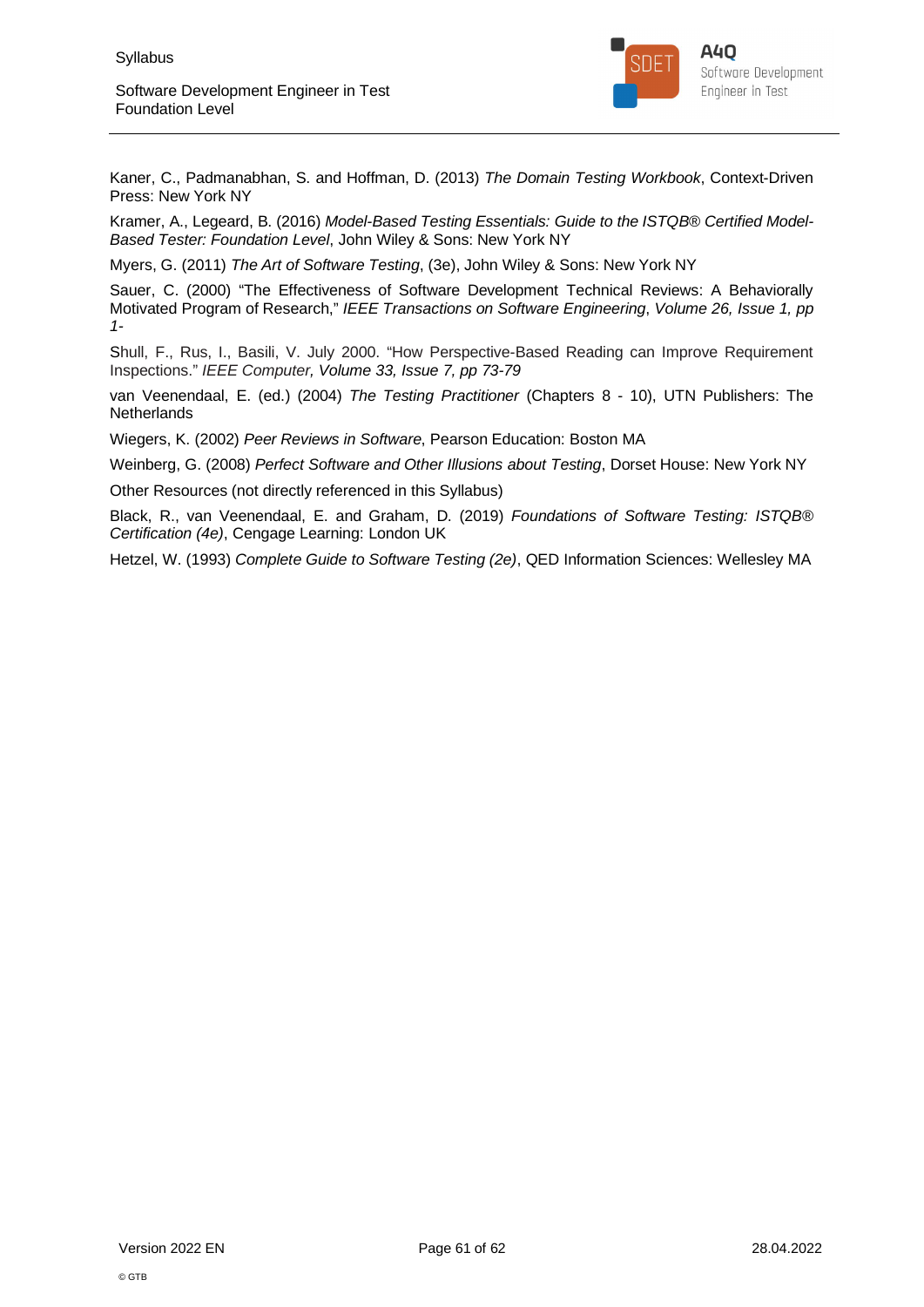Kaner, C., Padmanabhan, S. and Hoffman, D. (2013) *The Domain Testing Workbook*, Context-Driven Press: New York NY

Kramer, A., Legeard, B. (2016) *Model-Based Testing Essentials: Guide to the ISTQB® Certified Model-Based Tester: Foundation Level*, John Wiley & Sons: New York NY

Myers, G. (2011) *The Art of Software Testing*, (3e), John Wiley & Sons: New York NY

Sauer, C. (2000) "The Effectiveness of Software Development Technical Reviews: A Behaviorally Motivated Program of Research," *IEEE Transactions on Software Engineering*, *Volume 26, Issue 1, pp 1-*

Shull, F., Rus, I., Basili, V. July 2000. "How Perspective-Based Reading can Improve Requirement Inspections." *IEEE Computer, Volume 33, Issue 7, pp 73-79*

van Veenendaal, E. (ed.) (2004) *The Testing Practitioner* (Chapters 8 - 10), UTN Publishers: The Netherlands

Wiegers, K. (2002) *Peer Reviews in Software*, Pearson Education: Boston MA

Weinberg, G. (2008) *Perfect Software and Other Illusions about Testing*, Dorset House: New York NY

Other Resources (not directly referenced in this Syllabus)

Black, R., van Veenendaal, E. and Graham, D. (2019) *Foundations of Software Testing: ISTQB® Certification (4e)*, Cengage Learning: London UK

Hetzel, W. (1993) *Complete Guide to Software Testing (2e)*, QED Information Sciences: Wellesley MA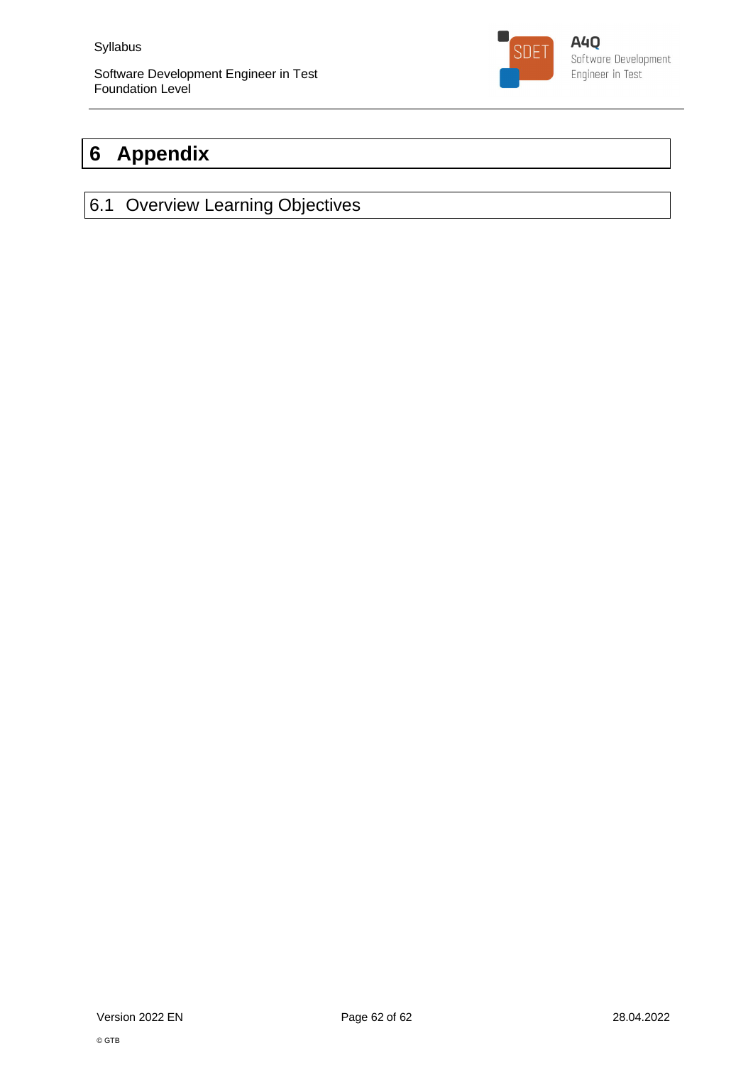# 6 Appendix

## 6.1 Overview Learning Objectives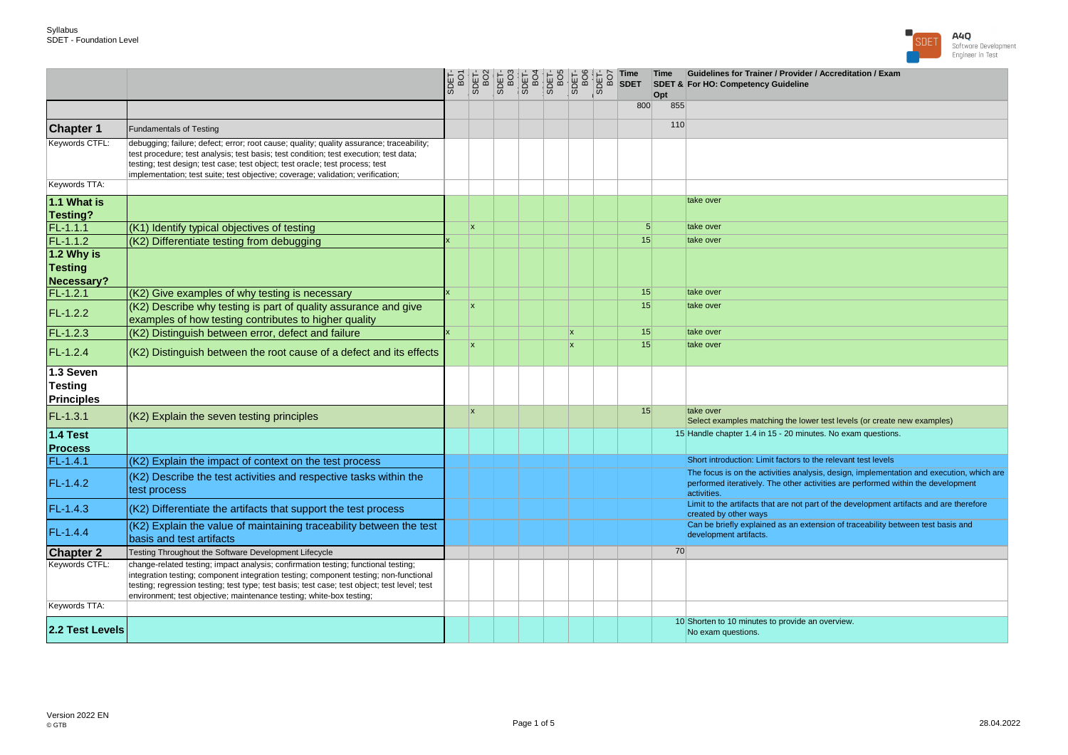| | | SDET-BO1 | SDET-BO2 | SDET-BO3 | SDET-BO4 | SDET-BO5 | SDET-BO6 | SDET-BO7 | Time SDET | Time SDET & Opt | Guidelines for Trainer / Provider / Accreditation / Exam For HO: Competency Guideline |
|---|---|---|---|---|---|---|---|---|---|---|---|
| | | | | | | | | | 800 | 855 | |
| **Chapter 1** | Fundamentals of Testing | | | | | | | | | 110 | |
| Keywords CTFL: | debugging; failure; defect; error; root cause; quality; quality assurance; traceability; test procedure; test analysis; test basis; test condition; test execution; test data; testing; test design; test case; test object; test oracle; test process; test implementation; test suite; test objective; coverage; validation; verification; | | | | | | | | | | |
| Keywords TTA: | | | | | | | | | | | |
| **1.1 What is Testing?** | | | | | | | | | | | take over |
| FL-1.1.1 | (K1) Identify typical objectives of testing | | x | | | | | | 5 | | take over |
| FL-1.1.2 | (K2) Differentiate testing from debugging | x | | | | | | | 15 | | take over |
| **1.2 Why is Testing Necessary?** | | | | | | | | | | | |
| FL-1.2.1 | (K2) Give examples of why testing is necessary | x | | | | | | | 15 | | take over |
| FL-1.2.2 | (K2) Describe why testing is part of quality assurance and give examples of how testing contributes to higher quality | | x | | | | | | 15 | | take over |
| FL-1.2.3 | (K2) Distinguish between error, defect and failure | x | | | | | x | | 15 | | take over |
| FL-1.2.4 | (K2) Distinguish between the root cause of a defect and its effects | | x | | | | x | | 15 | | take over |
| **1.3 Seven Testing Principles** | | | | | | | | | | | |
| FL-1.3.1 | (K2) Explain the seven testing principles | | x | | | | | | 15 | | take over<br>Select examples matching the lower test levels (or create new examples) |
| **1.4 Test Process** | | | | | | | | | | 15 | Handle chapter 1.4 in 15 - 20 minutes. No exam questions. |
| FL-1.4.1 | (K2) Explain the impact of context on the test process | | | | | | | | | | Short introduction: Limit factors to the relevant test levels |
| FL-1.4.2 | (K2) Describe the test activities and respective tasks within the test process | | | | | | | | | | The focus is on the activities analysis, design, implementation and execution, which are performed iteratively. The other activities are performed within the development activities. |
| FL-1.4.3 | (K2) Differentiate the artifacts that support the test process | | | | | | | | | | Limit to the artifacts that are not part of the development artifacts and are therefore created by other ways |
| FL-1.4.4 | (K2) Explain the value of maintaining traceability between the test basis and test artifacts | | | | | | | | | | Can be briefly explained as an extension of traceability between test basis and development artifacts. |
| **Chapter 2** | Testing Throughout the Software Development Lifecycle | | | | | | | | | 70 | |
| Keywords CTFL: | change-related testing; impact analysis; confirmation testing; functional testing; integration testing; component integration testing; component testing; non-functional testing; regression testing; test type; test basis; test case; test object; test level; test environment; test objective; maintenance testing; white-box testing; | | | | | | | | | | |
| Keywords TTA: | | | | | | | | | | | |
| **2.2 Test Levels** | | | | | | | | | | 10 | Shorten to 10 minutes to provide an overview.<br>No exam questions. |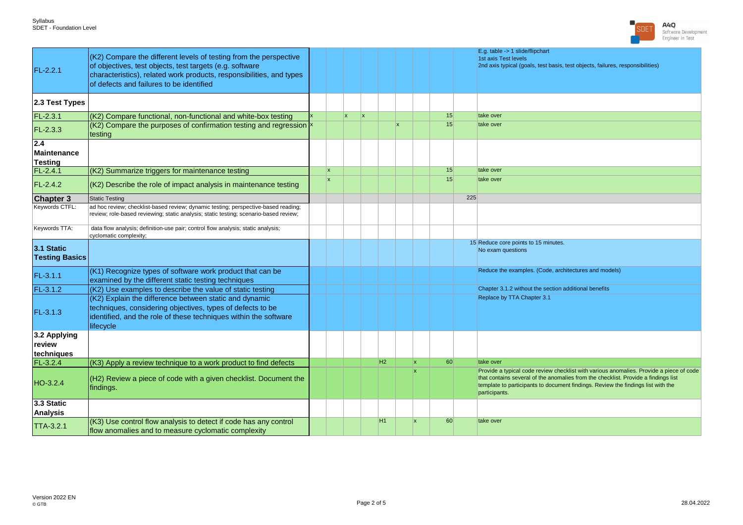| | | | | | | | | | | | |
|---|---|---|---|---|---|---|---|---|---|---|---|
| FL-2.2.1 | (K2) Compare the different levels of testing from the perspective of objectives, test objects, test targets (e.g. software characteristics), related work products, responsibilities, and types of defects and failures to be identified | | | | | | | | | | E.g. table -> 1 slide/flipchart<br>1st axis Test levels<br>2nd axis typical (goals, test basis, test objects, failures, responsibilities) |
| **2.3 Test Types** | | | | | | | | | | | |
| FL-2.3.1 | (K2) Compare functional, non-functional and white-box testing | x | | x | x | | | | 15 | | take over |
| FL-2.3.3 | (K2) Compare the purposes of confirmation testing and regression testing | x | | | | | x | | 15 | | take over |
| **2.4 Maintenance Testing** | | | | | | | | | | | |
| FL-2.4.1 | (K2) Summarize triggers for maintenance testing | | x | | | | | | 15 | | take over |
| FL-2.4.2 | (K2) Describe the role of impact analysis in maintenance testing | | x | | | | | | 15 | | take over |
| **Chapter 3** | Static Testing | | | | | | | | | 225 | |
| Keywords CTFL: | ad hoc review; checklist-based review; dynamic testing; perspective-based reading; review; role-based reviewing; static analysis; static testing; scenario-based review; | | | | | | | | | | |
| Keywords TTA: | data flow analysis; definition-use pair; control flow analysis; static analysis; cyclomatic complexity; | | | | | | | | | | |
| **3.1 Static Testing Basics** | | | | | | | | | | 15 | Reduce core points to 15 minutes.<br>No exam questions |
| FL-3.1.1 | (K1) Recognize types of software work product that can be examined by the different static testing techniques | | | | | | | | | | Reduce the examples. (Code, architectures and models) |
| FL-3.1.2 | (K2) Use examples to describe the value of static testing | | | | | | | | | | Chapter 3.1.2 without the section additional benefits |
| FL-3.1.3 | (K2) Explain the difference between static and dynamic techniques, considering objectives, types of defects to be identified, and the role of these techniques within the software lifecycle | | | | | | | | | | Replace by TTA Chapter 3.1 |
| **3.2 Applying review techniques** | | | | | | | | | | | |
| FL-3.2.4 | (K3) Apply a review technique to a work product to find defects | | | | | H2 | | x | 60 | | take over |
| HO-3.2.4 | (H2) Review a piece of code with a given checklist. Document the findings. | | | | | | | x | | | Provide a typical code review checklist with various anomalies. Provide a piece of code that contains several of the anomalies from the checklist. Provide a findings list template to participants to document findings. Review the findings list with the participants. |
| **3.3 Static Analysis** | | | | | | | | | | | |
| TTA-3.2.1 | (K3) Use control flow analysis to detect if code has any control flow anomalies and to measure cyclomatic complexity | | | | | H1 | | x | 60 | | take over |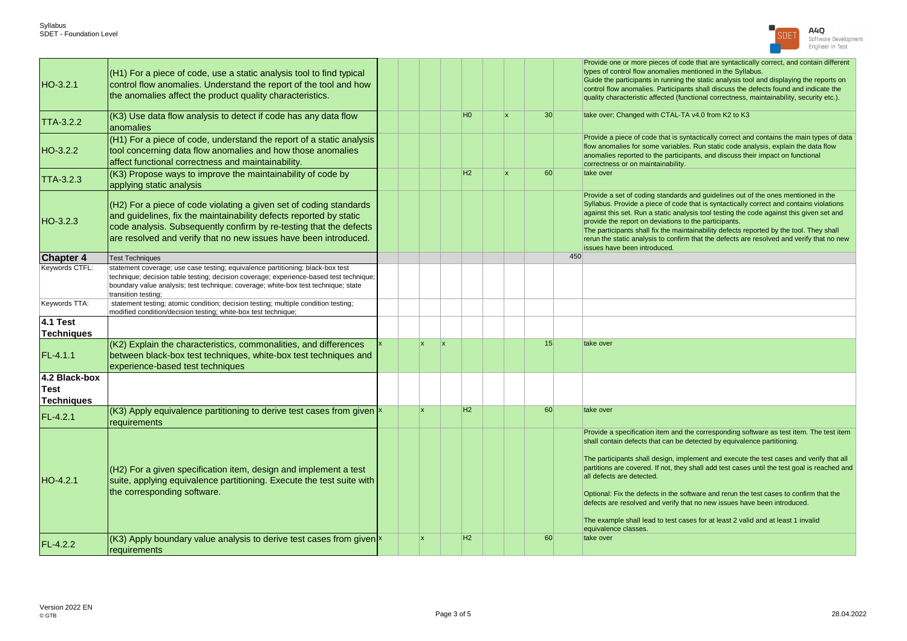| | | | | | | | | | | | |
|---|---|---|---|---|---|---|---|---|---|---|---|
| HO-3.2.1 | (H1) For a piece of code, use a static analysis tool to find typical control flow anomalies. Understand the report of the tool and how the anomalies affect the product quality characteristics. | | | | | | | | | | Provide one or more pieces of code that are syntactically correct, and contain different types of control flow anomalies mentioned in the Syllabus. Guide the participants in running the static analysis tool and displaying the reports on control flow anomalies. Participants shall discuss the defects found and indicate the quality characteristic affected (functional correctness, maintainability, security etc.). |
| TTA-3.2.2 | (K3) Use data flow analysis to detect if code has any data flow anomalies | | | | | H0 | | x | 30 | | take over; Changed with CTAL-TA v4.0 from K2 to K3 |
| HO-3.2.2 | (H1) For a piece of code, understand the report of a static analysis tool concerning data flow anomalies and how those anomalies affect functional correctness and maintainability. | | | | | | | | | | Provide a piece of code that is syntactically correct and contains the main types of data flow anomalies for some variables. Run static code analysis, explain the data flow anomalies reported to the participants, and discuss their impact on functional correctness or on maintainability. |
| TTA-3.2.3 | (K3) Propose ways to improve the maintainability of code by applying static analysis | | | | | H2 | | x | 60 | | take over |
| HO-3.2.3 | (H2) For a piece of code violating a given set of coding standards and guidelines, fix the maintainability defects reported by static code analysis. Subsequently confirm by re-testing that the defects are resolved and verify that no new issues have been introduced. | | | | | | | | | | Provide a set of coding standards and guidelines out of the ones mentioned in the Syllabus. Provide a piece of code that is syntactically correct and contains violations against this set. Run a static analysis tool testing the code against this given set and provide the report on deviations to the participants. The participants shall fix the maintainability defects reported by the tool. They shall rerun the static analysis to confirm that the defects are resolved and verify that no new issues have been introduced. |
| **Chapter 4** | Test Techniques | | | | | | | | | 450 | |
| Keywords CTFL: | statement coverage; use case testing; equivalence partitioning; black-box test technique; decision table testing; decision coverage; experience-based test technique; boundary value analysis; test technique; coverage; white-box test technique; state transition testing; | | | | | | | | | | |
| Keywords TTA: | statement testing; atomic condition; decision testing; multiple condition testing; modified condition/decision testing; white-box test technique; | | | | | | | | | | |
| **4.1 Test Techniques** | | | | | | | | | | | |
| FL-4.1.1 | (K2) Explain the characteristics, commonalities, and differences between black-box test techniques, white-box test techniques and experience-based test techniques | x | | x | x | | | | 15 | | take over |
| **4.2 Black-box Test Techniques** | | | | | | | | | | | |
| FL-4.2.1 | (K3) Apply equivalence partitioning to derive test cases from given requirements | x | | x | | H2 | | | 60 | | take over |
| HO-4.2.1 | (H2) For a given specification item, design and implement a test suite, applying equivalence partitioning. Execute the test suite with the corresponding software. | | | | | | | | | | Provide a specification item and the corresponding software as test item. The test item shall contain defects that can be detected by equivalence partitioning.<br><br>The participants shall design, implement and execute the test cases and verify that all partitions are covered. If not, they shall add test cases until the test goal is reached and all defects are detected.<br><br>Optional: Fix the defects in the software and rerun the test cases to confirm that the defects are resolved and verify that no new issues have been introduced.<br><br>The example shall lead to test cases for at least 2 valid and at least 1 invalid equivalence classes. |
| FL-4.2.2 | (K3) Apply boundary value analysis to derive test cases from given requirements | x | | x | | H2 | | | 60 | | take over |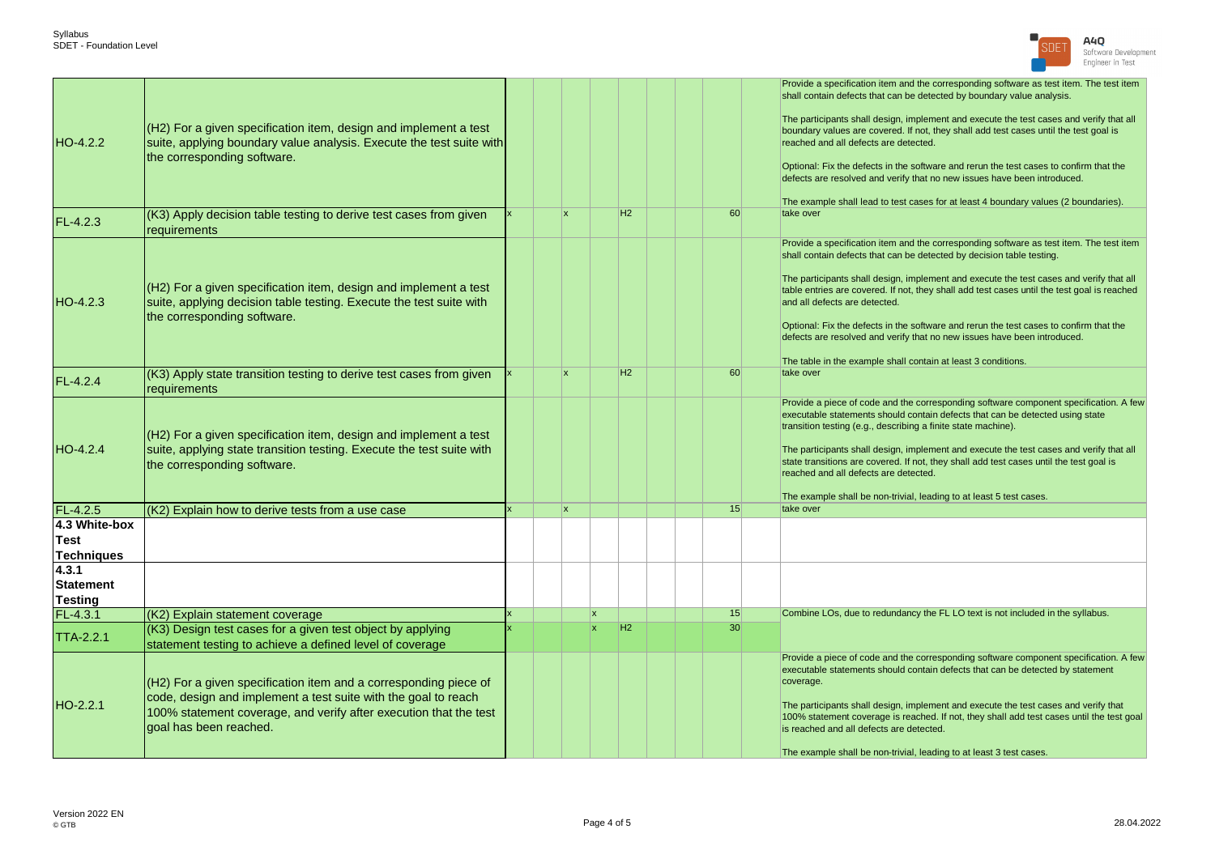| | | | | | | | | | | | |
|---|---|---|---|---|---|---|---|---|---|---|---|
| HO-4.2.2 | (H2) For a given specification item, design and implement a test suite, applying boundary value analysis. Execute the test suite with the corresponding software. | | | | | | | | | | Provide a specification item and the corresponding software as test item. The test item shall contain defects that can be detected by boundary value analysis.<br><br>The participants shall design, implement and execute the test cases and verify that all boundary values are covered. If not, they shall add test cases until the test goal is reached and all defects are detected.<br><br>Optional: Fix the defects in the software and rerun the test cases to confirm that the defects are resolved and verify that no new issues have been introduced.<br><br>The example shall lead to test cases for at least 4 boundary values (2 boundaries). |
| FL-4.2.3 | (K3) Apply decision table testing to derive test cases from given requirements | x | | x | | H2 | | | 60 | | take over |
| HO-4.2.3 | (H2) For a given specification item, design and implement a test suite, applying decision table testing. Execute the test suite with the corresponding software. | | | | | | | | | | Provide a specification item and the corresponding software as test item. The test item shall contain defects that can be detected by decision table testing.<br><br>The participants shall design, implement and execute the test cases and verify that all table entries are covered. If not, they shall add test cases until the test goal is reached and all defects are detected.<br><br>Optional: Fix the defects in the software and rerun the test cases to confirm that the defects are resolved and verify that no new issues have been introduced.<br><br>The table in the example shall contain at least 3 conditions. |
| FL-4.2.4 | (K3) Apply state transition testing to derive test cases from given requirements | x | | x | | H2 | | | 60 | | take over |
| HO-4.2.4 | (H2) For a given specification item, design and implement a test suite, applying state transition testing. Execute the test suite with the corresponding software. | | | | | | | | | | Provide a piece of code and the corresponding software component specification. A few executable statements should contain defects that can be detected using state transition testing (e.g., describing a finite state machine).<br><br>The participants shall design, implement and execute the test cases and verify that all state transitions are covered. If not, they shall add test cases until the test goal is reached and all defects are detected.<br><br>The example shall be non-trivial, leading to at least 5 test cases. |
| FL-4.2.5 | (K2) Explain how to derive tests from a use case | x | | x | | | | | 15 | | take over |
| **4.3 White-box Test Techniques** | | | | | | | | | | | |
| **4.3.1 Statement Testing** | | | | | | | | | | | |
| FL-4.3.1 | (K2) Explain statement coverage | x | | | x | | | | 15 | | Combine LOs, due to redundancy the FL LO text is not included in the syllabus. |
| TTA-2.2.1 | (K3) Design test cases for a given test object by applying statement testing to achieve a defined level of coverage | x | | | x | H2 | | | 30 | | |
| HO-2.2.1 | (H2) For a given specification item and a corresponding piece of code, design and implement a test suite with the goal to reach 100% statement coverage, and verify after execution that the test goal has been reached. | | | | | | | | | | Provide a piece of code and the corresponding software component specification. A few executable statements should contain defects that can be detected by statement coverage.<br><br>The participants shall design, implement and execute the test cases and verify that 100% statement coverage is reached. If not, they shall add test cases until the test goal is reached and all defects are detected.<br><br>The example shall be non-trivial, leading to at least 3 test cases. |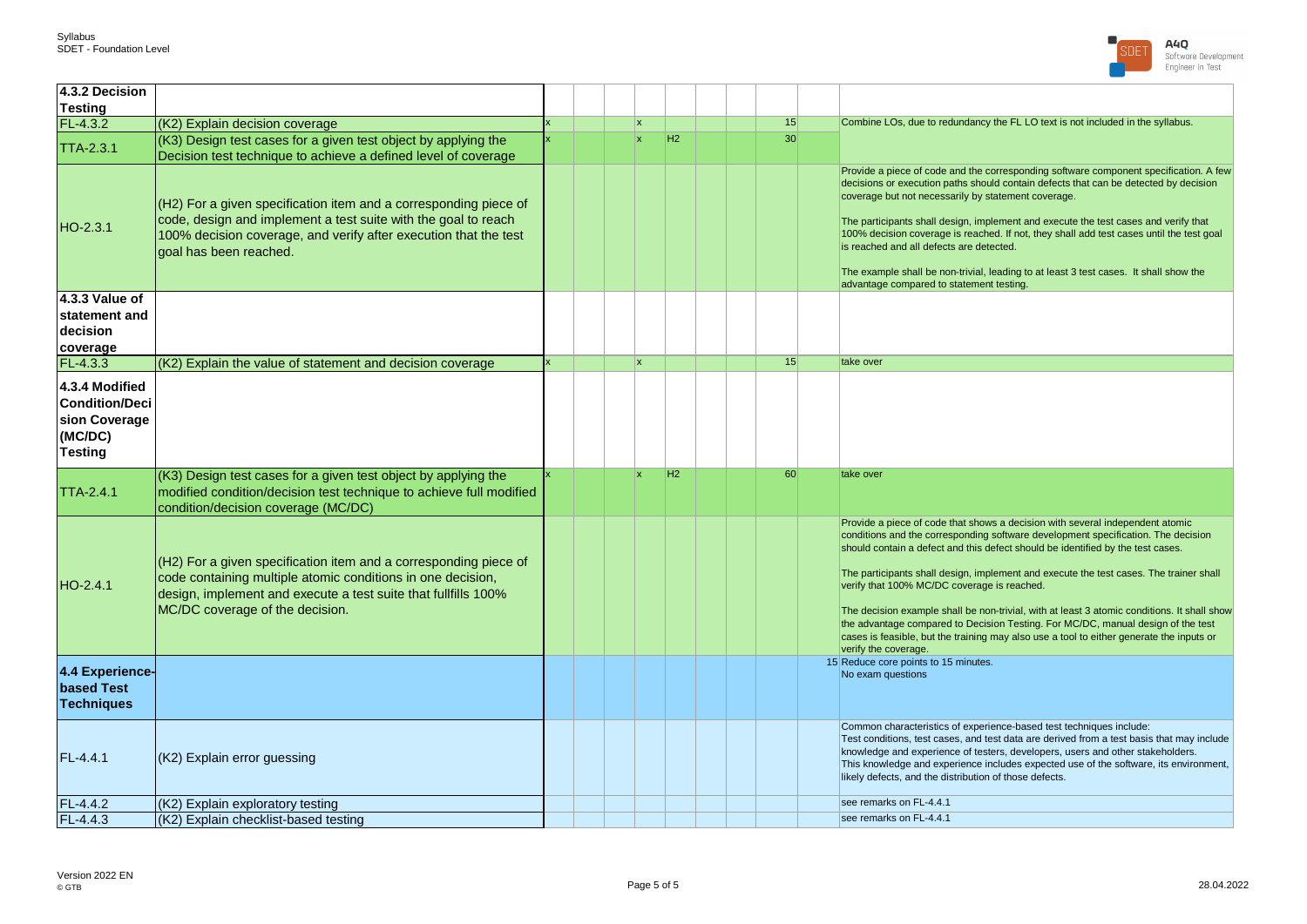| | | | | | | | | | | | |
|---|---|---|---|---|---|---|---|---|---|---|---|
| **4.3.2 Decision Testing** | | | | | | | | | | | |
| FL-4.3.2 | (K2) Explain decision coverage | x | | | x | | | | 15 | | Combine LOs, due to redundancy the FL LO text is not included in the syllabus. |
| TTA-2.3.1 | (K3) Design test cases for a given test object by applying the Decision test technique to achieve a defined level of coverage | x | | | x | H2 | | | 30 | | |
| HO-2.3.1 | (H2) For a given specification item and a corresponding piece of code, design and implement a test suite with the goal to reach 100% decision coverage, and verify after execution that the test goal has been reached. | | | | | | | | | | Provide a piece of code and the corresponding software component specification. A few decisions or execution paths should contain defects that can be detected by decision coverage but not necessarily by statement coverage. The participants shall design, implement and execute the test cases and verify that 100% decision coverage is reached. If not, they shall add test cases until the test goal is reached and all defects are detected. The example shall be non-trivial, leading to at least 3 test cases. It shall show the advantage compared to statement testing. |
| **4.3.3 Value of statement and decision coverage** | | | | | | | | | | | |
| FL-4.3.3 | (K2) Explain the value of statement and decision coverage | x | | | x | | | | 15 | | take over |
| **4.3.4 Modified Condition/Decision Coverage (MC/DC) Testing** | | | | | | | | | | | |
| TTA-2.4.1 | (K3) Design test cases for a given test object by applying the modified condition/decision test technique to achieve full modified condition/decision coverage (MC/DC) | x | | | x | H2 | | | 60 | | take over |
| HO-2.4.1 | (H2) For a given specification item and a corresponding piece of code containing multiple atomic conditions in one decision, design, implement and execute a test suite that fullfills 100% MC/DC coverage of the decision. | | | | | | | | | | Provide a piece of code that shows a decision with several independent atomic conditions and the corresponding software development specification. The decision should contain a defect and this defect should be identified by the test cases. The participants shall design, implement and execute the test cases. The trainer shall verify that 100% MC/DC coverage is reached. The decision example shall be non-trivial, with at least 3 atomic conditions. It shall show the advantage compared to Decision Testing. For MC/DC, manual design of the test cases is feasible, but the training may also use a tool to either generate the inputs or verify the coverage. |
| **4.4 Experience-based Test Techniques** | | | | | | | | | | 15 | Reduce core points to 15 minutes. No exam questions |
| FL-4.4.1 | (K2) Explain error guessing | | | | | | | | | | Common characteristics of experience-based test techniques include: Test conditions, test cases, and test data are derived from a test basis that may include knowledge and experience of testers, developers, users and other stakeholders. This knowledge and experience includes expected use of the software, its environment, likely defects, and the distribution of those defects. |
| FL-4.4.2 | (K2) Explain exploratory testing | | | | | | | | | | see remarks on FL-4.4.1 |
| FL-4.4.3 | (K2) Explain checklist-based testing | | | | | | | | | | see remarks on FL-4.4.1 |